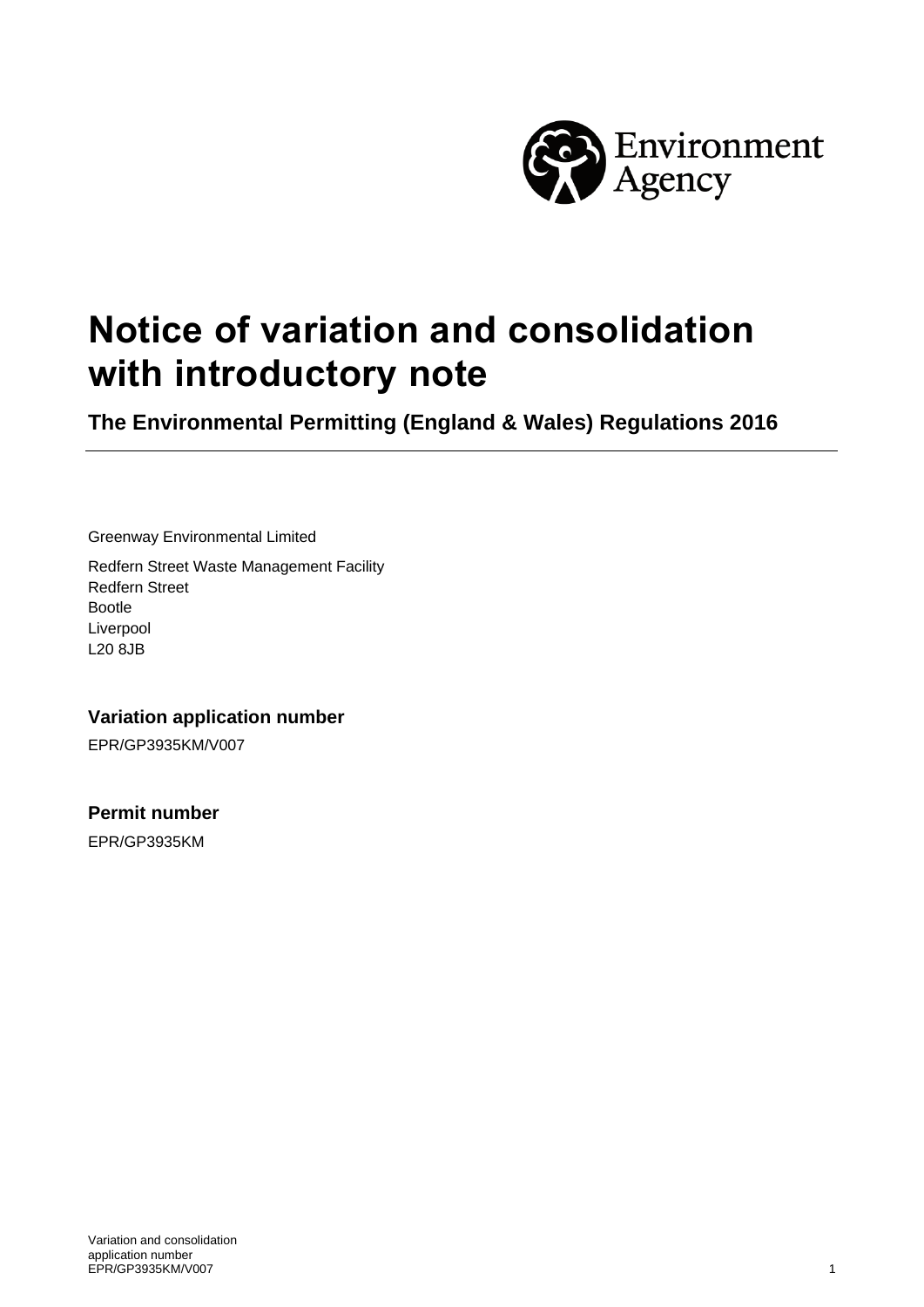Environment Agency

# Notice of variation and consolidation with introductory note

**The Environmental Permitting (England & Wales) Regulations 2016**

Greenway Environmental Limited

Redfern Street Waste Management Facility
Redfern Street
Bootle
Liverpool
L20 8JB

### Variation application number

EPR/GP3935KM/V007

### Permit number

EPR/GP3935KM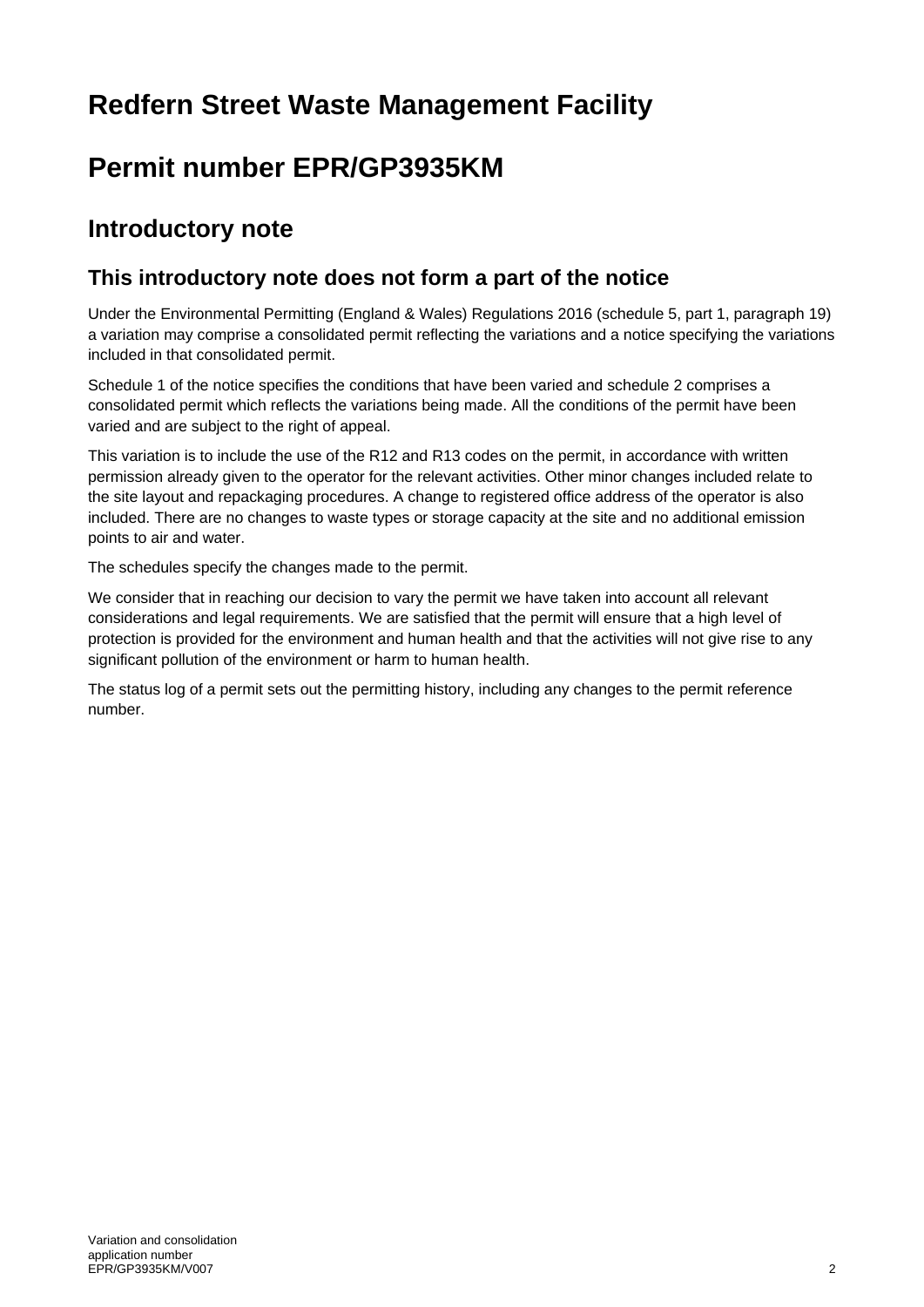# Redfern Street Waste Management Facility

# Permit number EPR/GP3935KM

## Introductory note

### This introductory note does not form a part of the notice

Under the Environmental Permitting (England & Wales) Regulations 2016 (schedule 5, part 1, paragraph 19) a variation may comprise a consolidated permit reflecting the variations and a notice specifying the variations included in that consolidated permit.

Schedule 1 of the notice specifies the conditions that have been varied and schedule 2 comprises a consolidated permit which reflects the variations being made. All the conditions of the permit have been varied and are subject to the right of appeal.

This variation is to include the use of the R12 and R13 codes on the permit, in accordance with written permission already given to the operator for the relevant activities. Other minor changes included relate to the site layout and repackaging procedures. A change to registered office address of the operator is also included. There are no changes to waste types or storage capacity at the site and no additional emission points to air and water.

The schedules specify the changes made to the permit.

We consider that in reaching our decision to vary the permit we have taken into account all relevant considerations and legal requirements. We are satisfied that the permit will ensure that a high level of protection is provided for the environment and human health and that the activities will not give rise to any significant pollution of the environment or harm to human health.

The status log of a permit sets out the permitting history, including any changes to the permit reference number.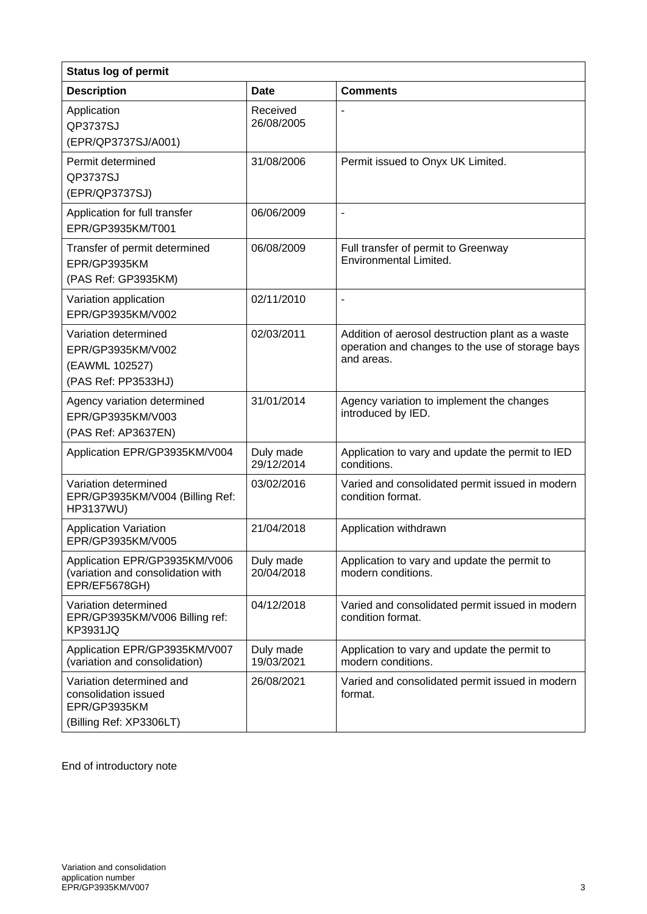| Status log of permit | | |
|---|---|---|
| **Description** | **Date** | **Comments** |
| Application QP3737SJ (EPR/QP3737SJ/A001) | Received 26/08/2005 | - |
| Permit determined QP3737SJ (EPR/QP3737SJ) | 31/08/2006 | Permit issued to Onyx UK Limited. |
| Application for full transfer EPR/GP3935KM/T001 | 06/06/2009 | - |
| Transfer of permit determined EPR/GP3935KM (PAS Ref: GP3935KM) | 06/08/2009 | Full transfer of permit to Greenway Environmental Limited. |
| Variation application EPR/GP3935KM/V002 | 02/11/2010 | - |
| Variation determined EPR/GP3935KM/V002 (EAWML 102527) (PAS Ref: PP3533HJ) | 02/03/2011 | Addition of aerosol destruction plant as a waste operation and changes to the use of storage bays and areas. |
| Agency variation determined EPR/GP3935KM/V003 (PAS Ref: AP3637EN) | 31/01/2014 | Agency variation to implement the changes introduced by IED. |
| Application EPR/GP3935KM/V004 | Duly made 29/12/2014 | Application to vary and update the permit to IED conditions. |
| Variation determined EPR/GP3935KM/V004 (Billing Ref: HP3137WU) | 03/02/2016 | Varied and consolidated permit issued in modern condition format. |
| Application Variation EPR/GP3935KM/V005 | 21/04/2018 | Application withdrawn |
| Application EPR/GP3935KM/V006 (variation and consolidation with EPR/EF5678GH) | Duly made 20/04/2018 | Application to vary and update the permit to modern conditions. |
| Variation determined EPR/GP3935KM/V006 Billing ref: KP3931JQ | 04/12/2018 | Varied and consolidated permit issued in modern condition format. |
| Application EPR/GP3935KM/V007 (variation and consolidation) | Duly made 19/03/2021 | Application to vary and update the permit to modern conditions. |
| Variation determined and consolidation issued EPR/GP3935KM (Billing Ref: XP3306LT) | 26/08/2021 | Varied and consolidated permit issued in modern format. |

End of introductory note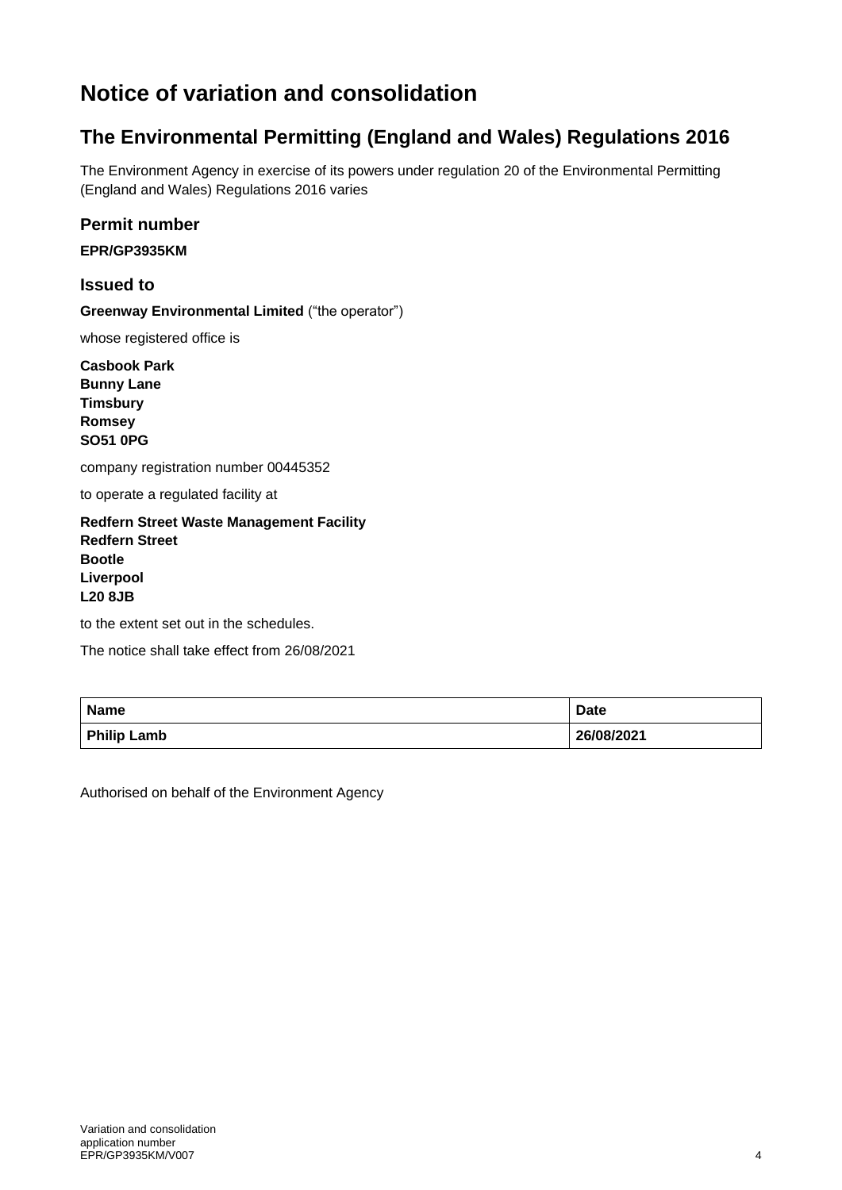# Notice of variation and consolidation

## The Environmental Permitting (England and Wales) Regulations 2016

The Environment Agency in exercise of its powers under regulation 20 of the Environmental Permitting (England and Wales) Regulations 2016 varies

### Permit number

**EPR/GP3935KM**

### Issued to

**Greenway Environmental Limited** ("the operator")

whose registered office is

**Casbook Park**
**Bunny Lane**
**Timsbury**
**Romsey**
**SO51 0PG**

company registration number 00445352

to operate a regulated facility at

**Redfern Street Waste Management Facility**
**Redfern Street**
**Bootle**
**Liverpool**
**L20 8JB**

to the extent set out in the schedules.

The notice shall take effect from 26/08/2021

| Name | Date |
|---|---|
| **Philip Lamb** | **26/08/2021** |

Authorised on behalf of the Environment Agency

Variation and consolidation application number EPR/GP3935KM/V007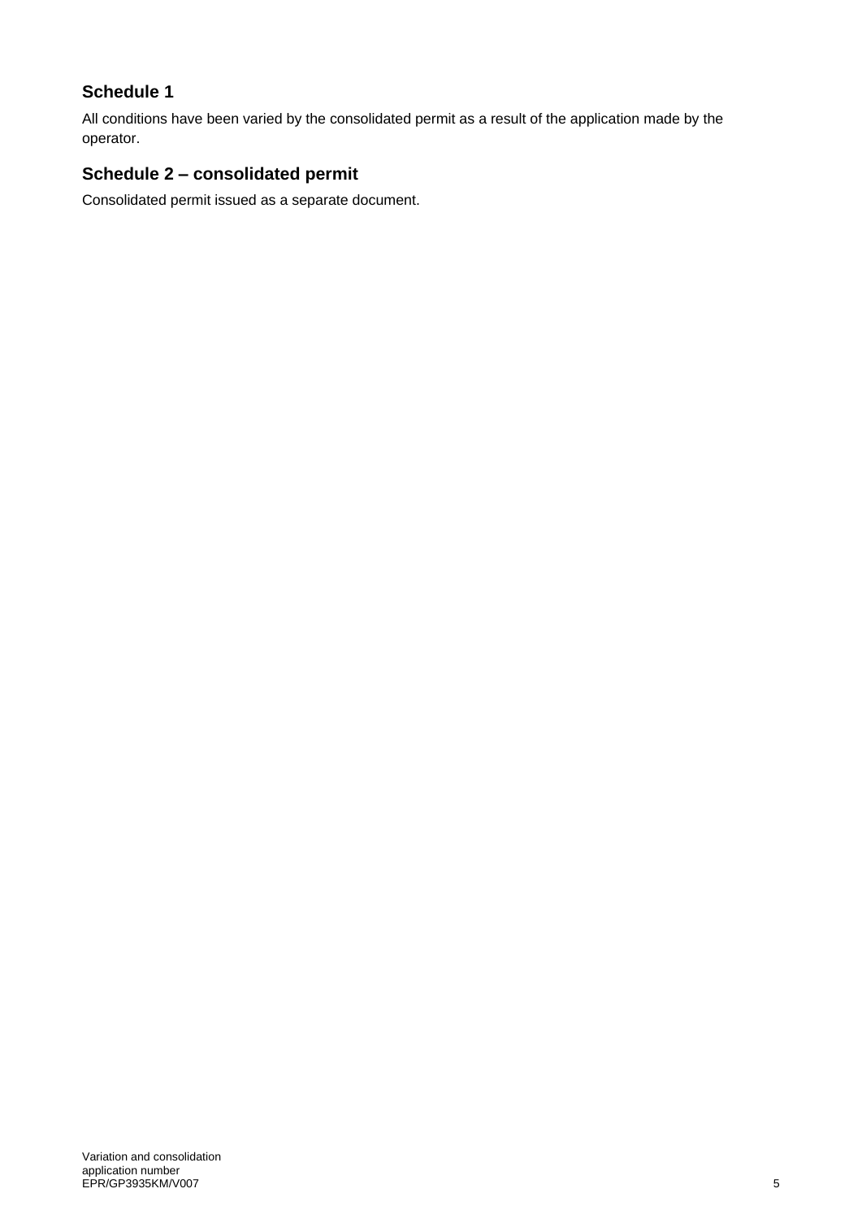## Schedule 1

All conditions have been varied by the consolidated permit as a result of the application made by the operator.

## Schedule 2 – consolidated permit

Consolidated permit issued as a separate document.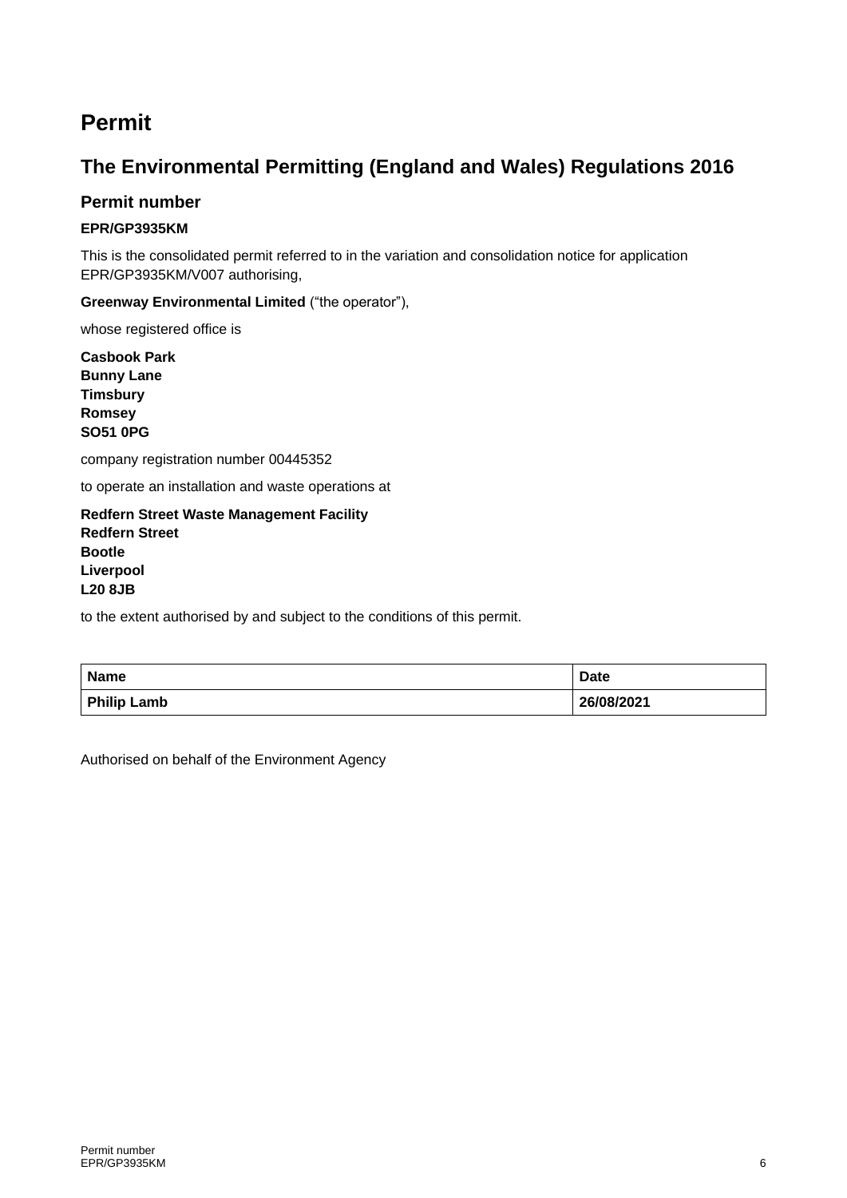# Permit

## The Environmental Permitting (England and Wales) Regulations 2016

### Permit number

**EPR/GP3935KM**

This is the consolidated permit referred to in the variation and consolidation notice for application EPR/GP3935KM/V007 authorising,

**Greenway Environmental Limited** ("the operator"),

whose registered office is

**Casbook Park**
**Bunny Lane**
**Timsbury**
**Romsey**
**SO51 0PG**

company registration number 00445352

to operate an installation and waste operations at

**Redfern Street Waste Management Facility**
**Redfern Street**
**Bootle**
**Liverpool**
**L20 8JB**

to the extent authorised by and subject to the conditions of this permit.

| Name | Date |
|---|---|
| **Philip Lamb** | **26/08/2021** |

Authorised on behalf of the Environment Agency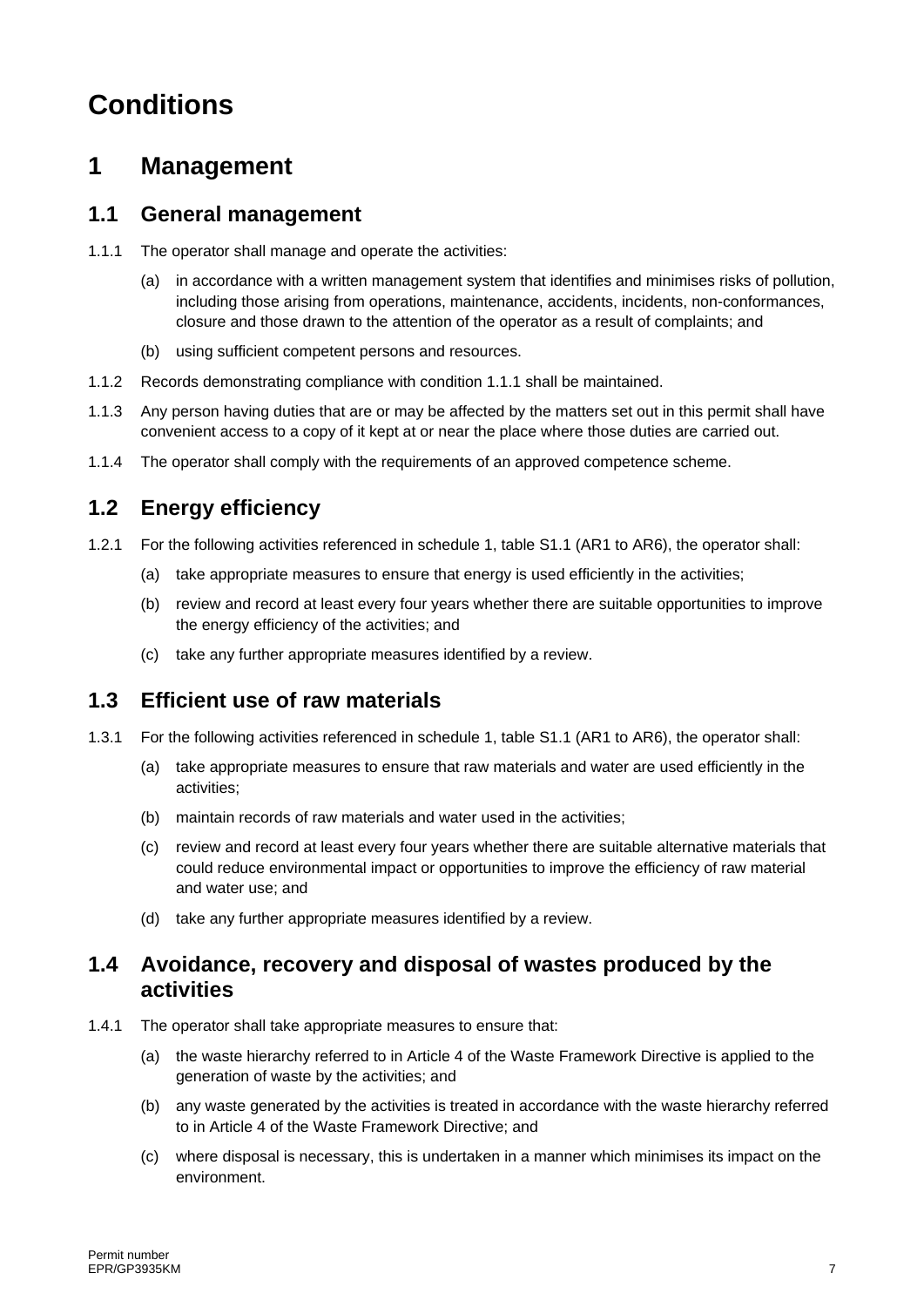# Conditions

## 1 Management

### 1.1 General management

1.1.1 The operator shall manage and operate the activities:

(a) in accordance with a written management system that identifies and minimises risks of pollution, including those arising from operations, maintenance, accidents, incidents, non-conformances, closure and those drawn to the attention of the operator as a result of complaints; and

(b) using sufficient competent persons and resources.

1.1.2 Records demonstrating compliance with condition 1.1.1 shall be maintained.

1.1.3 Any person having duties that are or may be affected by the matters set out in this permit shall have convenient access to a copy of it kept at or near the place where those duties are carried out.

1.1.4 The operator shall comply with the requirements of an approved competence scheme.

### 1.2 Energy efficiency

1.2.1 For the following activities referenced in schedule 1, table S1.1 (AR1 to AR6), the operator shall:

(a) take appropriate measures to ensure that energy is used efficiently in the activities;

(b) review and record at least every four years whether there are suitable opportunities to improve the energy efficiency of the activities; and

(c) take any further appropriate measures identified by a review.

### 1.3 Efficient use of raw materials

1.3.1 For the following activities referenced in schedule 1, table S1.1 (AR1 to AR6), the operator shall:

(a) take appropriate measures to ensure that raw materials and water are used efficiently in the activities;

(b) maintain records of raw materials and water used in the activities;

(c) review and record at least every four years whether there are suitable alternative materials that could reduce environmental impact or opportunities to improve the efficiency of raw material and water use; and

(d) take any further appropriate measures identified by a review.

### 1.4 Avoidance, recovery and disposal of wastes produced by the activities

1.4.1 The operator shall take appropriate measures to ensure that:

(a) the waste hierarchy referred to in Article 4 of the Waste Framework Directive is applied to the generation of waste by the activities; and

(b) any waste generated by the activities is treated in accordance with the waste hierarchy referred to in Article 4 of the Waste Framework Directive; and

(c) where disposal is necessary, this is undertaken in a manner which minimises its impact on the environment.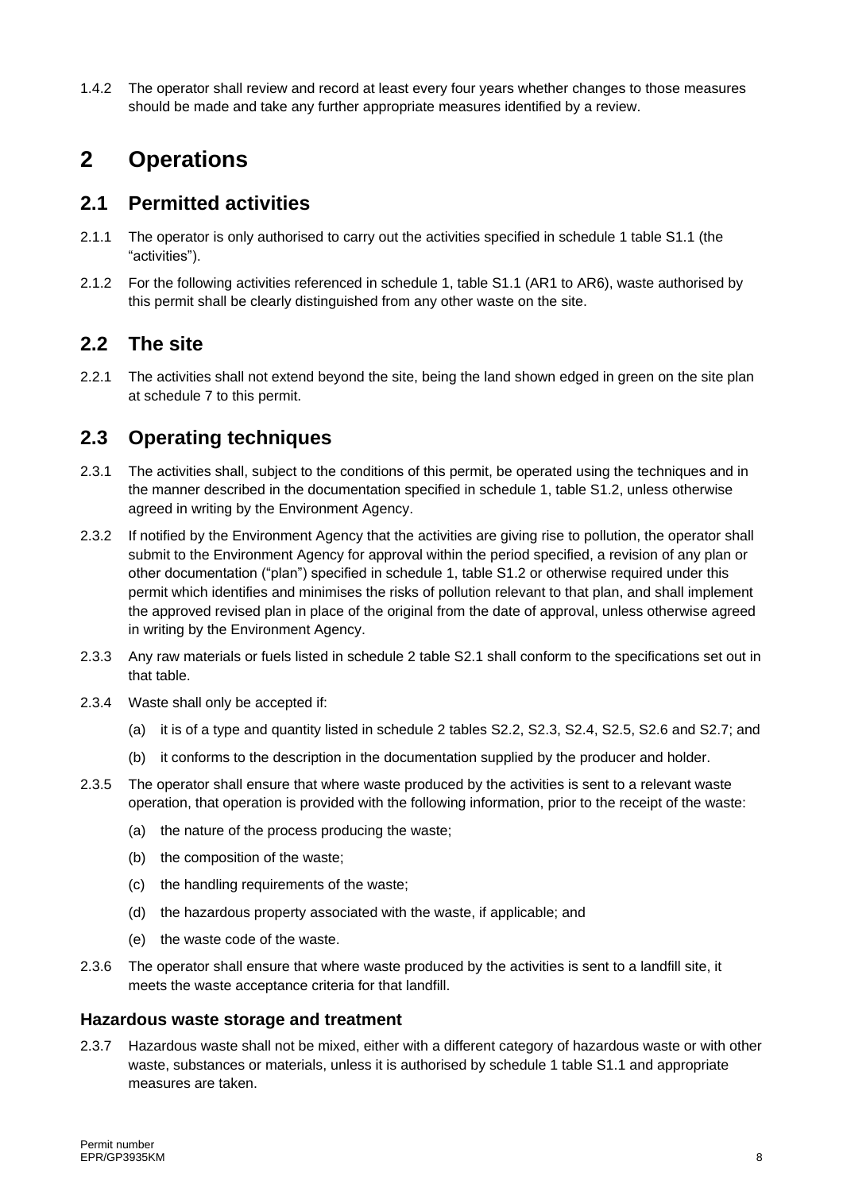1.4.2 The operator shall review and record at least every four years whether changes to those measures should be made and take any further appropriate measures identified by a review.

# 2 Operations

## 2.1 Permitted activities

2.1.1 The operator is only authorised to carry out the activities specified in schedule 1 table S1.1 (the "activities").

2.1.2 For the following activities referenced in schedule 1, table S1.1 (AR1 to AR6), waste authorised by this permit shall be clearly distinguished from any other waste on the site.

## 2.2 The site

2.2.1 The activities shall not extend beyond the site, being the land shown edged in green on the site plan at schedule 7 to this permit.

## 2.3 Operating techniques

2.3.1 The activities shall, subject to the conditions of this permit, be operated using the techniques and in the manner described in the documentation specified in schedule 1, table S1.2, unless otherwise agreed in writing by the Environment Agency.

2.3.2 If notified by the Environment Agency that the activities are giving rise to pollution, the operator shall submit to the Environment Agency for approval within the period specified, a revision of any plan or other documentation ("plan") specified in schedule 1, table S1.2 or otherwise required under this permit which identifies and minimises the risks of pollution relevant to that plan, and shall implement the approved revised plan in place of the original from the date of approval, unless otherwise agreed in writing by the Environment Agency.

2.3.3 Any raw materials or fuels listed in schedule 2 table S2.1 shall conform to the specifications set out in that table.

2.3.4 Waste shall only be accepted if:

(a) it is of a type and quantity listed in schedule 2 tables S2.2, S2.3, S2.4, S2.5, S2.6 and S2.7; and

(b) it conforms to the description in the documentation supplied by the producer and holder.

2.3.5 The operator shall ensure that where waste produced by the activities is sent to a relevant waste operation, that operation is provided with the following information, prior to the receipt of the waste:

(a) the nature of the process producing the waste;

(b) the composition of the waste;

(c) the handling requirements of the waste;

(d) the hazardous property associated with the waste, if applicable; and

(e) the waste code of the waste.

2.3.6 The operator shall ensure that where waste produced by the activities is sent to a landfill site, it meets the waste acceptance criteria for that landfill.

### Hazardous waste storage and treatment

2.3.7 Hazardous waste shall not be mixed, either with a different category of hazardous waste or with other waste, substances or materials, unless it is authorised by schedule 1 table S1.1 and appropriate measures are taken.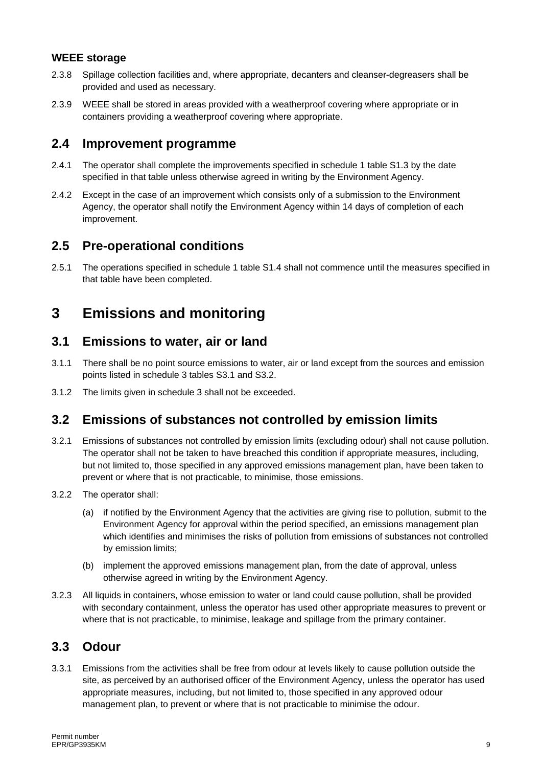### WEEE storage

2.3.8 Spillage collection facilities and, where appropriate, decanters and cleanser-degreasers shall be provided and used as necessary.

2.3.9 WEEE shall be stored in areas provided with a weatherproof covering where appropriate or in containers providing a weatherproof covering where appropriate.

## 2.4 Improvement programme

2.4.1 The operator shall complete the improvements specified in schedule 1 table S1.3 by the date specified in that table unless otherwise agreed in writing by the Environment Agency.

2.4.2 Except in the case of an improvement which consists only of a submission to the Environment Agency, the operator shall notify the Environment Agency within 14 days of completion of each improvement.

## 2.5 Pre-operational conditions

2.5.1 The operations specified in schedule 1 table S1.4 shall not commence until the measures specified in that table have been completed.

# 3 Emissions and monitoring

## 3.1 Emissions to water, air or land

3.1.1 There shall be no point source emissions to water, air or land except from the sources and emission points listed in schedule 3 tables S3.1 and S3.2.

3.1.2 The limits given in schedule 3 shall not be exceeded.

## 3.2 Emissions of substances not controlled by emission limits

3.2.1 Emissions of substances not controlled by emission limits (excluding odour) shall not cause pollution. The operator shall not be taken to have breached this condition if appropriate measures, including, but not limited to, those specified in any approved emissions management plan, have been taken to prevent or where that is not practicable, to minimise, those emissions.

3.2.2 The operator shall:

(a) if notified by the Environment Agency that the activities are giving rise to pollution, submit to the Environment Agency for approval within the period specified, an emissions management plan which identifies and minimises the risks of pollution from emissions of substances not controlled by emission limits;

(b) implement the approved emissions management plan, from the date of approval, unless otherwise agreed in writing by the Environment Agency.

3.2.3 All liquids in containers, whose emission to water or land could cause pollution, shall be provided with secondary containment, unless the operator has used other appropriate measures to prevent or where that is not practicable, to minimise, leakage and spillage from the primary container.

## 3.3 Odour

3.3.1 Emissions from the activities shall be free from odour at levels likely to cause pollution outside the site, as perceived by an authorised officer of the Environment Agency, unless the operator has used appropriate measures, including, but not limited to, those specified in any approved odour management plan, to prevent or where that is not practicable to minimise the odour.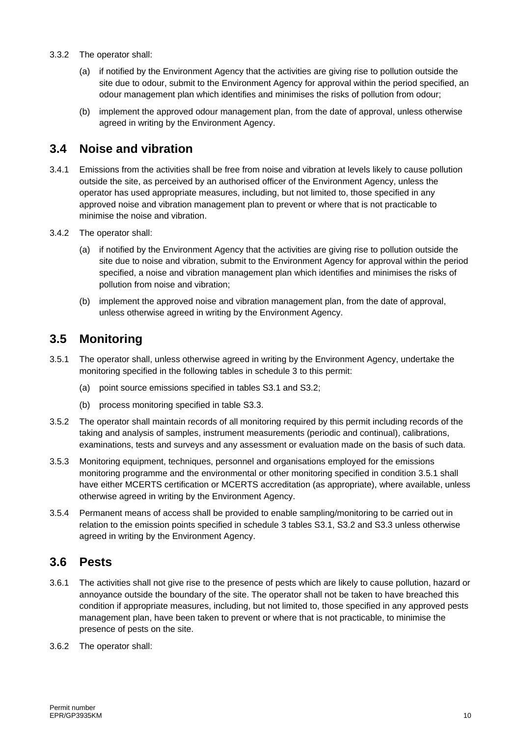3.3.2 The operator shall:

(a) if notified by the Environment Agency that the activities are giving rise to pollution outside the site due to odour, submit to the Environment Agency for approval within the period specified, an odour management plan which identifies and minimises the risks of pollution from odour;

(b) implement the approved odour management plan, from the date of approval, unless otherwise agreed in writing by the Environment Agency.

## 3.4 Noise and vibration

3.4.1 Emissions from the activities shall be free from noise and vibration at levels likely to cause pollution outside the site, as perceived by an authorised officer of the Environment Agency, unless the operator has used appropriate measures, including, but not limited to, those specified in any approved noise and vibration management plan to prevent or where that is not practicable to minimise the noise and vibration.

3.4.2 The operator shall:

(a) if notified by the Environment Agency that the activities are giving rise to pollution outside the site due to noise and vibration, submit to the Environment Agency for approval within the period specified, a noise and vibration management plan which identifies and minimises the risks of pollution from noise and vibration;

(b) implement the approved noise and vibration management plan, from the date of approval, unless otherwise agreed in writing by the Environment Agency.

## 3.5 Monitoring

3.5.1 The operator shall, unless otherwise agreed in writing by the Environment Agency, undertake the monitoring specified in the following tables in schedule 3 to this permit:

(a) point source emissions specified in tables S3.1 and S3.2;

(b) process monitoring specified in table S3.3.

3.5.2 The operator shall maintain records of all monitoring required by this permit including records of the taking and analysis of samples, instrument measurements (periodic and continual), calibrations, examinations, tests and surveys and any assessment or evaluation made on the basis of such data.

3.5.3 Monitoring equipment, techniques, personnel and organisations employed for the emissions monitoring programme and the environmental or other monitoring specified in condition 3.5.1 shall have either MCERTS certification or MCERTS accreditation (as appropriate), where available, unless otherwise agreed in writing by the Environment Agency.

3.5.4 Permanent means of access shall be provided to enable sampling/monitoring to be carried out in relation to the emission points specified in schedule 3 tables S3.1, S3.2 and S3.3 unless otherwise agreed in writing by the Environment Agency.

## 3.6 Pests

3.6.1 The activities shall not give rise to the presence of pests which are likely to cause pollution, hazard or annoyance outside the boundary of the site. The operator shall not be taken to have breached this condition if appropriate measures, including, but not limited to, those specified in any approved pests management plan, have been taken to prevent or where that is not practicable, to minimise the presence of pests on the site.

3.6.2 The operator shall: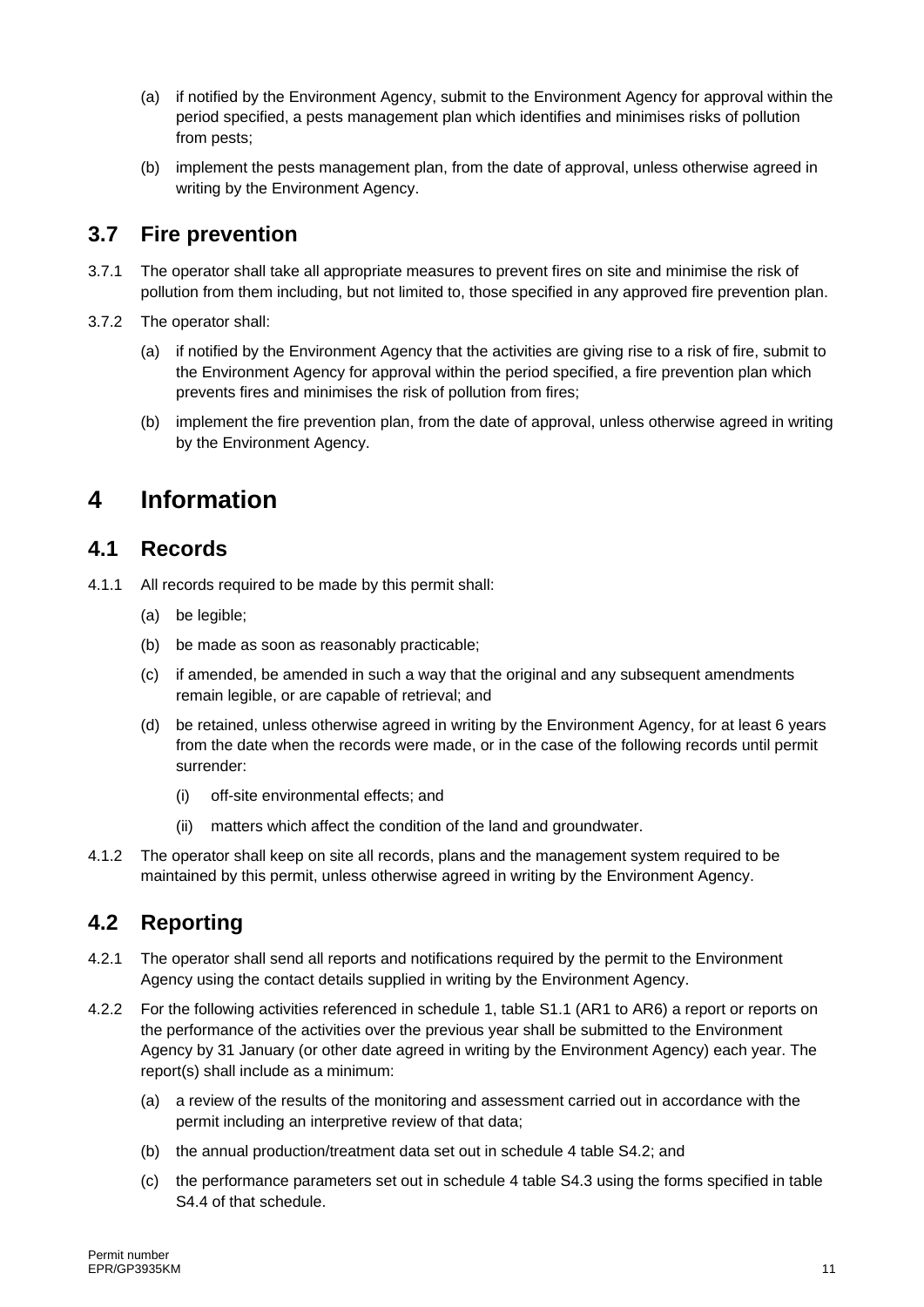(a) if notified by the Environment Agency, submit to the Environment Agency for approval within the period specified, a pests management plan which identifies and minimises risks of pollution from pests;

(b) implement the pests management plan, from the date of approval, unless otherwise agreed in writing by the Environment Agency.

## 3.7 Fire prevention

3.7.1 The operator shall take all appropriate measures to prevent fires on site and minimise the risk of pollution from them including, but not limited to, those specified in any approved fire prevention plan.

3.7.2 The operator shall:

(a) if notified by the Environment Agency that the activities are giving rise to a risk of fire, submit to the Environment Agency for approval within the period specified, a fire prevention plan which prevents fires and minimises the risk of pollution from fires;

(b) implement the fire prevention plan, from the date of approval, unless otherwise agreed in writing by the Environment Agency.

# 4 Information

## 4.1 Records

4.1.1 All records required to be made by this permit shall:

(a) be legible;

(b) be made as soon as reasonably practicable;

(c) if amended, be amended in such a way that the original and any subsequent amendments remain legible, or are capable of retrieval; and

(d) be retained, unless otherwise agreed in writing by the Environment Agency, for at least 6 years from the date when the records were made, or in the case of the following records until permit surrender:

(i) off-site environmental effects; and

(ii) matters which affect the condition of the land and groundwater.

4.1.2 The operator shall keep on site all records, plans and the management system required to be maintained by this permit, unless otherwise agreed in writing by the Environment Agency.

## 4.2 Reporting

4.2.1 The operator shall send all reports and notifications required by the permit to the Environment Agency using the contact details supplied in writing by the Environment Agency.

4.2.2 For the following activities referenced in schedule 1, table S1.1 (AR1 to AR6) a report or reports on the performance of the activities over the previous year shall be submitted to the Environment Agency by 31 January (or other date agreed in writing by the Environment Agency) each year. The report(s) shall include as a minimum:

(a) a review of the results of the monitoring and assessment carried out in accordance with the permit including an interpretive review of that data;

(b) the annual production/treatment data set out in schedule 4 table S4.2; and

(c) the performance parameters set out in schedule 4 table S4.3 using the forms specified in table S4.4 of that schedule.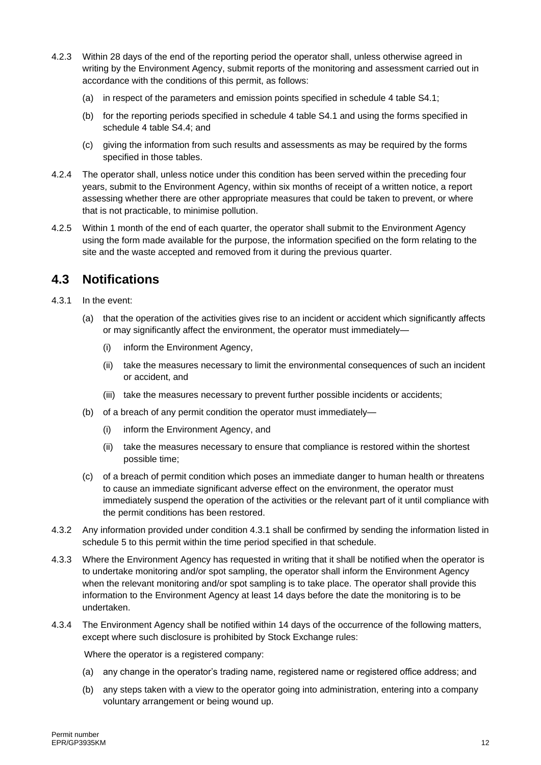4.2.3 Within 28 days of the end of the reporting period the operator shall, unless otherwise agreed in writing by the Environment Agency, submit reports of the monitoring and assessment carried out in accordance with the conditions of this permit, as follows:

(a) in respect of the parameters and emission points specified in schedule 4 table S4.1;

(b) for the reporting periods specified in schedule 4 table S4.1 and using the forms specified in schedule 4 table S4.4; and

(c) giving the information from such results and assessments as may be required by the forms specified in those tables.

4.2.4 The operator shall, unless notice under this condition has been served within the preceding four years, submit to the Environment Agency, within six months of receipt of a written notice, a report assessing whether there are other appropriate measures that could be taken to prevent, or where that is not practicable, to minimise pollution.

4.2.5 Within 1 month of the end of each quarter, the operator shall submit to the Environment Agency using the form made available for the purpose, the information specified on the form relating to the site and the waste accepted and removed from it during the previous quarter.

## 4.3 Notifications

4.3.1 In the event:

(a) that the operation of the activities gives rise to an incident or accident which significantly affects or may significantly affect the environment, the operator must immediately—

(i) inform the Environment Agency,

(ii) take the measures necessary to limit the environmental consequences of such an incident or accident, and

(iii) take the measures necessary to prevent further possible incidents or accidents;

(b) of a breach of any permit condition the operator must immediately—

(i) inform the Environment Agency, and

(ii) take the measures necessary to ensure that compliance is restored within the shortest possible time;

(c) of a breach of permit condition which poses an immediate danger to human health or threatens to cause an immediate significant adverse effect on the environment, the operator must immediately suspend the operation of the activities or the relevant part of it until compliance with the permit conditions has been restored.

4.3.2 Any information provided under condition 4.3.1 shall be confirmed by sending the information listed in schedule 5 to this permit within the time period specified in that schedule.

4.3.3 Where the Environment Agency has requested in writing that it shall be notified when the operator is to undertake monitoring and/or spot sampling, the operator shall inform the Environment Agency when the relevant monitoring and/or spot sampling is to take place. The operator shall provide this information to the Environment Agency at least 14 days before the date the monitoring is to be undertaken.

4.3.4 The Environment Agency shall be notified within 14 days of the occurrence of the following matters, except where such disclosure is prohibited by Stock Exchange rules:

Where the operator is a registered company:

(a) any change in the operator's trading name, registered name or registered office address; and

(b) any steps taken with a view to the operator going into administration, entering into a company voluntary arrangement or being wound up.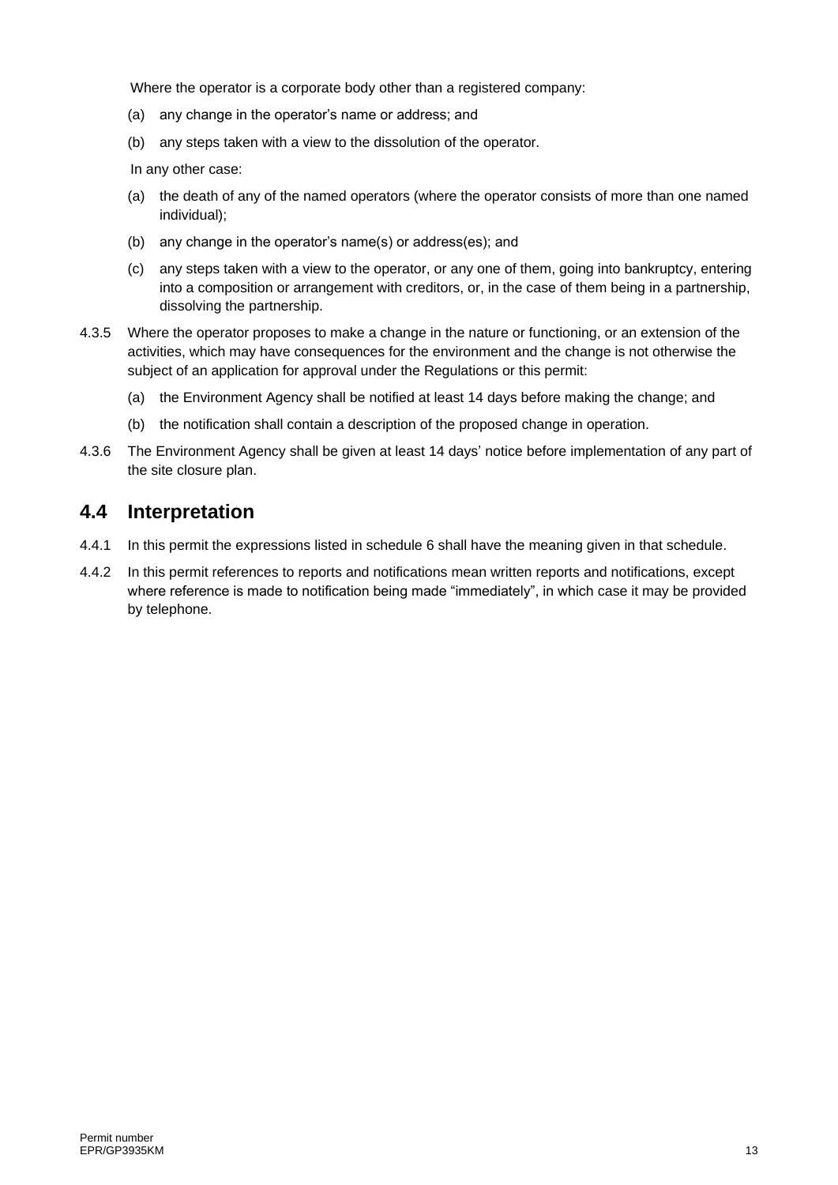Where the operator is a corporate body other than a registered company:

(a) any change in the operator's name or address; and

(b) any steps taken with a view to the dissolution of the operator.

In any other case:

(a) the death of any of the named operators (where the operator consists of more than one named individual);

(b) any change in the operator's name(s) or address(es); and

(c) any steps taken with a view to the operator, or any one of them, going into bankruptcy, entering into a composition or arrangement with creditors, or, in the case of them being in a partnership, dissolving the partnership.

4.3.5 Where the operator proposes to make a change in the nature or functioning, or an extension of the activities, which may have consequences for the environment and the change is not otherwise the subject of an application for approval under the Regulations or this permit:

(a) the Environment Agency shall be notified at least 14 days before making the change; and

(b) the notification shall contain a description of the proposed change in operation.

4.3.6 The Environment Agency shall be given at least 14 days' notice before implementation of any part of the site closure plan.

## 4.4 Interpretation

4.4.1 In this permit the expressions listed in schedule 6 shall have the meaning given in that schedule.

4.4.2 In this permit references to reports and notifications mean written reports and notifications, except where reference is made to notification being made "immediately", in which case it may be provided by telephone.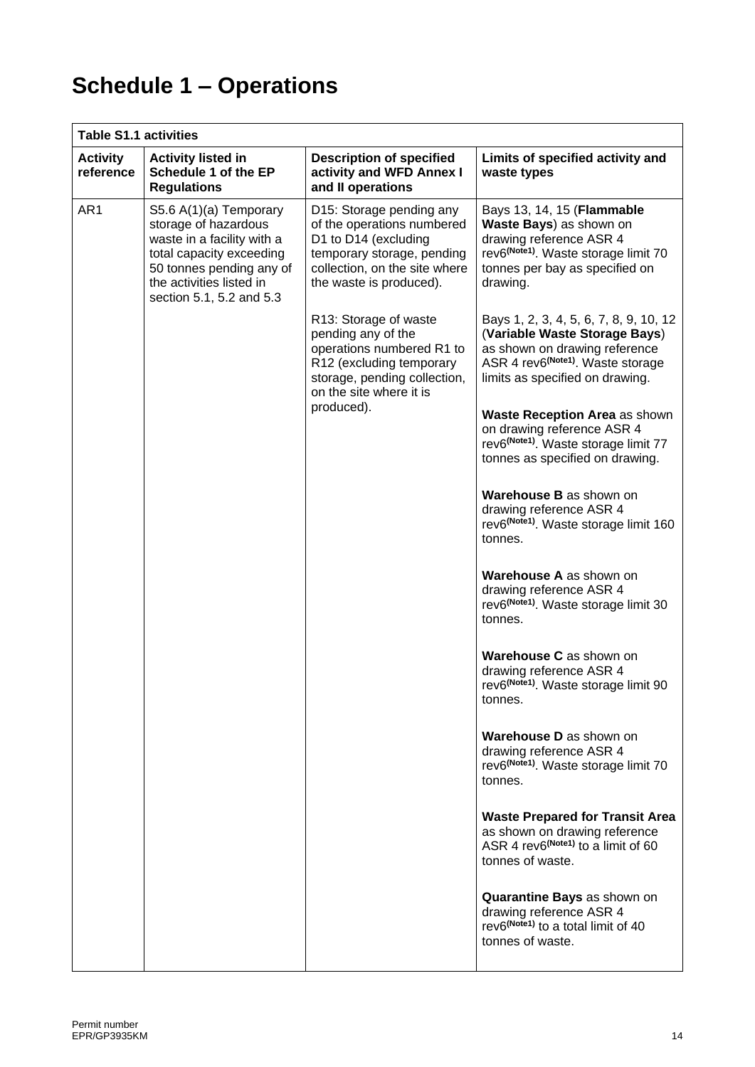# Schedule 1 – Operations

| Table S1.1 activities | | | |
|---|---|---|---|
| **Activity reference** | **Activity listed in Schedule 1 of the EP Regulations** | **Description of specified activity and WFD Annex I and II operations** | **Limits of specified activity and waste types** |
| AR1 | S5.6 A(1)(a) Temporary storage of hazardous waste in a facility with a total capacity exceeding 50 tonnes pending any of the activities listed in section 5.1, 5.2 and 5.3 | D15: Storage pending any of the operations numbered D1 to D14 (excluding temporary storage, pending collection, on the site where the waste is produced).<br><br>R13: Storage of waste pending any of the operations numbered R1 to R12 (excluding temporary storage, pending collection, on the site where it is produced). | Bays 13, 14, 15 (**Flammable Waste Bays**) as shown on drawing reference ASR 4 rev6**(Note1)**. Waste storage limit 70 tonnes per bay as specified on drawing.<br><br>Bays 1, 2, 3, 4, 5, 6, 7, 8, 9, 10, 12 (**Variable Waste Storage Bays**) as shown on drawing reference ASR 4 rev6**(Note1)**. Waste storage limits as specified on drawing.<br><br>**Waste Reception Area** as shown on drawing reference ASR 4 rev6**(Note1)**. Waste storage limit 77 tonnes as specified on drawing.<br><br>**Warehouse B** as shown on drawing reference ASR 4 rev6**(Note1)**. Waste storage limit 160 tonnes.<br><br>**Warehouse A** as shown on drawing reference ASR 4 rev6**(Note1)**. Waste storage limit 30 tonnes.<br><br>**Warehouse C** as shown on drawing reference ASR 4 rev6**(Note1)**. Waste storage limit 90 tonnes.<br><br>**Warehouse D** as shown on drawing reference ASR 4 rev6**(Note1)**. Waste storage limit 70 tonnes.<br><br>**Waste Prepared for Transit Area** as shown on drawing reference ASR 4 rev6**(Note1)** to a limit of 60 tonnes of waste.<br><br>**Quarantine Bays** as shown on drawing reference ASR 4 rev6**(Note1)** to a total limit of 40 tonnes of waste. |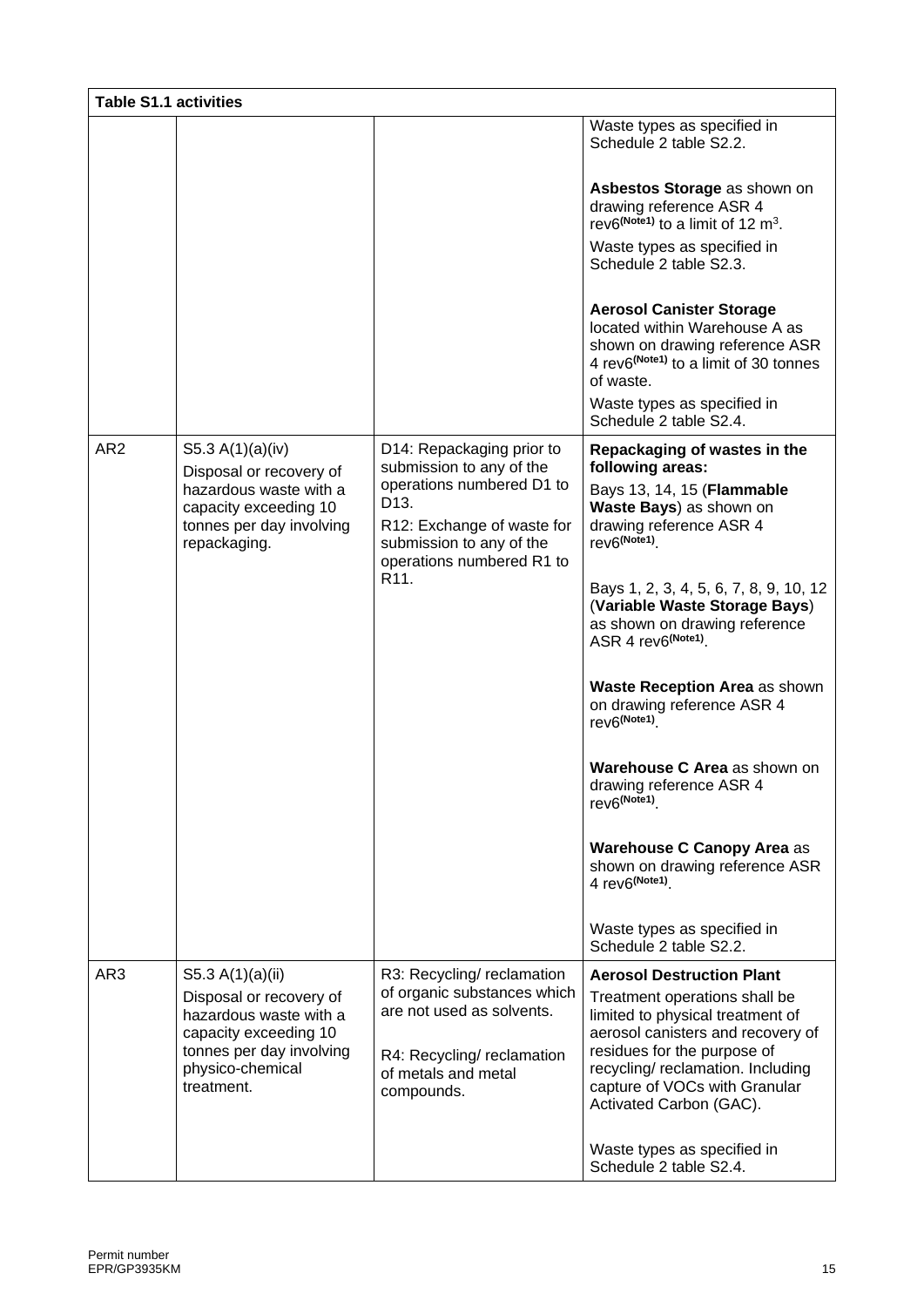| Table S1.1 activities | | | |
|---|---|---|---|
| | | | Waste types as specified in Schedule 2 table S2.2.<br><br>**Asbestos Storage** as shown on drawing reference ASR 4 rev6[(Note1)] to a limit of 12 $m^3$.<br>Waste types as specified in Schedule 2 table S2.3.<br><br>**Aerosol Canister Storage** located within Warehouse A as shown on drawing reference ASR 4 rev6[(Note1)] to a limit of 30 tonnes of waste.<br>Waste types as specified in Schedule 2 table S2.4. |
| AR2 | S5.3 A(1)(a)(iv)<br>Disposal or recovery of hazardous waste with a capacity exceeding 10 tonnes per day involving repackaging. | D14: Repackaging prior to submission to any of the operations numbered D1 to D13.<br>R12: Exchange of waste for submission to any of the operations numbered R1 to R11. | **Repackaging of wastes in the following areas:**<br>Bays 13, 14, 15 (**Flammable Waste Bays**) as shown on drawing reference ASR 4 rev6[(Note1)].<br><br>Bays 1, 2, 3, 4, 5, 6, 7, 8, 9, 10, 12 (**Variable Waste Storage Bays**) as shown on drawing reference ASR 4 rev6[(Note1)].<br><br>**Waste Reception Area** as shown on drawing reference ASR 4 rev6[(Note1)].<br><br>**Warehouse C Area** as shown on drawing reference ASR 4 rev6[(Note1)].<br><br>**Warehouse C Canopy Area** as shown on drawing reference ASR 4 rev6[(Note1)].<br><br>Waste types as specified in Schedule 2 table S2.2. |
| AR3 | S5.3 A(1)(a)(ii)<br>Disposal or recovery of hazardous waste with a capacity exceeding 10 tonnes per day involving physico-chemical treatment. | R3: Recycling/ reclamation of organic substances which are not used as solvents.<br><br>R4: Recycling/ reclamation of metals and metal compounds. | **Aerosol Destruction Plant**<br>Treatment operations shall be limited to physical treatment of aerosol canisters and recovery of residues for the purpose of recycling/ reclamation. Including capture of VOCs with Granular Activated Carbon (GAC).<br><br>Waste types as specified in Schedule 2 table S2.4. |

Permit number
EPR/GP3935KM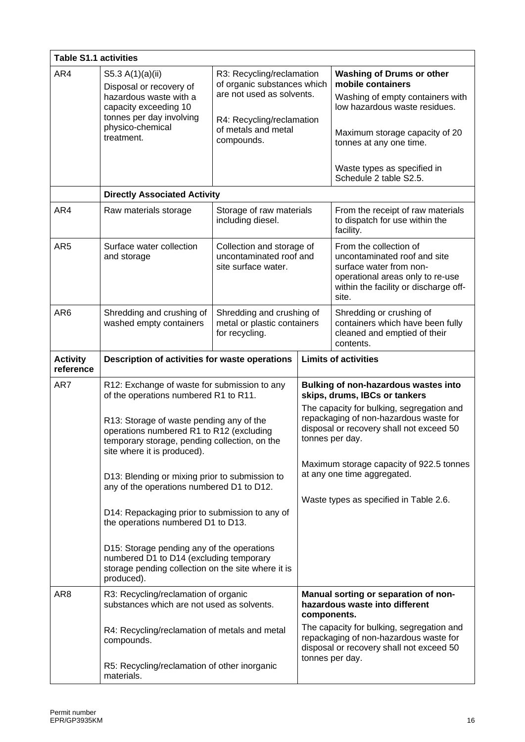| Table S1.1 activities | | | |
|---|---|---|---|
| AR4 | S5.3 A(1)(a)(ii) Disposal or recovery of hazardous waste with a capacity exceeding 10 tonnes per day involving physico-chemical treatment. | R3: Recycling/reclamation of organic substances which are not used as solvents.<br><br>R4: Recycling/reclamation of metals and metal compounds. | **Washing of Drums or other mobile containers**<br>Washing of empty containers with low hazardous waste residues.<br><br>Maximum storage capacity of 20 tonnes at any one time.<br><br>Waste types as specified in Schedule 2 table S2.5. |
| | **Directly Associated Activity** | | |
| AR4 | Raw materials storage | Storage of raw materials including diesel. | From the receipt of raw materials to dispatch for use within the facility. |
| AR5 | Surface water collection and storage | Collection and storage of uncontaminated roof and site surface water. | From the collection of uncontaminated roof and site surface water from non-operational areas only to re-use within the facility or discharge off-site. |
| AR6 | Shredding and crushing of washed empty containers | Shredding and crushing of metal or plastic containers for recycling. | Shredding or crushing of containers which have been fully cleaned and emptied of their contents. |
| **Activity reference** | **Description of activities for waste operations** | | **Limits of activities** |
| AR7 | R12: Exchange of waste for submission to any of the operations numbered R1 to R11.<br><br>R13: Storage of waste pending any of the operations numbered R1 to R12 (excluding temporary storage, pending collection, on the site where it is produced).<br><br>D13: Blending or mixing prior to submission to any of the operations numbered D1 to D12.<br><br>D14: Repackaging prior to submission to any of the operations numbered D1 to D13.<br><br>D15: Storage pending any of the operations numbered D1 to D14 (excluding temporary storage pending collection on the site where it is produced). | | **Bulking of non-hazardous wastes into skips, drums, IBCs or tankers**<br>The capacity for bulking, segregation and repackaging of non-hazardous waste for disposal or recovery shall not exceed 50 tonnes per day.<br><br>Maximum storage capacity of 922.5 tonnes at any one time aggregated.<br><br>Waste types as specified in Table 2.6. |
| AR8 | R3: Recycling/reclamation of organic substances which are not used as solvents.<br><br>R4: Recycling/reclamation of metals and metal compounds.<br><br>R5: Recycling/reclamation of other inorganic materials. | | **Manual sorting or separation of non-hazardous waste into different components.**<br>The capacity for bulking, segregation and repackaging of non-hazardous waste for disposal or recovery shall not exceed 50 tonnes per day. |

Permit number
EPR/GP3935KM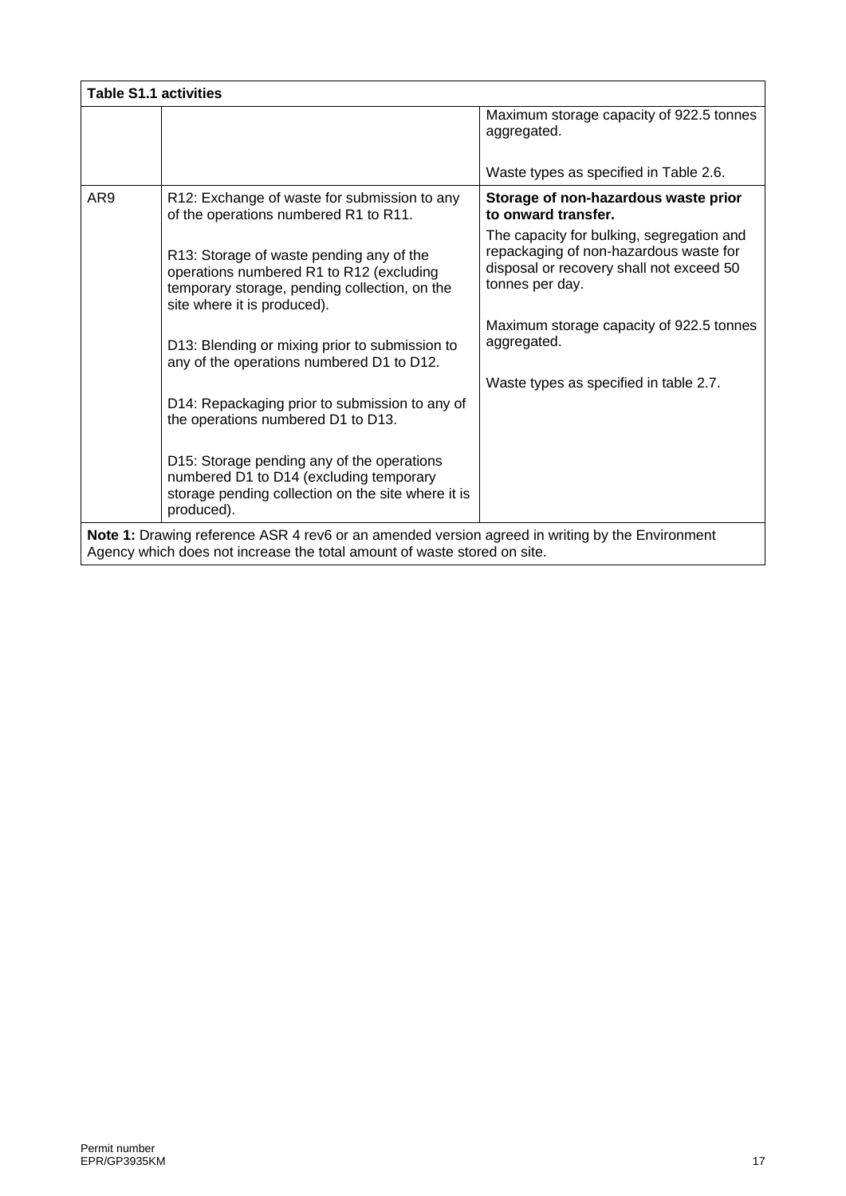| Table S1.1 activities | | |
|---|---|---|
| | | Maximum storage capacity of 922.5 tonnes aggregated.<br><br>Waste types as specified in Table 2.6. |
| AR9 | R12: Exchange of waste for submission to any of the operations numbered R1 to R11.<br><br>R13: Storage of waste pending any of the operations numbered R1 to R12 (excluding temporary storage, pending collection, on the site where it is produced).<br><br>D13: Blending or mixing prior to submission to any of the operations numbered D1 to D12.<br><br>D14: Repackaging prior to submission to any of the operations numbered D1 to D13.<br><br>D15: Storage pending any of the operations numbered D1 to D14 (excluding temporary storage pending collection on the site where it is produced). | **Storage of non-hazardous waste prior to onward transfer.**<br><br>The capacity for bulking, segregation and repackaging of non-hazardous waste for disposal or recovery shall not exceed 50 tonnes per day.<br><br>Maximum storage capacity of 922.5 tonnes aggregated.<br><br>Waste types as specified in table 2.7. |

**Note 1:** Drawing reference ASR 4 rev6 or an amended version agreed in writing by the Environment Agency which does not increase the total amount of waste stored on site.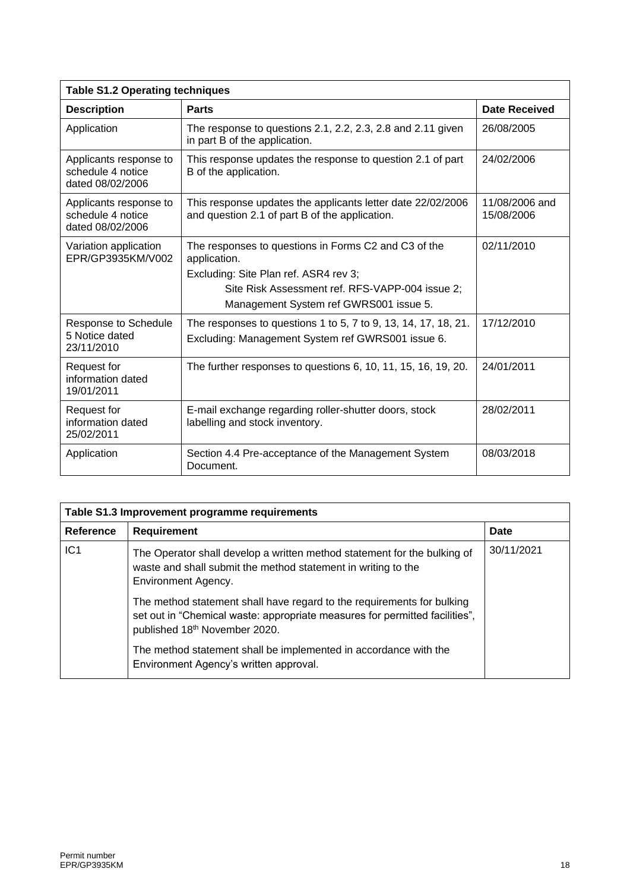| Table S1.2 Operating techniques | | |
|---|---|---|
| **Description** | **Parts** | **Date Received** |
| Application | The response to questions 2.1, 2.2, 2.3, 2.8 and 2.11 given in part B of the application. | 26/08/2005 |
| Applicants response to schedule 4 notice dated 08/02/2006 | This response updates the response to question 2.1 of part B of the application. | 24/02/2006 |
| Applicants response to schedule 4 notice dated 08/02/2006 | This response updates the applicants letter date 22/02/2006 and question 2.1 of part B of the application. | 11/08/2006 and 15/08/2006 |
| Variation application EPR/GP3935KM/V002 | The responses to questions in Forms C2 and C3 of the application.<br>Excluding: Site Plan ref. ASR4 rev 3;<br>Site Risk Assessment ref. RFS-VAPP-004 issue 2;<br>Management System ref GWRS001 issue 5. | 02/11/2010 |
| Response to Schedule 5 Notice dated 23/11/2010 | The responses to questions 1 to 5, 7 to 9, 13, 14, 17, 18, 21.<br>Excluding: Management System ref GWRS001 issue 6. | 17/12/2010 |
| Request for information dated 19/01/2011 | The further responses to questions 6, 10, 11, 15, 16, 19, 20. | 24/01/2011 |
| Request for information dated 25/02/2011 | E-mail exchange regarding roller-shutter doors, stock labelling and stock inventory. | 28/02/2011 |
| Application | Section 4.4 Pre-acceptance of the Management System Document. | 08/03/2018 |

| Table S1.3 Improvement programme requirements | | |
|---|---|---|
| **Reference** | **Requirement** | **Date** |
| IC1 | The Operator shall develop a written method statement for the bulking of waste and shall submit the method statement in writing to the Environment Agency.<br><br>The method statement shall have regard to the requirements for bulking set out in "Chemical waste: appropriate measures for permitted facilities", published 18th November 2020.<br><br>The method statement shall be implemented in accordance with the Environment Agency's written approval. | 30/11/2021 |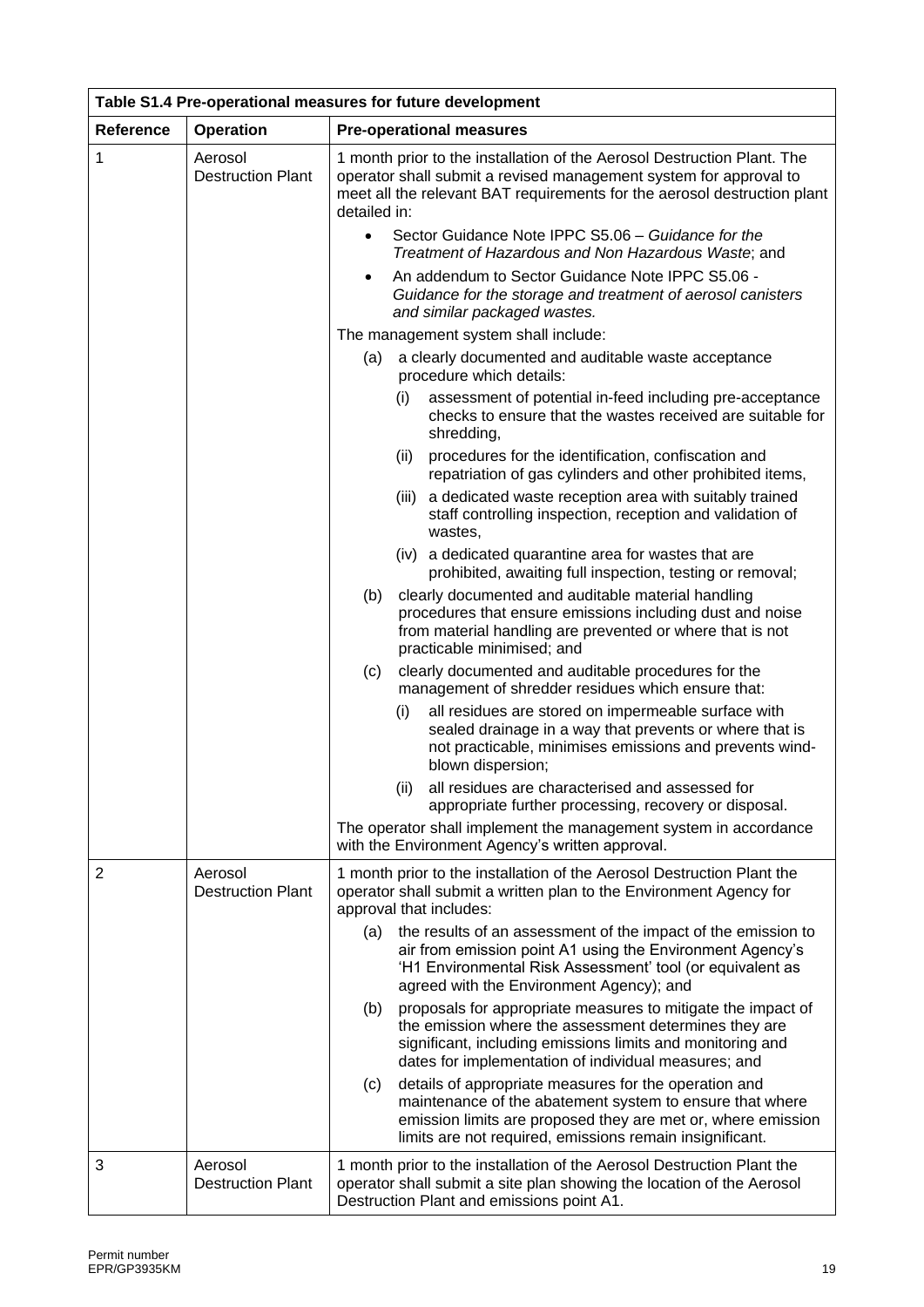| Table S1.4 Pre-operational measures for future development | | |
|---|---|---|
| **Reference** | **Operation** | **Pre-operational measures** |
| 1 | Aerosol Destruction Plant | 1 month prior to the installation of the Aerosol Destruction Plant. The operator shall submit a revised management system for approval to meet all the relevant BAT requirements for the aerosol destruction plant detailed in:<br>• Sector Guidance Note IPPC S5.06 – *Guidance for the Treatment of Hazardous and Non Hazardous Waste*; and<br>• An addendum to Sector Guidance Note IPPC S5.06 - *Guidance for the storage and treatment of aerosol canisters and similar packaged wastes.*<br>The management system shall include:<br>(a) a clearly documented and auditable waste acceptance procedure which details:<br>(i) assessment of potential in-feed including pre-acceptance checks to ensure that the wastes received are suitable for shredding,<br>(ii) procedures for the identification, confiscation and repatriation of gas cylinders and other prohibited items,<br>(iii) a dedicated waste reception area with suitably trained staff controlling inspection, reception and validation of wastes,<br>(iv) a dedicated quarantine area for wastes that are prohibited, awaiting full inspection, testing or removal;<br>(b) clearly documented and auditable material handling procedures that ensure emissions including dust and noise from material handling are prevented or where that is not practicable minimised; and<br>(c) clearly documented and auditable procedures for the management of shredder residues which ensure that:<br>(i) all residues are stored on impermeable surface with sealed drainage in a way that prevents or where that is not practicable, minimises emissions and prevents wind-blown dispersion;<br>(ii) all residues are characterised and assessed for appropriate further processing, recovery or disposal.<br>The operator shall implement the management system in accordance with the Environment Agency's written approval. |
| 2 | Aerosol Destruction Plant | 1 month prior to the installation of the Aerosol Destruction Plant the operator shall submit a written plan to the Environment Agency for approval that includes:<br>(a) the results of an assessment of the impact of the emission to air from emission point A1 using the Environment Agency's 'H1 Environmental Risk Assessment' tool (or equivalent as agreed with the Environment Agency); and<br>(b) proposals for appropriate measures to mitigate the impact of the emission where the assessment determines they are significant, including emissions limits and monitoring and dates for implementation of individual measures; and<br>(c) details of appropriate measures for the operation and maintenance of the abatement system to ensure that where emission limits are proposed they are met or, where emission limits are not required, emissions remain insignificant. |
| 3 | Aerosol Destruction Plant | 1 month prior to the installation of the Aerosol Destruction Plant the operator shall submit a site plan showing the location of the Aerosol Destruction Plant and emissions point A1. |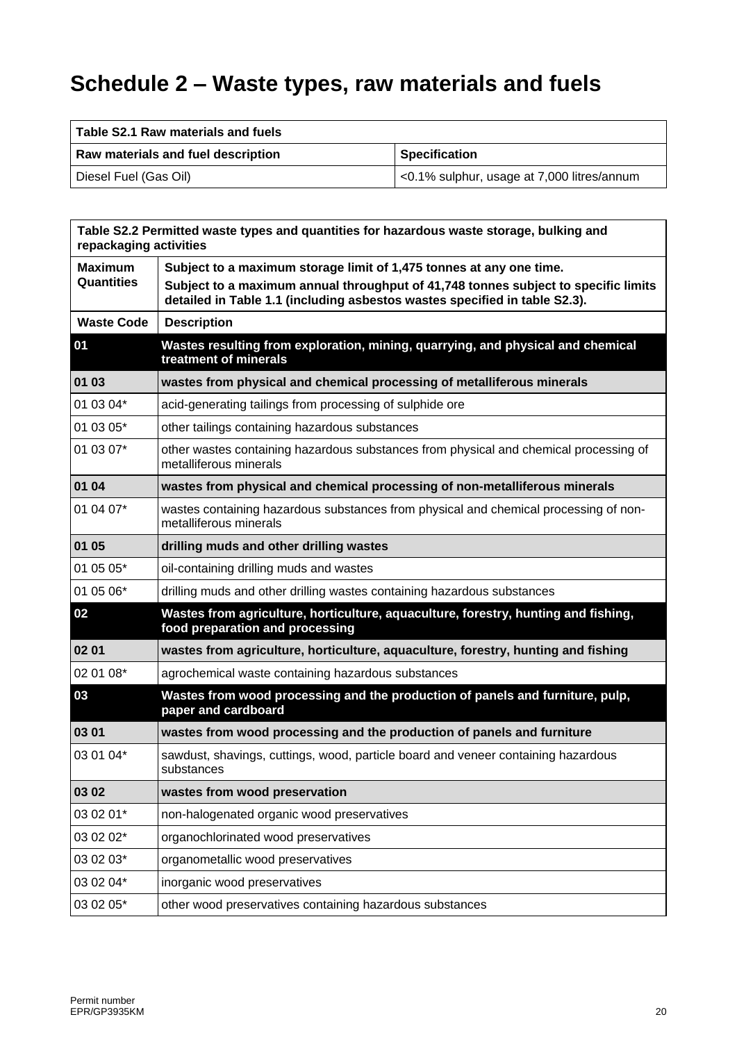# Schedule 2 – Waste types, raw materials and fuels

| Table S2.1 Raw materials and fuels | |
|---|---|
| **Raw materials and fuel description** | **Specification** |
| Diesel Fuel (Gas Oil) | <0.1% sulphur, usage at 7,000 litres/annum |

| Table S2.2 Permitted waste types and quantities for hazardous waste storage, bulking and repackaging activities | |
|---|---|
| **Maximum Quantities** | **Subject to a maximum storage limit of 1,475 tonnes at any one time.** **Subject to a maximum annual throughput of 41,748 tonnes subject to specific limits detailed in Table 1.1 (including asbestos wastes specified in table S2.3).** |
| **Waste Code** | **Description** |
| **01** | **Wastes resulting from exploration, mining, quarrying, and physical and chemical treatment of minerals** |
| **01 03** | **wastes from physical and chemical processing of metalliferous minerals** |
| 01 03 04* | acid-generating tailings from processing of sulphide ore |
| 01 03 05* | other tailings containing hazardous substances |
| 01 03 07* | other wastes containing hazardous substances from physical and chemical processing of metalliferous minerals |
| **01 04** | **wastes from physical and chemical processing of non-metalliferous minerals** |
| 01 04 07* | wastes containing hazardous substances from physical and chemical processing of non-metalliferous minerals |
| **01 05** | **drilling muds and other drilling wastes** |
| 01 05 05* | oil-containing drilling muds and wastes |
| 01 05 06* | drilling muds and other drilling wastes containing hazardous substances |
| **02** | **Wastes from agriculture, horticulture, aquaculture, forestry, hunting and fishing, food preparation and processing** |
| **02 01** | **wastes from agriculture, horticulture, aquaculture, forestry, hunting and fishing** |
| 02 01 08* | agrochemical waste containing hazardous substances |
| **03** | **Wastes from wood processing and the production of panels and furniture, pulp, paper and cardboard** |
| **03 01** | **wastes from wood processing and the production of panels and furniture** |
| 03 01 04* | sawdust, shavings, cuttings, wood, particle board and veneer containing hazardous substances |
| **03 02** | **wastes from wood preservation** |
| 03 02 01* | non-halogenated organic wood preservatives |
| 03 02 02* | organochlorinated wood preservatives |
| 03 02 03* | organometallic wood preservatives |
| 03 02 04* | inorganic wood preservatives |
| 03 02 05* | other wood preservatives containing hazardous substances |

Permit number
EPR/GP3935KM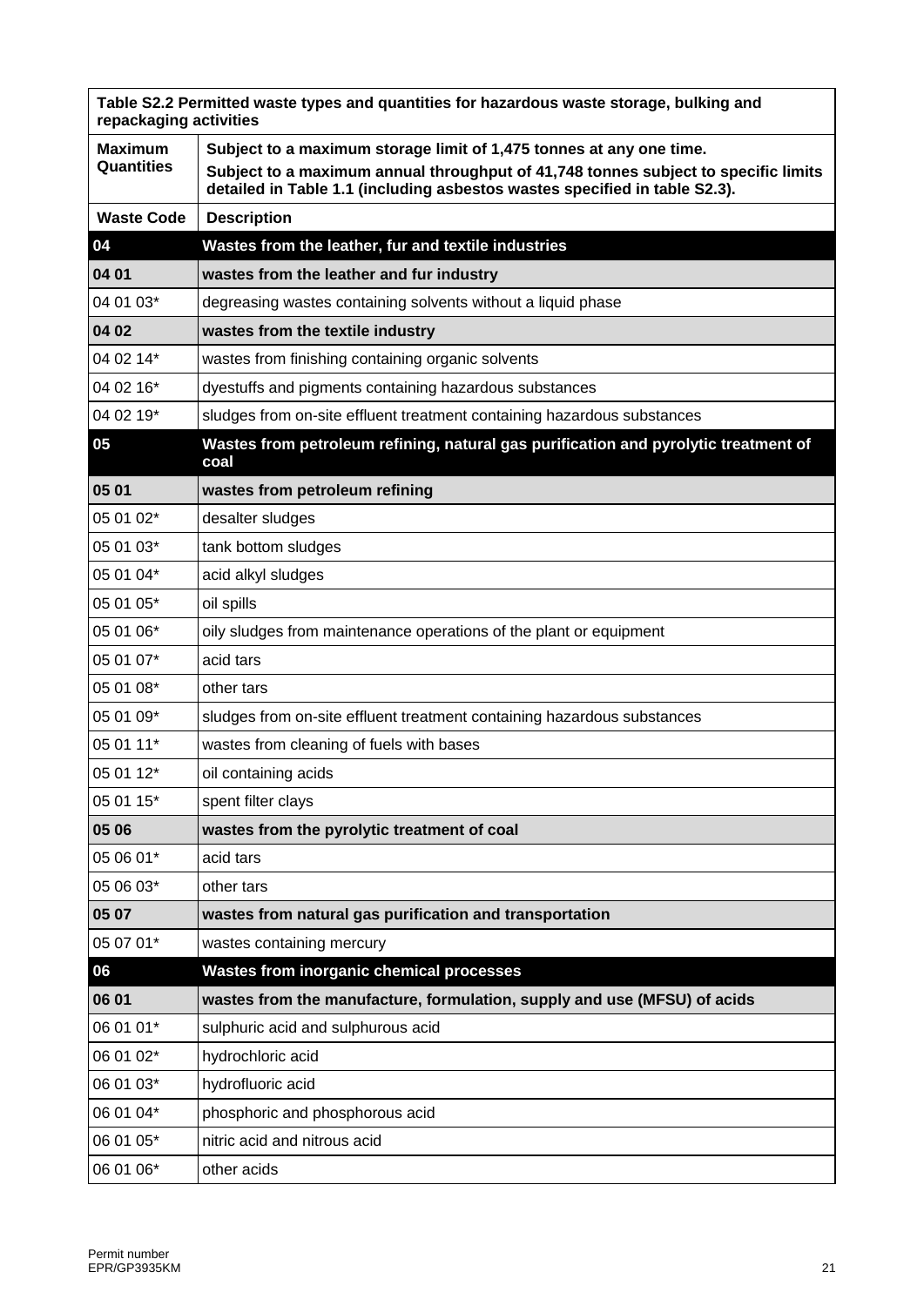| Table S2.2 Permitted waste types and quantities for hazardous waste storage, bulking and repackaging activities | |
|---|---|
| **Maximum Quantities** | **Subject to a maximum storage limit of 1,475 tonnes at any one time.** **Subject to a maximum annual throughput of 41,748 tonnes subject to specific limits detailed in Table 1.1 (including asbestos wastes specified in table S2.3).** |
| **Waste Code** | **Description** |
| **04** | **Wastes from the leather, fur and textile industries** |
| **04 01** | **wastes from the leather and fur industry** |
| 04 01 03* | degreasing wastes containing solvents without a liquid phase |
| **04 02** | **wastes from the textile industry** |
| 04 02 14* | wastes from finishing containing organic solvents |
| 04 02 16* | dyestuffs and pigments containing hazardous substances |
| 04 02 19* | sludges from on-site effluent treatment containing hazardous substances |
| **05** | **Wastes from petroleum refining, natural gas purification and pyrolytic treatment of coal** |
| **05 01** | **wastes from petroleum refining** |
| 05 01 02* | desalter sludges |
| 05 01 03* | tank bottom sludges |
| 05 01 04* | acid alkyl sludges |
| 05 01 05* | oil spills |
| 05 01 06* | oily sludges from maintenance operations of the plant or equipment |
| 05 01 07* | acid tars |
| 05 01 08* | other tars |
| 05 01 09* | sludges from on-site effluent treatment containing hazardous substances |
| 05 01 11* | wastes from cleaning of fuels with bases |
| 05 01 12* | oil containing acids |
| 05 01 15* | spent filter clays |
| **05 06** | **wastes from the pyrolytic treatment of coal** |
| 05 06 01* | acid tars |
| 05 06 03* | other tars |
| **05 07** | **wastes from natural gas purification and transportation** |
| 05 07 01* | wastes containing mercury |
| **06** | **Wastes from inorganic chemical processes** |
| **06 01** | **wastes from the manufacture, formulation, supply and use (MFSU) of acids** |
| 06 01 01* | sulphuric acid and sulphurous acid |
| 06 01 02* | hydrochloric acid |
| 06 01 03* | hydrofluoric acid |
| 06 01 04* | phosphoric and phosphorous acid |
| 06 01 05* | nitric acid and nitrous acid |
| 06 01 06* | other acids |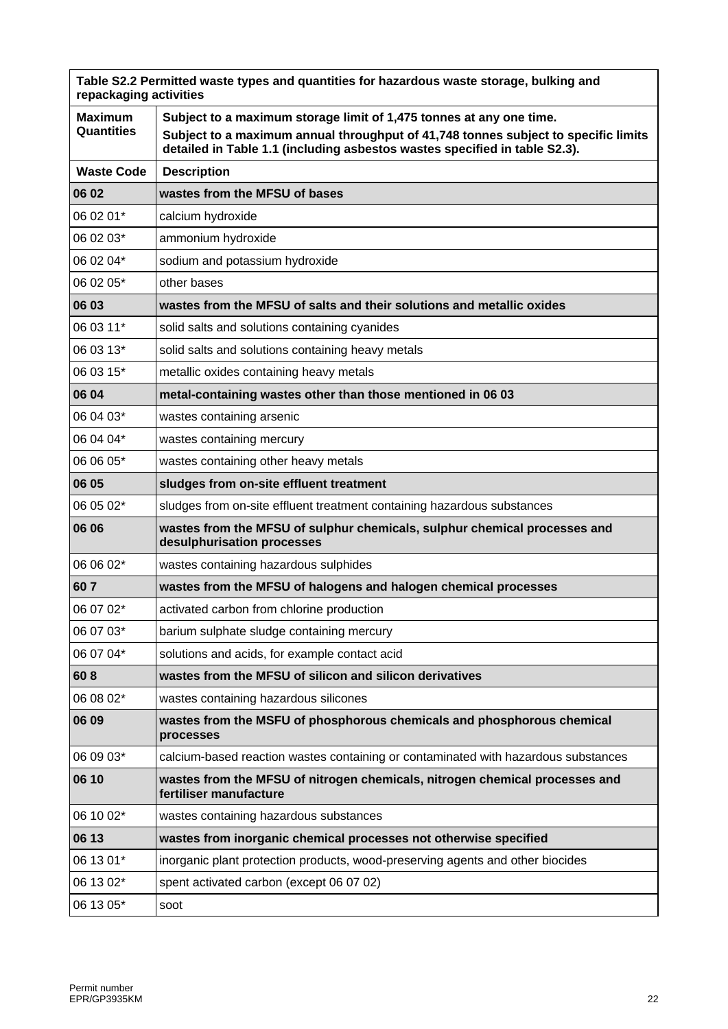| Table S2.2 Permitted waste types and quantities for hazardous waste storage, bulking and repackaging activities | |
|---|---|
| **Maximum Quantities** | **Subject to a maximum storage limit of 1,475 tonnes at any one time.** **Subject to a maximum annual throughput of 41,748 tonnes subject to specific limits detailed in Table 1.1 (including asbestos wastes specified in table S2.3).** |
| **Waste Code** | **Description** |
| **06 02** | **wastes from the MFSU of bases** |
| 06 02 01* | calcium hydroxide |
| 06 02 03* | ammonium hydroxide |
| 06 02 04* | sodium and potassium hydroxide |
| 06 02 05* | other bases |
| **06 03** | **wastes from the MFSU of salts and their solutions and metallic oxides** |
| 06 03 11* | solid salts and solutions containing cyanides |
| 06 03 13* | solid salts and solutions containing heavy metals |
| 06 03 15* | metallic oxides containing heavy metals |
| **06 04** | **metal-containing wastes other than those mentioned in 06 03** |
| 06 04 03* | wastes containing arsenic |
| 06 04 04* | wastes containing mercury |
| 06 06 05* | wastes containing other heavy metals |
| **06 05** | **sludges from on-site effluent treatment** |
| 06 05 02* | sludges from on-site effluent treatment containing hazardous substances |
| **06 06** | **wastes from the MFSU of sulphur chemicals, sulphur chemical processes and desulphurisation processes** |
| 06 06 02* | wastes containing hazardous sulphides |
| **60 7** | **wastes from the MFSU of halogens and halogen chemical processes** |
| 06 07 02* | activated carbon from chlorine production |
| 06 07 03* | barium sulphate sludge containing mercury |
| 06 07 04* | solutions and acids, for example contact acid |
| **60 8** | **wastes from the MFSU of silicon and silicon derivatives** |
| 06 08 02* | wastes containing hazardous silicones |
| **06 09** | **wastes from the MSFU of phosphorous chemicals and phosphorous chemical processes** |
| 06 09 03* | calcium-based reaction wastes containing or contaminated with hazardous substances |
| **06 10** | **wastes from the MFSU of nitrogen chemicals, nitrogen chemical processes and fertiliser manufacture** |
| 06 10 02* | wastes containing hazardous substances |
| **06 13** | **wastes from inorganic chemical processes not otherwise specified** |
| 06 13 01* | inorganic plant protection products, wood-preserving agents and other biocides |
| 06 13 02* | spent activated carbon (except 06 07 02) |
| 06 13 05* | soot |

Permit number
EPR/GP3935KM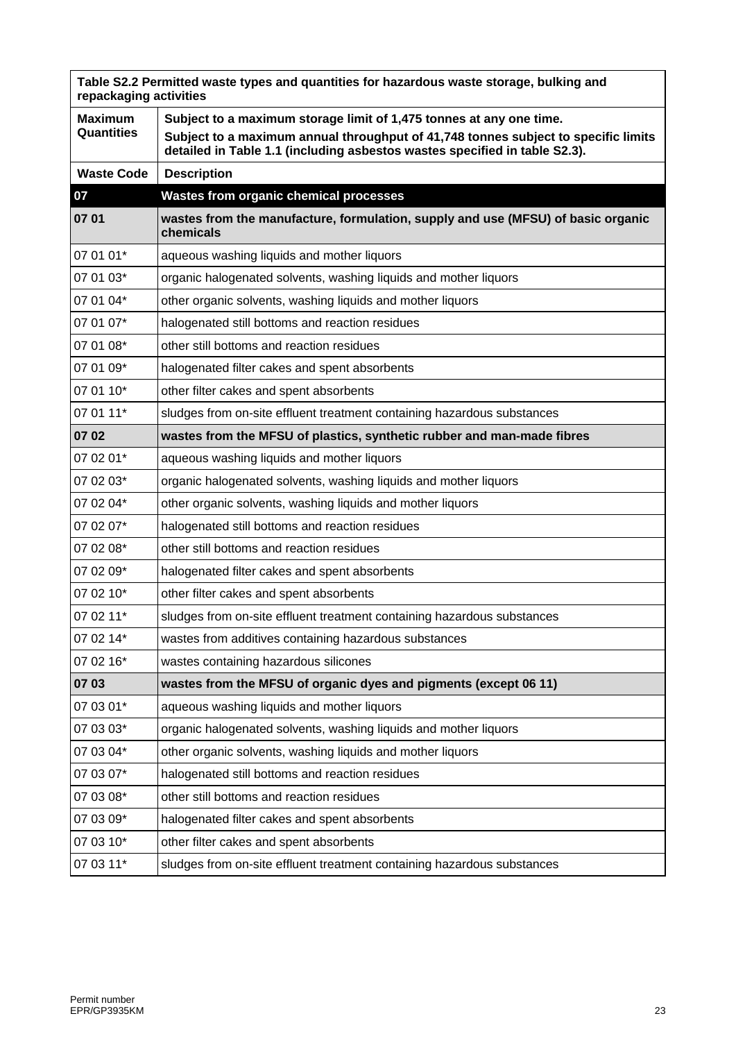| Table S2.2 Permitted waste types and quantities for hazardous waste storage, bulking and repackaging activities | |
|---|---|
| **Maximum Quantities** | **Subject to a maximum storage limit of 1,475 tonnes at any one time.** **Subject to a maximum annual throughput of 41,748 tonnes subject to specific limits detailed in Table 1.1 (including asbestos wastes specified in table S2.3).** |
| **Waste Code** | **Description** |
| **07** | **Wastes from organic chemical processes** |
| **07 01** | **wastes from the manufacture, formulation, supply and use (MFSU) of basic organic chemicals** |
| 07 01 01* | aqueous washing liquids and mother liquors |
| 07 01 03* | organic halogenated solvents, washing liquids and mother liquors |
| 07 01 04* | other organic solvents, washing liquids and mother liquors |
| 07 01 07* | halogenated still bottoms and reaction residues |
| 07 01 08* | other still bottoms and reaction residues |
| 07 01 09* | halogenated filter cakes and spent absorbents |
| 07 01 10* | other filter cakes and spent absorbents |
| 07 01 11* | sludges from on-site effluent treatment containing hazardous substances |
| **07 02** | **wastes from the MFSU of plastics, synthetic rubber and man-made fibres** |
| 07 02 01* | aqueous washing liquids and mother liquors |
| 07 02 03* | organic halogenated solvents, washing liquids and mother liquors |
| 07 02 04* | other organic solvents, washing liquids and mother liquors |
| 07 02 07* | halogenated still bottoms and reaction residues |
| 07 02 08* | other still bottoms and reaction residues |
| 07 02 09* | halogenated filter cakes and spent absorbents |
| 07 02 10* | other filter cakes and spent absorbents |
| 07 02 11* | sludges from on-site effluent treatment containing hazardous substances |
| 07 02 14* | wastes from additives containing hazardous substances |
| 07 02 16* | wastes containing hazardous silicones |
| **07 03** | **wastes from the MFSU of organic dyes and pigments (except 06 11)** |
| 07 03 01* | aqueous washing liquids and mother liquors |
| 07 03 03* | organic halogenated solvents, washing liquids and mother liquors |
| 07 03 04* | other organic solvents, washing liquids and mother liquors |
| 07 03 07* | halogenated still bottoms and reaction residues |
| 07 03 08* | other still bottoms and reaction residues |
| 07 03 09* | halogenated filter cakes and spent absorbents |
| 07 03 10* | other filter cakes and spent absorbents |
| 07 03 11* | sludges from on-site effluent treatment containing hazardous substances |

Permit number
EPR/GP3935KM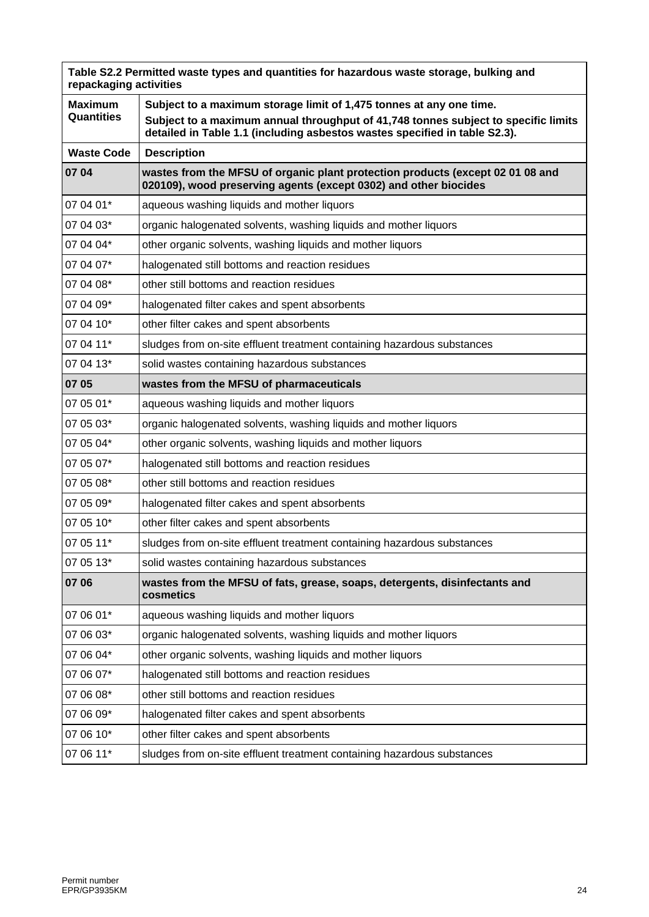| Table S2.2 Permitted waste types and quantities for hazardous waste storage, bulking and repackaging activities | |
|---|---|
| **Maximum Quantities** | **Subject to a maximum storage limit of 1,475 tonnes at any one time.** **Subject to a maximum annual throughput of 41,748 tonnes subject to specific limits detailed in Table 1.1 (including asbestos wastes specified in table S2.3).** |
| **Waste Code** | **Description** |
| **07 04** | **wastes from the MFSU of organic plant protection products (except 02 01 08 and 020109), wood preserving agents (except 0302) and other biocides** |
| 07 04 01* | aqueous washing liquids and mother liquors |
| 07 04 03* | organic halogenated solvents, washing liquids and mother liquors |
| 07 04 04* | other organic solvents, washing liquids and mother liquors |
| 07 04 07* | halogenated still bottoms and reaction residues |
| 07 04 08* | other still bottoms and reaction residues |
| 07 04 09* | halogenated filter cakes and spent absorbents |
| 07 04 10* | other filter cakes and spent absorbents |
| 07 04 11* | sludges from on-site effluent treatment containing hazardous substances |
| 07 04 13* | solid wastes containing hazardous substances |
| **07 05** | **wastes from the MFSU of pharmaceuticals** |
| 07 05 01* | aqueous washing liquids and mother liquors |
| 07 05 03* | organic halogenated solvents, washing liquids and mother liquors |
| 07 05 04* | other organic solvents, washing liquids and mother liquors |
| 07 05 07* | halogenated still bottoms and reaction residues |
| 07 05 08* | other still bottoms and reaction residues |
| 07 05 09* | halogenated filter cakes and spent absorbents |
| 07 05 10* | other filter cakes and spent absorbents |
| 07 05 11* | sludges from on-site effluent treatment containing hazardous substances |
| 07 05 13* | solid wastes containing hazardous substances |
| **07 06** | **wastes from the MFSU of fats, grease, soaps, detergents, disinfectants and cosmetics** |
| 07 06 01* | aqueous washing liquids and mother liquors |
| 07 06 03* | organic halogenated solvents, washing liquids and mother liquors |
| 07 06 04* | other organic solvents, washing liquids and mother liquors |
| 07 06 07* | halogenated still bottoms and reaction residues |
| 07 06 08* | other still bottoms and reaction residues |
| 07 06 09* | halogenated filter cakes and spent absorbents |
| 07 06 10* | other filter cakes and spent absorbents |
| 07 06 11* | sludges from on-site effluent treatment containing hazardous substances |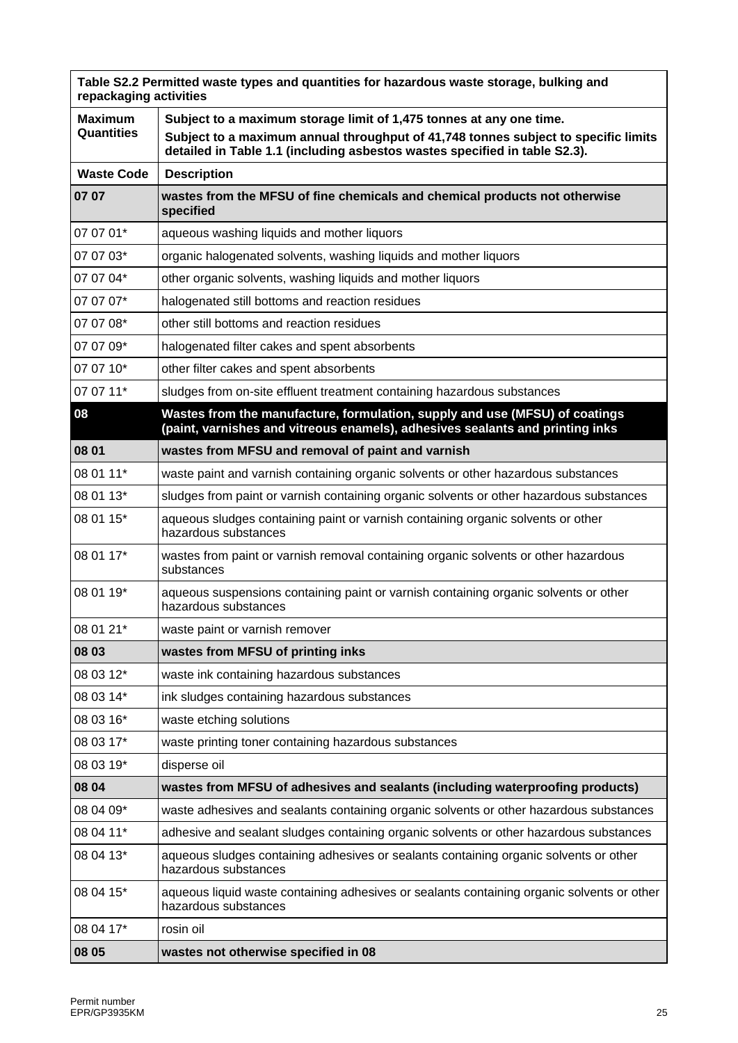| Table S2.2 Permitted waste types and quantities for hazardous waste storage, bulking and repackaging activities | |
|---|---|
| **Maximum Quantities** | **Subject to a maximum storage limit of 1,475 tonnes at any one time.** **Subject to a maximum annual throughput of 41,748 tonnes subject to specific limits detailed in Table 1.1 (including asbestos wastes specified in table S2.3).** |
| **Waste Code** | **Description** |
| **07 07** | **wastes from the MFSU of fine chemicals and chemical products not otherwise specified** |
| 07 07 01* | aqueous washing liquids and mother liquors |
| 07 07 03* | organic halogenated solvents, washing liquids and mother liquors |
| 07 07 04* | other organic solvents, washing liquids and mother liquors |
| 07 07 07* | halogenated still bottoms and reaction residues |
| 07 07 08* | other still bottoms and reaction residues |
| 07 07 09* | halogenated filter cakes and spent absorbents |
| 07 07 10* | other filter cakes and spent absorbents |
| 07 07 11* | sludges from on-site effluent treatment containing hazardous substances |
| **08** | **Wastes from the manufacture, formulation, supply and use (MFSU) of coatings (paint, varnishes and vitreous enamels), adhesives sealants and printing inks** |
| **08 01** | **wastes from MFSU and removal of paint and varnish** |
| 08 01 11* | waste paint and varnish containing organic solvents or other hazardous substances |
| 08 01 13* | sludges from paint or varnish containing organic solvents or other hazardous substances |
| 08 01 15* | aqueous sludges containing paint or varnish containing organic solvents or other hazardous substances |
| 08 01 17* | wastes from paint or varnish removal containing organic solvents or other hazardous substances |
| 08 01 19* | aqueous suspensions containing paint or varnish containing organic solvents or other hazardous substances |
| 08 01 21* | waste paint or varnish remover |
| **08 03** | **wastes from MFSU of printing inks** |
| 08 03 12* | waste ink containing hazardous substances |
| 08 03 14* | ink sludges containing hazardous substances |
| 08 03 16* | waste etching solutions |
| 08 03 17* | waste printing toner containing hazardous substances |
| 08 03 19* | disperse oil |
| **08 04** | **wastes from MFSU of adhesives and sealants (including waterproofing products)** |
| 08 04 09* | waste adhesives and sealants containing organic solvents or other hazardous substances |
| 08 04 11* | adhesive and sealant sludges containing organic solvents or other hazardous substances |
| 08 04 13* | aqueous sludges containing adhesives or sealants containing organic solvents or other hazardous substances |
| 08 04 15* | aqueous liquid waste containing adhesives or sealants containing organic solvents or other hazardous substances |
| 08 04 17* | rosin oil |
| **08 05** | **wastes not otherwise specified in 08** |

Permit number
EPR/GP3935KM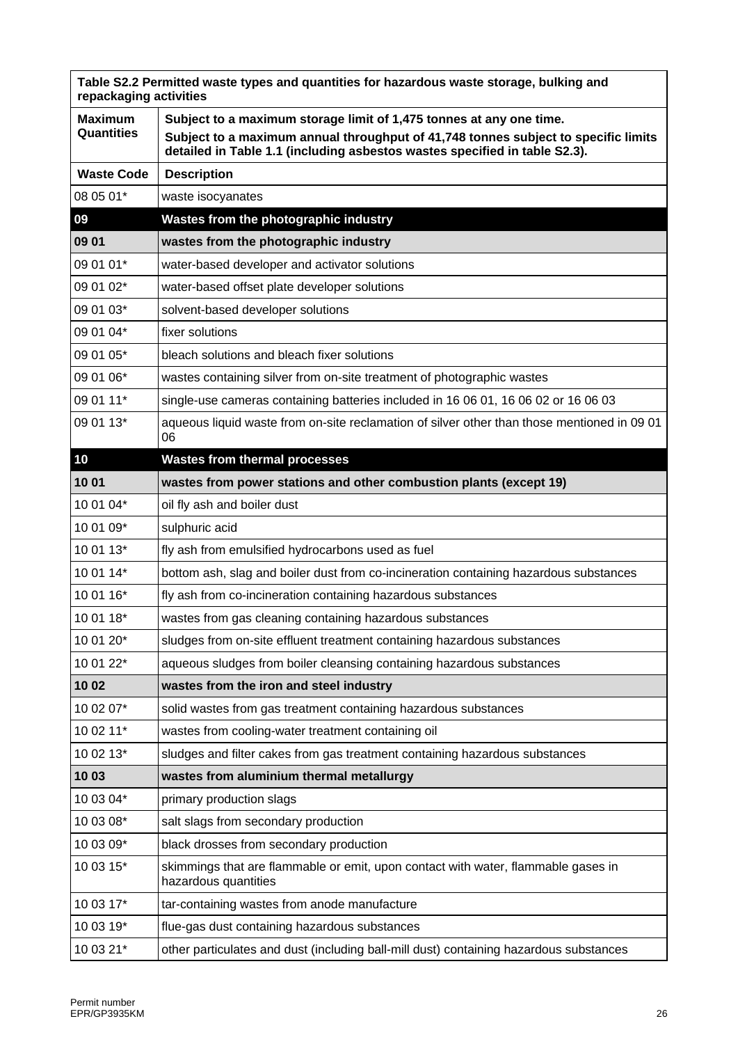| Table S2.2 Permitted waste types and quantities for hazardous waste storage, bulking and repackaging activities | |
|---|---|
| **Maximum Quantities** | **Subject to a maximum storage limit of 1,475 tonnes at any one time. Subject to a maximum annual throughput of 41,748 tonnes subject to specific limits detailed in Table 1.1 (including asbestos wastes specified in table S2.3).** |
| **Waste Code** | **Description** |
| 08 05 01* | waste isocyanates |
| **09** | **Wastes from the photographic industry** |
| **09 01** | **wastes from the photographic industry** |
| 09 01 01* | water-based developer and activator solutions |
| 09 01 02* | water-based offset plate developer solutions |
| 09 01 03* | solvent-based developer solutions |
| 09 01 04* | fixer solutions |
| 09 01 05* | bleach solutions and bleach fixer solutions |
| 09 01 06* | wastes containing silver from on-site treatment of photographic wastes |
| 09 01 11* | single-use cameras containing batteries included in 16 06 01, 16 06 02 or 16 06 03 |
| 09 01 13* | aqueous liquid waste from on-site reclamation of silver other than those mentioned in 09 01 06 |
| **10** | **Wastes from thermal processes** |
| **10 01** | **wastes from power stations and other combustion plants (except 19)** |
| 10 01 04* | oil fly ash and boiler dust |
| 10 01 09* | sulphuric acid |
| 10 01 13* | fly ash from emulsified hydrocarbons used as fuel |
| 10 01 14* | bottom ash, slag and boiler dust from co-incineration containing hazardous substances |
| 10 01 16* | fly ash from co-incineration containing hazardous substances |
| 10 01 18* | wastes from gas cleaning containing hazardous substances |
| 10 01 20* | sludges from on-site effluent treatment containing hazardous substances |
| 10 01 22* | aqueous sludges from boiler cleansing containing hazardous substances |
| **10 02** | **wastes from the iron and steel industry** |
| 10 02 07* | solid wastes from gas treatment containing hazardous substances |
| 10 02 11* | wastes from cooling-water treatment containing oil |
| 10 02 13* | sludges and filter cakes from gas treatment containing hazardous substances |
| **10 03** | **wastes from aluminium thermal metallurgy** |
| 10 03 04* | primary production slags |
| 10 03 08* | salt slags from secondary production |
| 10 03 09* | black drosses from secondary production |
| 10 03 15* | skimmings that are flammable or emit, upon contact with water, flammable gases in hazardous quantities |
| 10 03 17* | tar-containing wastes from anode manufacture |
| 10 03 19* | flue-gas dust containing hazardous substances |
| 10 03 21* | other particulates and dust (including ball-mill dust) containing hazardous substances |

Permit number
EPR/GP3935KM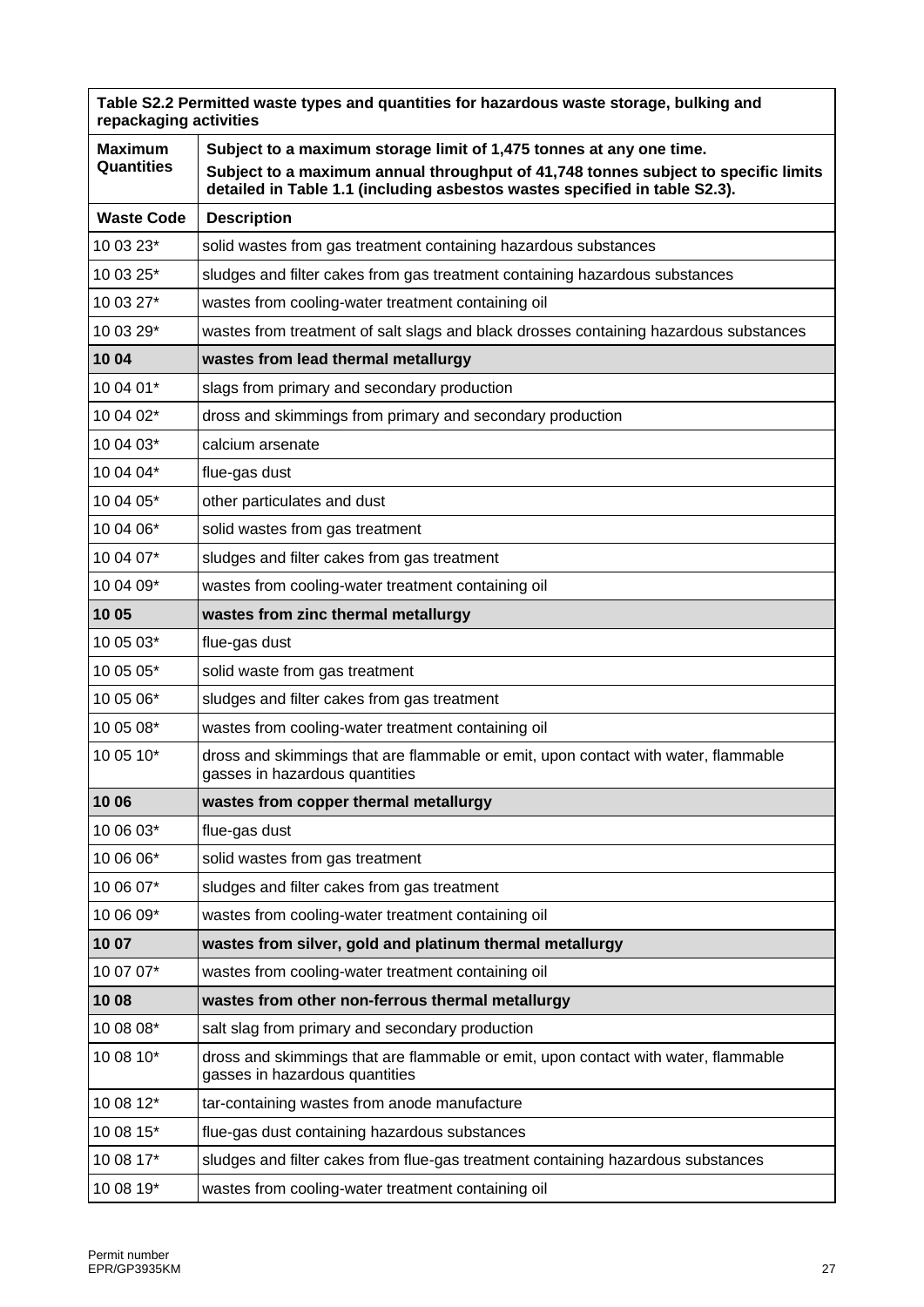| Table S2.2 Permitted waste types and quantities for hazardous waste storage, bulking and repackaging activities | |
|---|---|
| **Maximum Quantities** | **Subject to a maximum storage limit of 1,475 tonnes at any one time.** **Subject to a maximum annual throughput of 41,748 tonnes subject to specific limits detailed in Table 1.1 (including asbestos wastes specified in table S2.3).** |
| **Waste Code** | **Description** |
| 10 03 23* | solid wastes from gas treatment containing hazardous substances |
| 10 03 25* | sludges and filter cakes from gas treatment containing hazardous substances |
| 10 03 27* | wastes from cooling-water treatment containing oil |
| 10 03 29* | wastes from treatment of salt slags and black drosses containing hazardous substances |
| **10 04** | **wastes from lead thermal metallurgy** |
| 10 04 01* | slags from primary and secondary production |
| 10 04 02* | dross and skimmings from primary and secondary production |
| 10 04 03* | calcium arsenate |
| 10 04 04* | flue-gas dust |
| 10 04 05* | other particulates and dust |
| 10 04 06* | solid wastes from gas treatment |
| 10 04 07* | sludges and filter cakes from gas treatment |
| 10 04 09* | wastes from cooling-water treatment containing oil |
| **10 05** | **wastes from zinc thermal metallurgy** |
| 10 05 03* | flue-gas dust |
| 10 05 05* | solid waste from gas treatment |
| 10 05 06* | sludges and filter cakes from gas treatment |
| 10 05 08* | wastes from cooling-water treatment containing oil |
| 10 05 10* | dross and skimmings that are flammable or emit, upon contact with water, flammable gasses in hazardous quantities |
| **10 06** | **wastes from copper thermal metallurgy** |
| 10 06 03* | flue-gas dust |
| 10 06 06* | solid wastes from gas treatment |
| 10 06 07* | sludges and filter cakes from gas treatment |
| 10 06 09* | wastes from cooling-water treatment containing oil |
| **10 07** | **wastes from silver, gold and platinum thermal metallurgy** |
| 10 07 07* | wastes from cooling-water treatment containing oil |
| **10 08** | **wastes from other non-ferrous thermal metallurgy** |
| 10 08 08* | salt slag from primary and secondary production |
| 10 08 10* | dross and skimmings that are flammable or emit, upon contact with water, flammable gasses in hazardous quantities |
| 10 08 12* | tar-containing wastes from anode manufacture |
| 10 08 15* | flue-gas dust containing hazardous substances |
| 10 08 17* | sludges and filter cakes from flue-gas treatment containing hazardous substances |
| 10 08 19* | wastes from cooling-water treatment containing oil |

Permit number
EPR/GP3935KM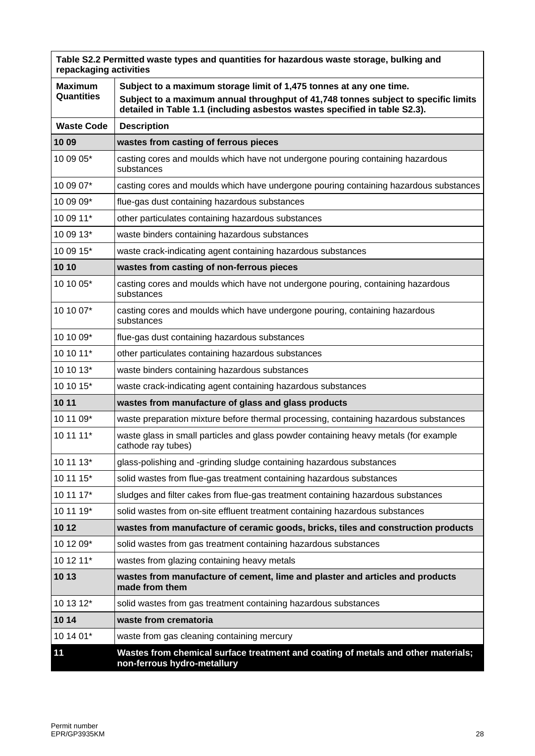| Table S2.2 Permitted waste types and quantities for hazardous waste storage, bulking and repackaging activities | |
|---|---|
| **Maximum Quantities** | **Subject to a maximum storage limit of 1,475 tonnes at any one time.** **Subject to a maximum annual throughput of 41,748 tonnes subject to specific limits detailed in Table 1.1 (including asbestos wastes specified in table S2.3).** |
| **Waste Code** | **Description** |
| **10 09** | **wastes from casting of ferrous pieces** |
| 10 09 05* | casting cores and moulds which have not undergone pouring containing hazardous substances |
| 10 09 07* | casting cores and moulds which have undergone pouring containing hazardous substances |
| 10 09 09* | flue-gas dust containing hazardous substances |
| 10 09 11* | other particulates containing hazardous substances |
| 10 09 13* | waste binders containing hazardous substances |
| 10 09 15* | waste crack-indicating agent containing hazardous substances |
| **10 10** | **wastes from casting of non-ferrous pieces** |
| 10 10 05* | casting cores and moulds which have not undergone pouring, containing hazardous substances |
| 10 10 07* | casting cores and moulds which have undergone pouring, containing hazardous substances |
| 10 10 09* | flue-gas dust containing hazardous substances |
| 10 10 11* | other particulates containing hazardous substances |
| 10 10 13* | waste binders containing hazardous substances |
| 10 10 15* | waste crack-indicating agent containing hazardous substances |
| **10 11** | **wastes from manufacture of glass and glass products** |
| 10 11 09* | waste preparation mixture before thermal processing, containing hazardous substances |
| 10 11 11* | waste glass in small particles and glass powder containing heavy metals (for example cathode ray tubes) |
| 10 11 13* | glass-polishing and -grinding sludge containing hazardous substances |
| 10 11 15* | solid wastes from flue-gas treatment containing hazardous substances |
| 10 11 17* | sludges and filter cakes from flue-gas treatment containing hazardous substances |
| 10 11 19* | solid wastes from on-site effluent treatment containing hazardous substances |
| **10 12** | **wastes from manufacture of ceramic goods, bricks, tiles and construction products** |
| 10 12 09* | solid wastes from gas treatment containing hazardous substances |
| 10 12 11* | wastes from glazing containing heavy metals |
| **10 13** | **wastes from manufacture of cement, lime and plaster and articles and products made from them** |
| 10 13 12* | solid wastes from gas treatment containing hazardous substances |
| **10 14** | **waste from crematoria** |
| 10 14 01* | waste from gas cleaning containing mercury |
| **11** | **Wastes from chemical surface treatment and coating of metals and other materials; non-ferrous hydro-metallury** |

Permit number
EPR/GP3935KM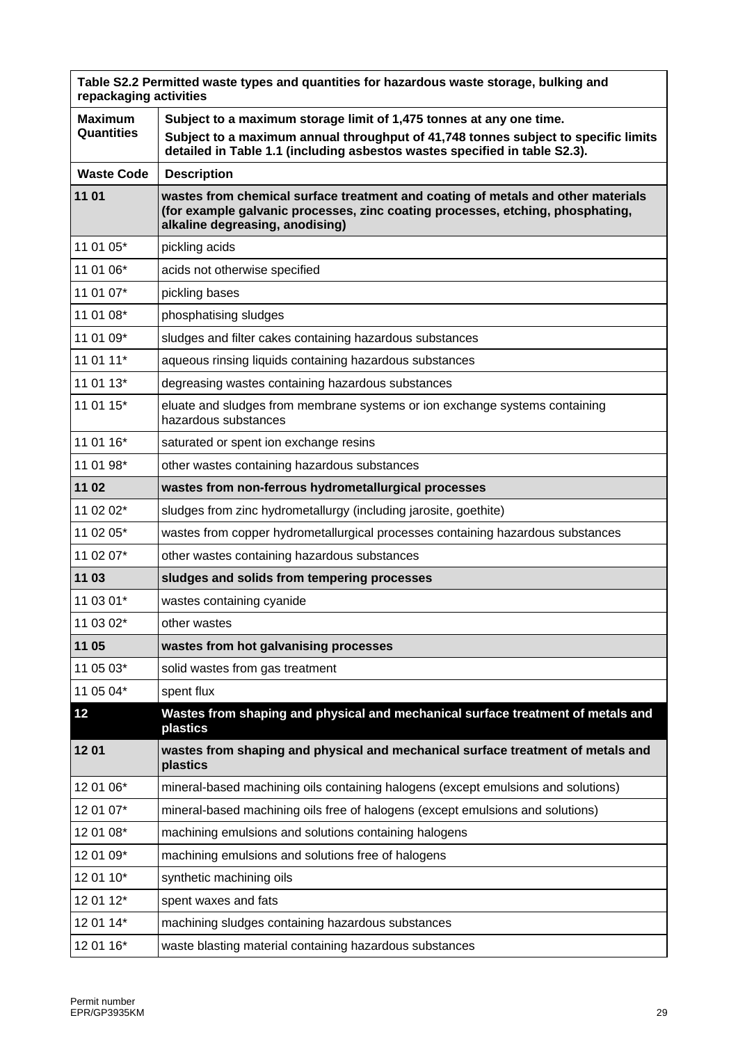| Table S2.2 Permitted waste types and quantities for hazardous waste storage, bulking and repackaging activities | |
|---|---|
| **Maximum Quantities** | **Subject to a maximum storage limit of 1,475 tonnes at any one time.** **Subject to a maximum annual throughput of 41,748 tonnes subject to specific limits detailed in Table 1.1 (including asbestos wastes specified in table S2.3).** |
| **Waste Code** | **Description** |
| **11 01** | **wastes from chemical surface treatment and coating of metals and other materials (for example galvanic processes, zinc coating processes, etching, phosphating, alkaline degreasing, anodising)** |
| 11 01 05* | pickling acids |
| 11 01 06* | acids not otherwise specified |
| 11 01 07* | pickling bases |
| 11 01 08* | phosphatising sludges |
| 11 01 09* | sludges and filter cakes containing hazardous substances |
| 11 01 11* | aqueous rinsing liquids containing hazardous substances |
| 11 01 13* | degreasing wastes containing hazardous substances |
| 11 01 15* | eluate and sludges from membrane systems or ion exchange systems containing hazardous substances |
| 11 01 16* | saturated or spent ion exchange resins |
| 11 01 98* | other wastes containing hazardous substances |
| **11 02** | **wastes from non-ferrous hydrometallurgical processes** |
| 11 02 02* | sludges from zinc hydrometallurgy (including jarosite, goethite) |
| 11 02 05* | wastes from copper hydrometallurgical processes containing hazardous substances |
| 11 02 07* | other wastes containing hazardous substances |
| **11 03** | **sludges and solids from tempering processes** |
| 11 03 01* | wastes containing cyanide |
| 11 03 02* | other wastes |
| **11 05** | **wastes from hot galvanising processes** |
| 11 05 03* | solid wastes from gas treatment |
| 11 05 04* | spent flux |
| **12** | **Wastes from shaping and physical and mechanical surface treatment of metals and plastics** |
| **12 01** | **wastes from shaping and physical and mechanical surface treatment of metals and plastics** |
| 12 01 06* | mineral-based machining oils containing halogens (except emulsions and solutions) |
| 12 01 07* | mineral-based machining oils free of halogens (except emulsions and solutions) |
| 12 01 08* | machining emulsions and solutions containing halogens |
| 12 01 09* | machining emulsions and solutions free of halogens |
| 12 01 10* | synthetic machining oils |
| 12 01 12* | spent waxes and fats |
| 12 01 14* | machining sludges containing hazardous substances |
| 12 01 16* | waste blasting material containing hazardous substances |

Permit number
EPR/GP3935KM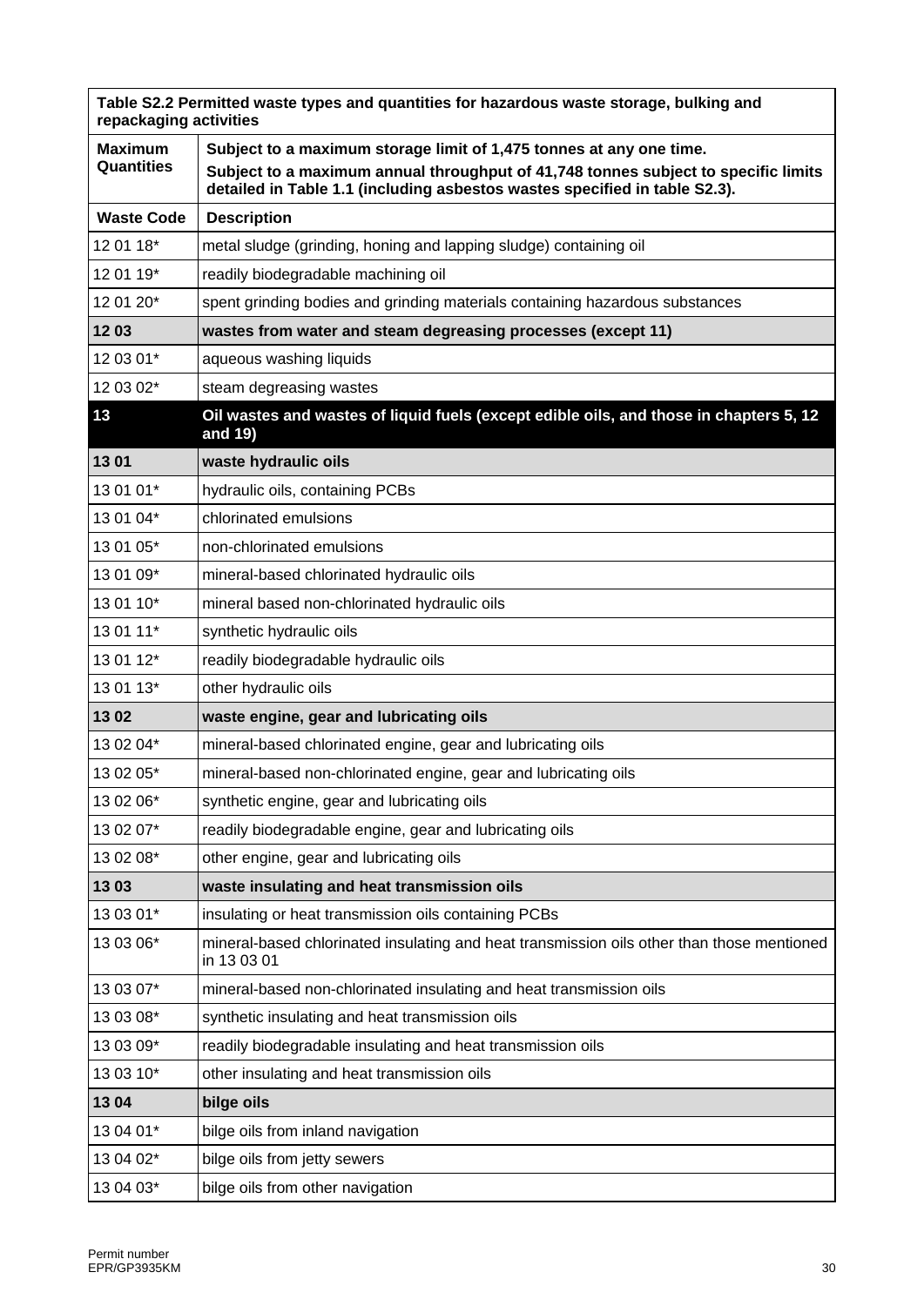| Table S2.2 Permitted waste types and quantities for hazardous waste storage, bulking and repackaging activities | |
|---|---|
| **Maximum Quantities** | **Subject to a maximum storage limit of 1,475 tonnes at any one time.** **Subject to a maximum annual throughput of 41,748 tonnes subject to specific limits detailed in Table 1.1 (including asbestos wastes specified in table S2.3).** |
| **Waste Code** | **Description** |
| 12 01 18* | metal sludge (grinding, honing and lapping sludge) containing oil |
| 12 01 19* | readily biodegradable machining oil |
| 12 01 20* | spent grinding bodies and grinding materials containing hazardous substances |
| **12 03** | **wastes from water and steam degreasing processes (except 11)** |
| 12 03 01* | aqueous washing liquids |
| 12 03 02* | steam degreasing wastes |
| **13** | **Oil wastes and wastes of liquid fuels (except edible oils, and those in chapters 5, 12 and 19)** |
| **13 01** | **waste hydraulic oils** |
| 13 01 01* | hydraulic oils, containing PCBs |
| 13 01 04* | chlorinated emulsions |
| 13 01 05* | non-chlorinated emulsions |
| 13 01 09* | mineral-based chlorinated hydraulic oils |
| 13 01 10* | mineral based non-chlorinated hydraulic oils |
| 13 01 11* | synthetic hydraulic oils |
| 13 01 12* | readily biodegradable hydraulic oils |
| 13 01 13* | other hydraulic oils |
| **13 02** | **waste engine, gear and lubricating oils** |
| 13 02 04* | mineral-based chlorinated engine, gear and lubricating oils |
| 13 02 05* | mineral-based non-chlorinated engine, gear and lubricating oils |
| 13 02 06* | synthetic engine, gear and lubricating oils |
| 13 02 07* | readily biodegradable engine, gear and lubricating oils |
| 13 02 08* | other engine, gear and lubricating oils |
| **13 03** | **waste insulating and heat transmission oils** |
| 13 03 01* | insulating or heat transmission oils containing PCBs |
| 13 03 06* | mineral-based chlorinated insulating and heat transmission oils other than those mentioned in 13 03 01 |
| 13 03 07* | mineral-based non-chlorinated insulating and heat transmission oils |
| 13 03 08* | synthetic insulating and heat transmission oils |
| 13 03 09* | readily biodegradable insulating and heat transmission oils |
| 13 03 10* | other insulating and heat transmission oils |
| **13 04** | **bilge oils** |
| 13 04 01* | bilge oils from inland navigation |
| 13 04 02* | bilge oils from jetty sewers |
| 13 04 03* | bilge oils from other navigation |

Permit number
EPR/GP3935KM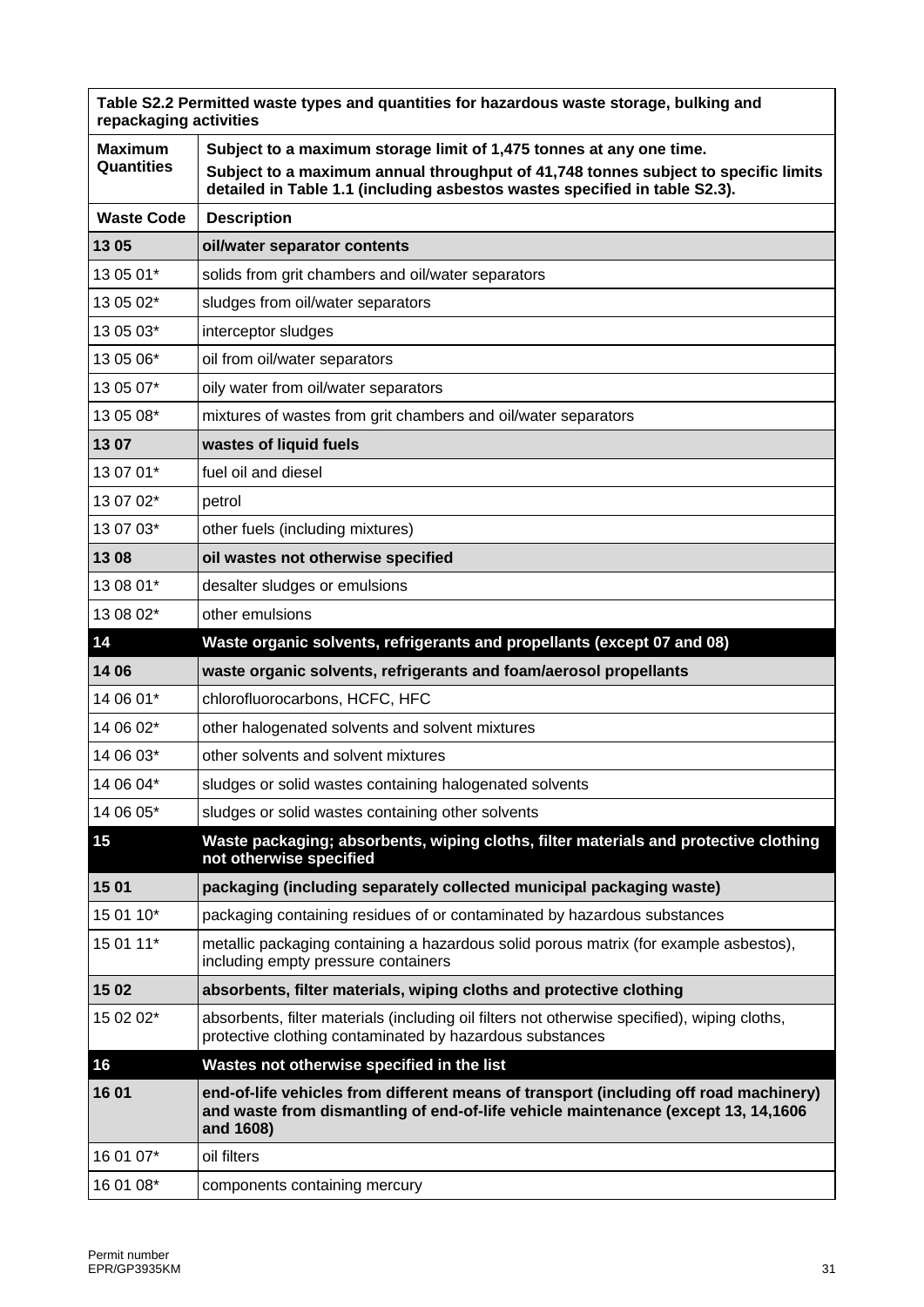| Table S2.2 Permitted waste types and quantities for hazardous waste storage, bulking and repackaging activities | |
|---|---|
| **Maximum Quantities** | **Subject to a maximum storage limit of 1,475 tonnes at any one time.** **Subject to a maximum annual throughput of 41,748 tonnes subject to specific limits detailed in Table 1.1 (including asbestos wastes specified in table S2.3).** |
| **Waste Code** | **Description** |
| **13 05** | **oil/water separator contents** |
| 13 05 01* | solids from grit chambers and oil/water separators |
| 13 05 02* | sludges from oil/water separators |
| 13 05 03* | interceptor sludges |
| 13 05 06* | oil from oil/water separators |
| 13 05 07* | oily water from oil/water separators |
| 13 05 08* | mixtures of wastes from grit chambers and oil/water separators |
| **13 07** | **wastes of liquid fuels** |
| 13 07 01* | fuel oil and diesel |
| 13 07 02* | petrol |
| 13 07 03* | other fuels (including mixtures) |
| **13 08** | **oil wastes not otherwise specified** |
| 13 08 01* | desalter sludges or emulsions |
| 13 08 02* | other emulsions |
| **14** | **Waste organic solvents, refrigerants and propellants (except 07 and 08)** |
| **14 06** | **waste organic solvents, refrigerants and foam/aerosol propellants** |
| 14 06 01* | chlorofluorocarbons, HCFC, HFC |
| 14 06 02* | other halogenated solvents and solvent mixtures |
| 14 06 03* | other solvents and solvent mixtures |
| 14 06 04* | sludges or solid wastes containing halogenated solvents |
| 14 06 05* | sludges or solid wastes containing other solvents |
| **15** | **Waste packaging; absorbents, wiping cloths, filter materials and protective clothing not otherwise specified** |
| **15 01** | **packaging (including separately collected municipal packaging waste)** |
| 15 01 10* | packaging containing residues of or contaminated by hazardous substances |
| 15 01 11* | metallic packaging containing a hazardous solid porous matrix (for example asbestos), including empty pressure containers |
| **15 02** | **absorbents, filter materials, wiping cloths and protective clothing** |
| 15 02 02* | absorbents, filter materials (including oil filters not otherwise specified), wiping cloths, protective clothing contaminated by hazardous substances |
| **16** | **Wastes not otherwise specified in the list** |
| **16 01** | **end-of-life vehicles from different means of transport (including off road machinery) and waste from dismantling of end-of-life vehicle maintenance (except 13, 14,1606 and 1608)** |
| 16 01 07* | oil filters |
| 16 01 08* | components containing mercury |

Permit number
EPR/GP3935KM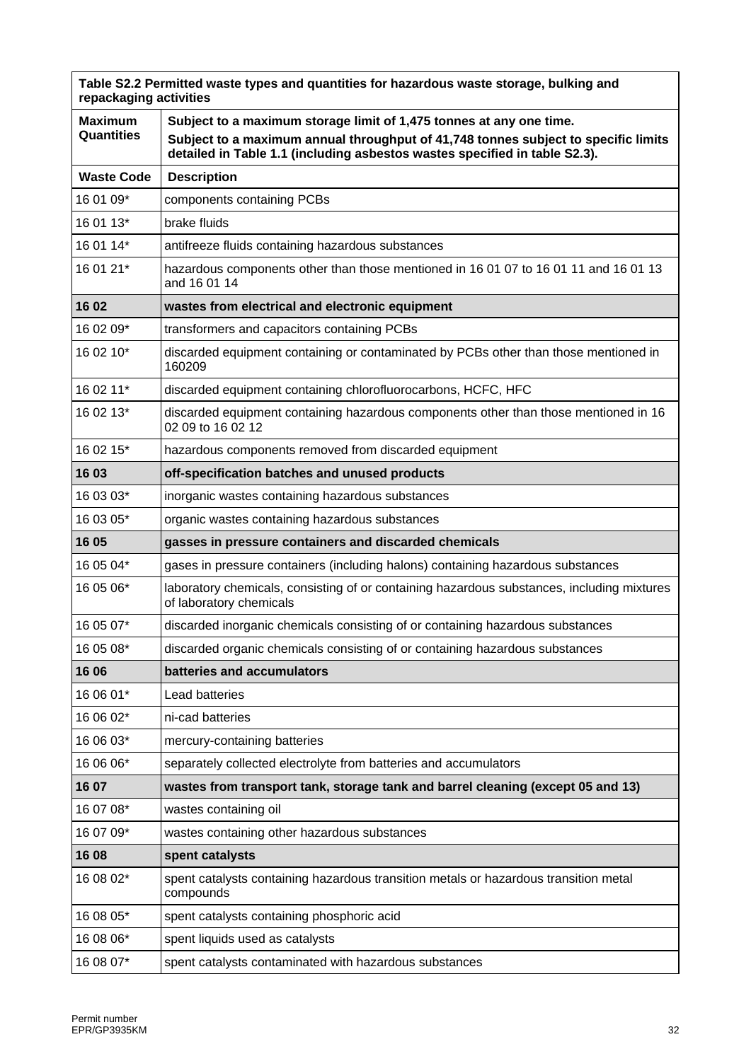| Table S2.2 Permitted waste types and quantities for hazardous waste storage, bulking and repackaging activities | |
|---|---|
| **Maximum Quantities** | **Subject to a maximum storage limit of 1,475 tonnes at any one time.** **Subject to a maximum annual throughput of 41,748 tonnes subject to specific limits detailed in Table 1.1 (including asbestos wastes specified in table S2.3).** |
| **Waste Code** | **Description** |
| 16 01 09* | components containing PCBs |
| 16 01 13* | brake fluids |
| 16 01 14* | antifreeze fluids containing hazardous substances |
| 16 01 21* | hazardous components other than those mentioned in 16 01 07 to 16 01 11 and 16 01 13 and 16 01 14 |
| **16 02** | **wastes from electrical and electronic equipment** |
| 16 02 09* | transformers and capacitors containing PCBs |
| 16 02 10* | discarded equipment containing or contaminated by PCBs other than those mentioned in 160209 |
| 16 02 11* | discarded equipment containing chlorofluorocarbons, HCFC, HFC |
| 16 02 13* | discarded equipment containing hazardous components other than those mentioned in 16 02 09 to 16 02 12 |
| 16 02 15* | hazardous components removed from discarded equipment |
| **16 03** | **off-specification batches and unused products** |
| 16 03 03* | inorganic wastes containing hazardous substances |
| 16 03 05* | organic wastes containing hazardous substances |
| **16 05** | **gasses in pressure containers and discarded chemicals** |
| 16 05 04* | gases in pressure containers (including halons) containing hazardous substances |
| 16 05 06* | laboratory chemicals, consisting of or containing hazardous substances, including mixtures of laboratory chemicals |
| 16 05 07* | discarded inorganic chemicals consisting of or containing hazardous substances |
| 16 05 08* | discarded organic chemicals consisting of or containing hazardous substances |
| **16 06** | **batteries and accumulators** |
| 16 06 01* | Lead batteries |
| 16 06 02* | ni-cad batteries |
| 16 06 03* | mercury-containing batteries |
| 16 06 06* | separately collected electrolyte from batteries and accumulators |
| **16 07** | **wastes from transport tank, storage tank and barrel cleaning (except 05 and 13)** |
| 16 07 08* | wastes containing oil |
| 16 07 09* | wastes containing other hazardous substances |
| **16 08** | **spent catalysts** |
| 16 08 02* | spent catalysts containing hazardous transition metals or hazardous transition metal compounds |
| 16 08 05* | spent catalysts containing phosphoric acid |
| 16 08 06* | spent liquids used as catalysts |
| 16 08 07* | spent catalysts contaminated with hazardous substances |

Permit number
EPR/GP3935KM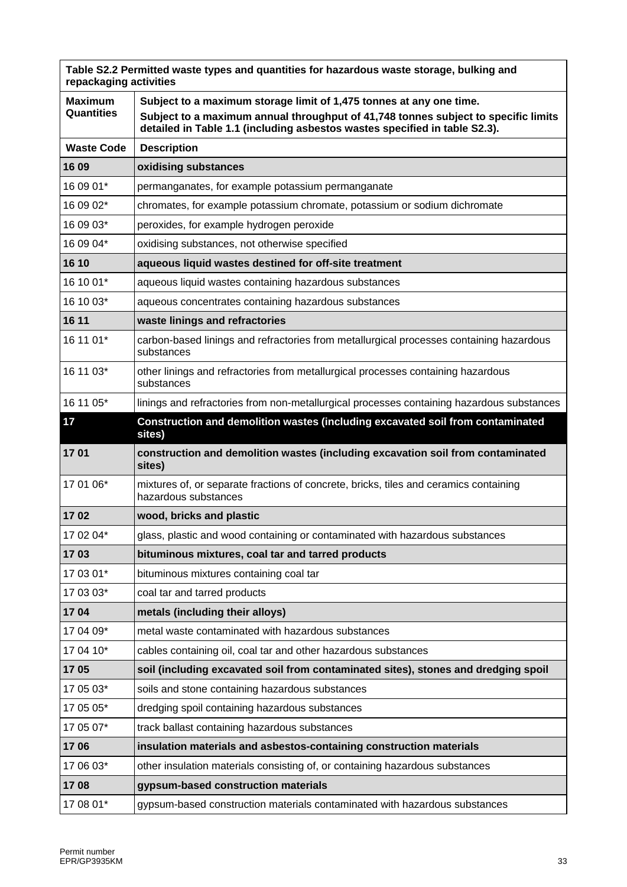| Table S2.2 Permitted waste types and quantities for hazardous waste storage, bulking and repackaging activities | |
|---|---|
| **Maximum Quantities** | **Subject to a maximum storage limit of 1,475 tonnes at any one time.** **Subject to a maximum annual throughput of 41,748 tonnes subject to specific limits detailed in Table 1.1 (including asbestos wastes specified in table S2.3).** |
| **Waste Code** | **Description** |
| **16 09** | **oxidising substances** |
| 16 09 01* | permanganates, for example potassium permanganate |
| 16 09 02* | chromates, for example potassium chromate, potassium or sodium dichromate |
| 16 09 03* | peroxides, for example hydrogen peroxide |
| 16 09 04* | oxidising substances, not otherwise specified |
| **16 10** | **aqueous liquid wastes destined for off-site treatment** |
| 16 10 01* | aqueous liquid wastes containing hazardous substances |
| 16 10 03* | aqueous concentrates containing hazardous substances |
| **16 11** | **waste linings and refractories** |
| 16 11 01* | carbon-based linings and refractories from metallurgical processes containing hazardous substances |
| 16 11 03* | other linings and refractories from metallurgical processes containing hazardous substances |
| 16 11 05* | linings and refractories from non-metallurgical processes containing hazardous substances |
| **17** | **Construction and demolition wastes (including excavated soil from contaminated sites)** |
| **17 01** | **construction and demolition wastes (including excavation soil from contaminated sites)** |
| 17 01 06* | mixtures of, or separate fractions of concrete, bricks, tiles and ceramics containing hazardous substances |
| **17 02** | **wood, bricks and plastic** |
| 17 02 04* | glass, plastic and wood containing or contaminated with hazardous substances |
| **17 03** | **bituminous mixtures, coal tar and tarred products** |
| 17 03 01* | bituminous mixtures containing coal tar |
| 17 03 03* | coal tar and tarred products |
| **17 04** | **metals (including their alloys)** |
| 17 04 09* | metal waste contaminated with hazardous substances |
| 17 04 10* | cables containing oil, coal tar and other hazardous substances |
| **17 05** | **soil (including excavated soil from contaminated sites), stones and dredging spoil** |
| 17 05 03* | soils and stone containing hazardous substances |
| 17 05 05* | dredging spoil containing hazardous substances |
| 17 05 07* | track ballast containing hazardous substances |
| **17 06** | **insulation materials and asbestos-containing construction materials** |
| 17 06 03* | other insulation materials consisting of, or containing hazardous substances |
| **17 08** | **gypsum-based construction materials** |
| 17 08 01* | gypsum-based construction materials contaminated with hazardous substances |

Permit number
EPR/GP3935KM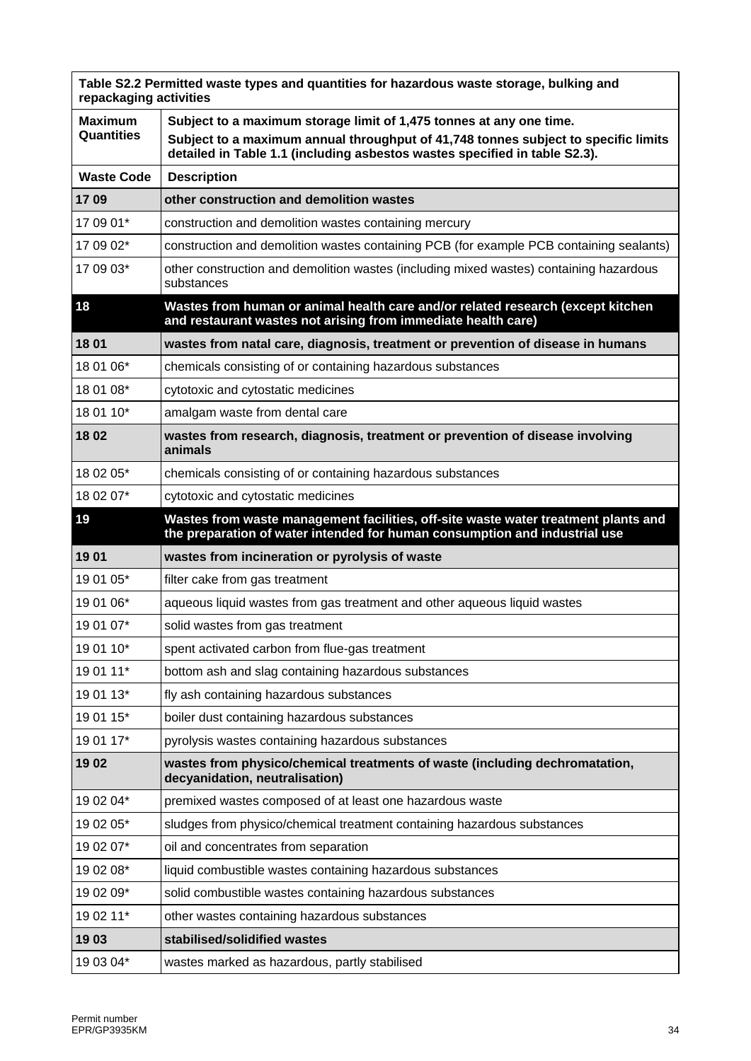| Table S2.2 Permitted waste types and quantities for hazardous waste storage, bulking and repackaging activities | |
|---|---|
| **Maximum Quantities** | **Subject to a maximum storage limit of 1,475 tonnes at any one time.** **Subject to a maximum annual throughput of 41,748 tonnes subject to specific limits detailed in Table 1.1 (including asbestos wastes specified in table S2.3).** |
| **Waste Code** | **Description** |
| **17 09** | **other construction and demolition wastes** |
| 17 09 01* | construction and demolition wastes containing mercury |
| 17 09 02* | construction and demolition wastes containing PCB (for example PCB containing sealants) |
| 17 09 03* | other construction and demolition wastes (including mixed wastes) containing hazardous substances |
| **18** | **Wastes from human or animal health care and/or related research (except kitchen and restaurant wastes not arising from immediate health care)** |
| **18 01** | **wastes from natal care, diagnosis, treatment or prevention of disease in humans** |
| 18 01 06* | chemicals consisting of or containing hazardous substances |
| 18 01 08* | cytotoxic and cytostatic medicines |
| 18 01 10* | amalgam waste from dental care |
| **18 02** | **wastes from research, diagnosis, treatment or prevention of disease involving animals** |
| 18 02 05* | chemicals consisting of or containing hazardous substances |
| 18 02 07* | cytotoxic and cytostatic medicines |
| **19** | **Wastes from waste management facilities, off-site waste water treatment plants and the preparation of water intended for human consumption and industrial use** |
| **19 01** | **wastes from incineration or pyrolysis of waste** |
| 19 01 05* | filter cake from gas treatment |
| 19 01 06* | aqueous liquid wastes from gas treatment and other aqueous liquid wastes |
| 19 01 07* | solid wastes from gas treatment |
| 19 01 10* | spent activated carbon from flue-gas treatment |
| 19 01 11* | bottom ash and slag containing hazardous substances |
| 19 01 13* | fly ash containing hazardous substances |
| 19 01 15* | boiler dust containing hazardous substances |
| 19 01 17* | pyrolysis wastes containing hazardous substances |
| **19 02** | **wastes from physico/chemical treatments of waste (including dechromatation, decyanidation, neutralisation)** |
| 19 02 04* | premixed wastes composed of at least one hazardous waste |
| 19 02 05* | sludges from physico/chemical treatment containing hazardous substances |
| 19 02 07* | oil and concentrates from separation |
| 19 02 08* | liquid combustible wastes containing hazardous substances |
| 19 02 09* | solid combustible wastes containing hazardous substances |
| 19 02 11* | other wastes containing hazardous substances |
| **19 03** | **stabilised/solidified wastes** |
| 19 03 04* | wastes marked as hazardous, partly stabilised |

Permit number
EPR/GP3935KM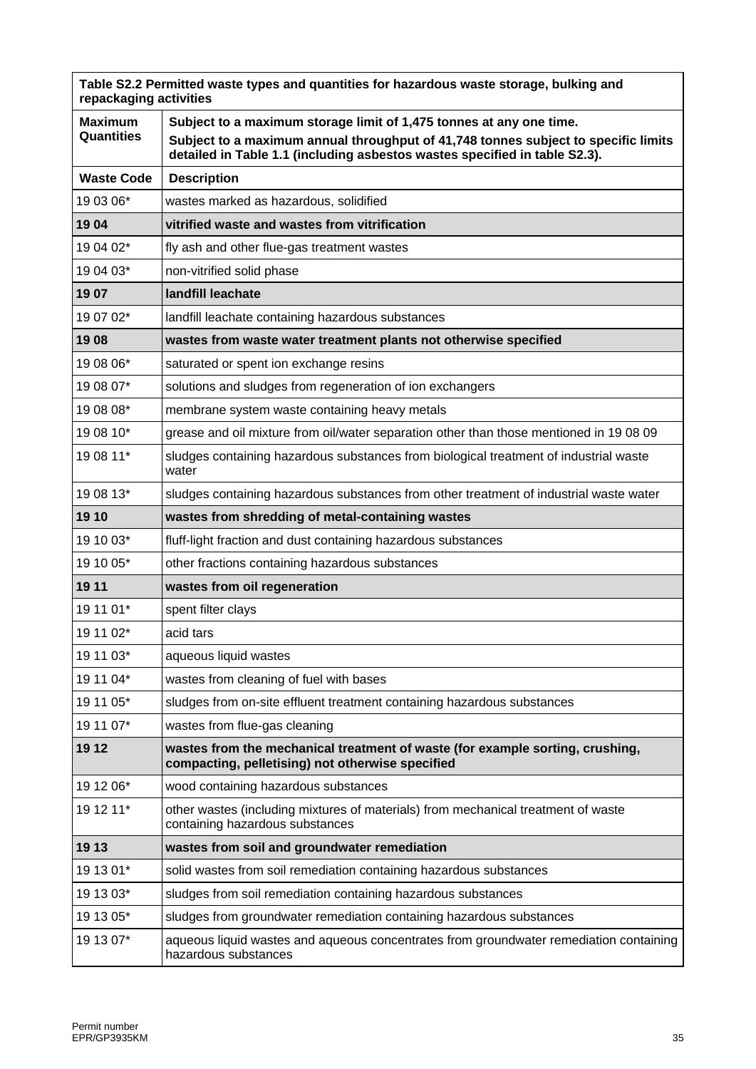| Table S2.2 Permitted waste types and quantities for hazardous waste storage, bulking and repackaging activities | |
|---|---|
| **Maximum Quantities** | **Subject to a maximum storage limit of 1,475 tonnes at any one time.** **Subject to a maximum annual throughput of 41,748 tonnes subject to specific limits detailed in Table 1.1 (including asbestos wastes specified in table S2.3).** |
| **Waste Code** | **Description** |
| 19 03 06* | wastes marked as hazardous, solidified |
| **19 04** | **vitrified waste and wastes from vitrification** |
| 19 04 02* | fly ash and other flue-gas treatment wastes |
| 19 04 03* | non-vitrified solid phase |
| **19 07** | **landfill leachate** |
| 19 07 02* | landfill leachate containing hazardous substances |
| **19 08** | **wastes from waste water treatment plants not otherwise specified** |
| 19 08 06* | saturated or spent ion exchange resins |
| 19 08 07* | solutions and sludges from regeneration of ion exchangers |
| 19 08 08* | membrane system waste containing heavy metals |
| 19 08 10* | grease and oil mixture from oil/water separation other than those mentioned in 19 08 09 |
| 19 08 11* | sludges containing hazardous substances from biological treatment of industrial waste water |
| 19 08 13* | sludges containing hazardous substances from other treatment of industrial waste water |
| **19 10** | **wastes from shredding of metal-containing wastes** |
| 19 10 03* | fluff-light fraction and dust containing hazardous substances |
| 19 10 05* | other fractions containing hazardous substances |
| **19 11** | **wastes from oil regeneration** |
| 19 11 01* | spent filter clays |
| 19 11 02* | acid tars |
| 19 11 03* | aqueous liquid wastes |
| 19 11 04* | wastes from cleaning of fuel with bases |
| 19 11 05* | sludges from on-site effluent treatment containing hazardous substances |
| 19 11 07* | wastes from flue-gas cleaning |
| **19 12** | **wastes from the mechanical treatment of waste (for example sorting, crushing, compacting, pelletising) not otherwise specified** |
| 19 12 06* | wood containing hazardous substances |
| 19 12 11* | other wastes (including mixtures of materials) from mechanical treatment of waste containing hazardous substances |
| **19 13** | **wastes from soil and groundwater remediation** |
| 19 13 01* | solid wastes from soil remediation containing hazardous substances |
| 19 13 03* | sludges from soil remediation containing hazardous substances |
| 19 13 05* | sludges from groundwater remediation containing hazardous substances |
| 19 13 07* | aqueous liquid wastes and aqueous concentrates from groundwater remediation containing hazardous substances |

Permit number
EPR/GP3935KM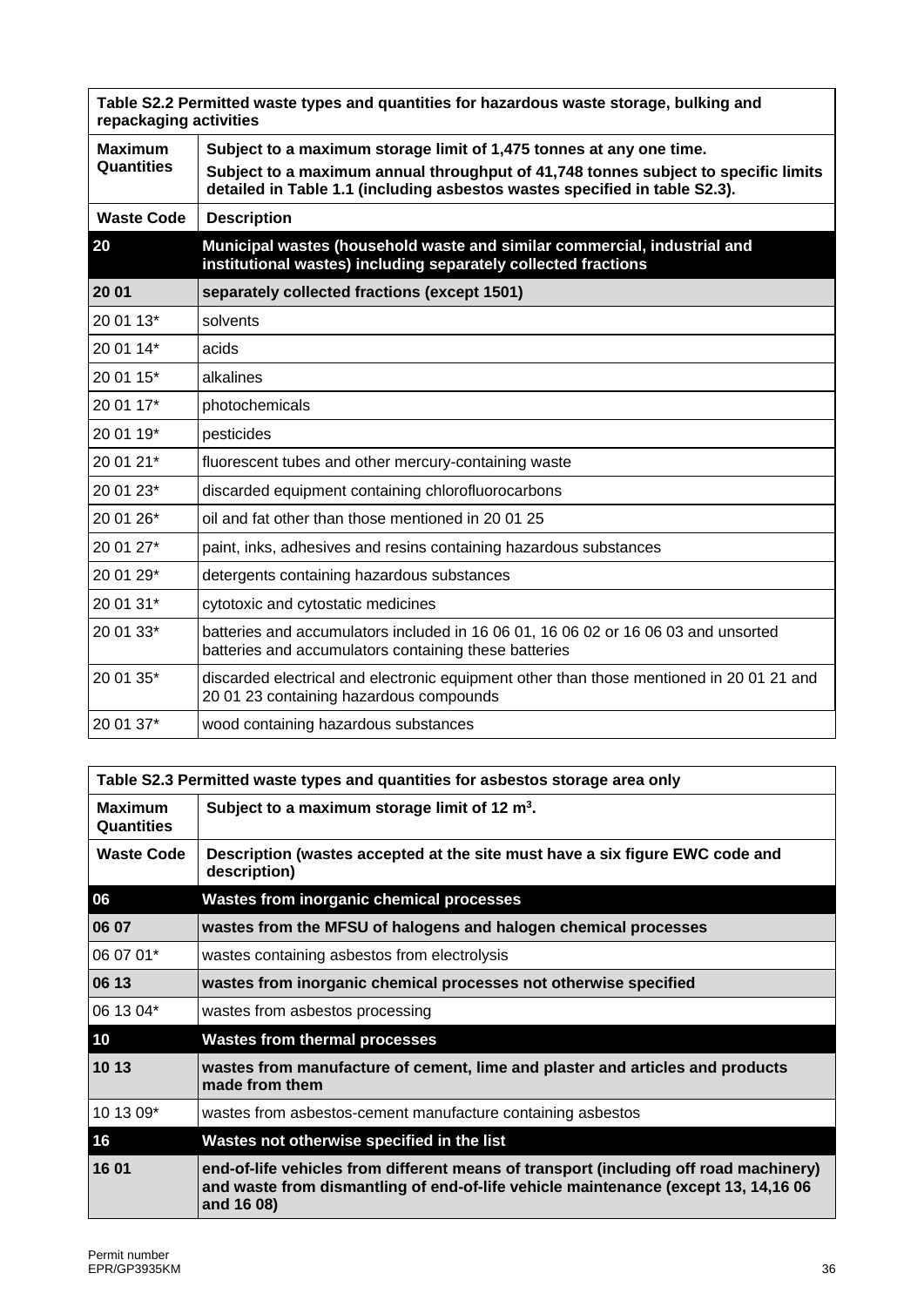| Table S2.2 Permitted waste types and quantities for hazardous waste storage, bulking and repackaging activities | |
|---|---|
| **Maximum Quantities** | **Subject to a maximum storage limit of 1,475 tonnes at any one time.** **Subject to a maximum annual throughput of 41,748 tonnes subject to specific limits detailed in Table 1.1 (including asbestos wastes specified in table S2.3).** |
| **Waste Code** | **Description** |
| **20** | **Municipal wastes (household waste and similar commercial, industrial and institutional wastes) including separately collected fractions** |
| **20 01** | **separately collected fractions (except 1501)** |
| 20 01 13* | solvents |
| 20 01 14* | acids |
| 20 01 15* | alkalines |
| 20 01 17* | photochemicals |
| 20 01 19* | pesticides |
| 20 01 21* | fluorescent tubes and other mercury-containing waste |
| 20 01 23* | discarded equipment containing chlorofluorocarbons |
| 20 01 26* | oil and fat other than those mentioned in 20 01 25 |
| 20 01 27* | paint, inks, adhesives and resins containing hazardous substances |
| 20 01 29* | detergents containing hazardous substances |
| 20 01 31* | cytotoxic and cytostatic medicines |
| 20 01 33* | batteries and accumulators included in 16 06 01, 16 06 02 or 16 06 03 and unsorted batteries and accumulators containing these batteries |
| 20 01 35* | discarded electrical and electronic equipment other than those mentioned in 20 01 21 and 20 01 23 containing hazardous compounds |
| 20 01 37* | wood containing hazardous substances |

| Table S2.3 Permitted waste types and quantities for asbestos storage area only | |
|---|---|
| **Maximum Quantities** | **Subject to a maximum storage limit of 12 m$^3$.** |
| **Waste Code** | **Description (wastes accepted at the site must have a six figure EWC code and description)** |
| **06** | **Wastes from inorganic chemical processes** |
| **06 07** | **wastes from the MFSU of halogens and halogen chemical processes** |
| 06 07 01* | wastes containing asbestos from electrolysis |
| **06 13** | **wastes from inorganic chemical processes not otherwise specified** |
| 06 13 04* | wastes from asbestos processing |
| **10** | **Wastes from thermal processes** |
| **10 13** | **wastes from manufacture of cement, lime and plaster and articles and products made from them** |
| 10 13 09* | wastes from asbestos-cement manufacture containing asbestos |
| **16** | **Wastes not otherwise specified in the list** |
| **16 01** | **end-of-life vehicles from different means of transport (including off road machinery) and waste from dismantling of end-of-life vehicle maintenance (except 13, 14,16 06 and 16 08)** |

Permit number
EPR/GP3935KM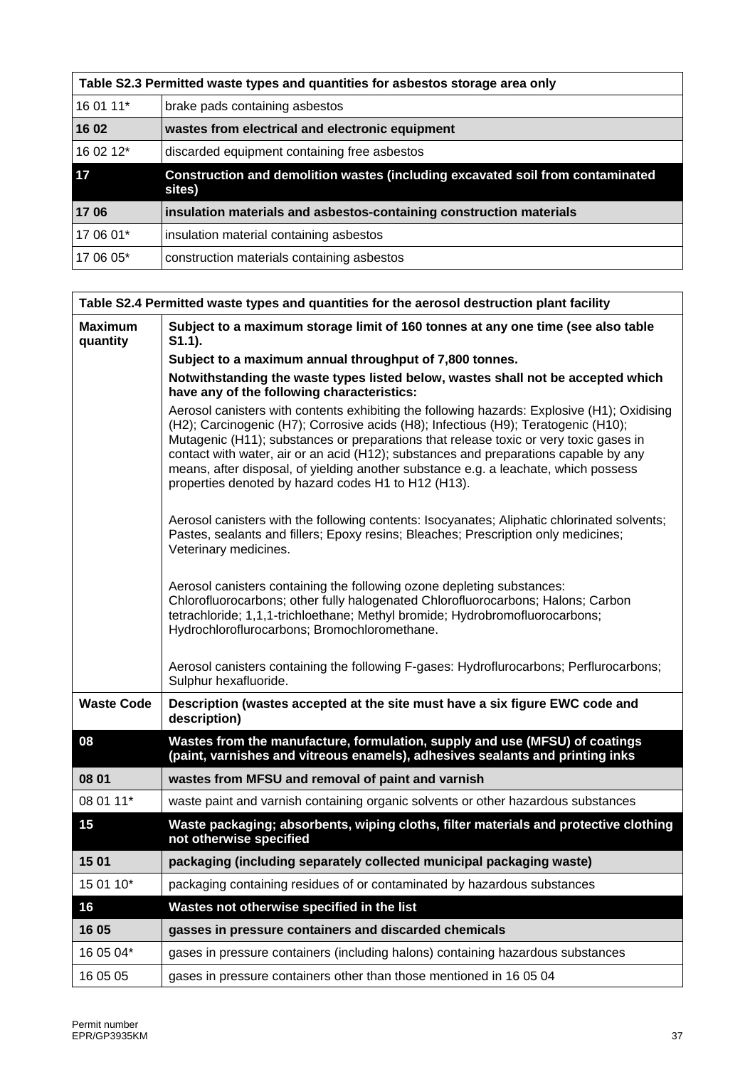| Table S2.3 Permitted waste types and quantities for asbestos storage area only | |
|---|---|
| 16 01 11* | brake pads containing asbestos |
| **16 02** | **wastes from electrical and electronic equipment** |
| 16 02 12* | discarded equipment containing free asbestos |
| **17** | **Construction and demolition wastes (including excavated soil from contaminated sites)** |
| **17 06** | **insulation materials and asbestos-containing construction materials** |
| 17 06 01* | insulation material containing asbestos |
| 17 06 05* | construction materials containing asbestos |

| Table S2.4 Permitted waste types and quantities for the aerosol destruction plant facility | |
|---|---|
| **Maximum quantity** | **Subject to a maximum storage limit of 160 tonnes at any one time (see also table S1.1).**<br>**Subject to a maximum annual throughput of 7,800 tonnes.**<br>**Notwithstanding the waste types listed below, wastes shall not be accepted which have any of the following characteristics:**<br>Aerosol canisters with contents exhibiting the following hazards: Explosive (H1); Oxidising (H2); Carcinogenic (H7); Corrosive acids (H8); Infectious (H9); Teratogenic (H10); Mutagenic (H11); substances or preparations that release toxic or very toxic gases in contact with water, air or an acid (H12); substances and preparations capable by any means, after disposal, of yielding another substance e.g. a leachate, which possess properties denoted by hazard codes H1 to H12 (H13).<br><br>Aerosol canisters with the following contents: Isocyanates; Aliphatic chlorinated solvents; Pastes, sealants and fillers; Epoxy resins; Bleaches; Prescription only medicines; Veterinary medicines.<br><br>Aerosol canisters containing the following ozone depleting substances: Chlorofluorocarbons; other fully halogenated Chlorofluorocarbons; Halons; Carbon tetrachloride; 1,1,1-trichloethane; Methyl bromide; Hydrobromofluorocarbons; Hydrochloroflurocarbons; Bromochloromethane.<br><br>Aerosol canisters containing the following F-gases: Hydroflurocarbons; Perflurocarbons; Sulphur hexafluoride. |
| **Waste Code** | **Description (wastes accepted at the site must have a six figure EWC code and description)** |
| **08** | **Wastes from the manufacture, formulation, supply and use (MFSU) of coatings (paint, varnishes and vitreous enamels), adhesives sealants and printing inks** |
| **08 01** | **wastes from MFSU and removal of paint and varnish** |
| 08 01 11* | waste paint and varnish containing organic solvents or other hazardous substances |
| **15** | **Waste packaging; absorbents, wiping cloths, filter materials and protective clothing not otherwise specified** |
| **15 01** | **packaging (including separately collected municipal packaging waste)** |
| 15 01 10* | packaging containing residues of or contaminated by hazardous substances |
| **16** | **Wastes not otherwise specified in the list** |
| **16 05** | **gasses in pressure containers and discarded chemicals** |
| 16 05 04* | gases in pressure containers (including halons) containing hazardous substances |
| 16 05 05 | gases in pressure containers other than those mentioned in 16 05 04 |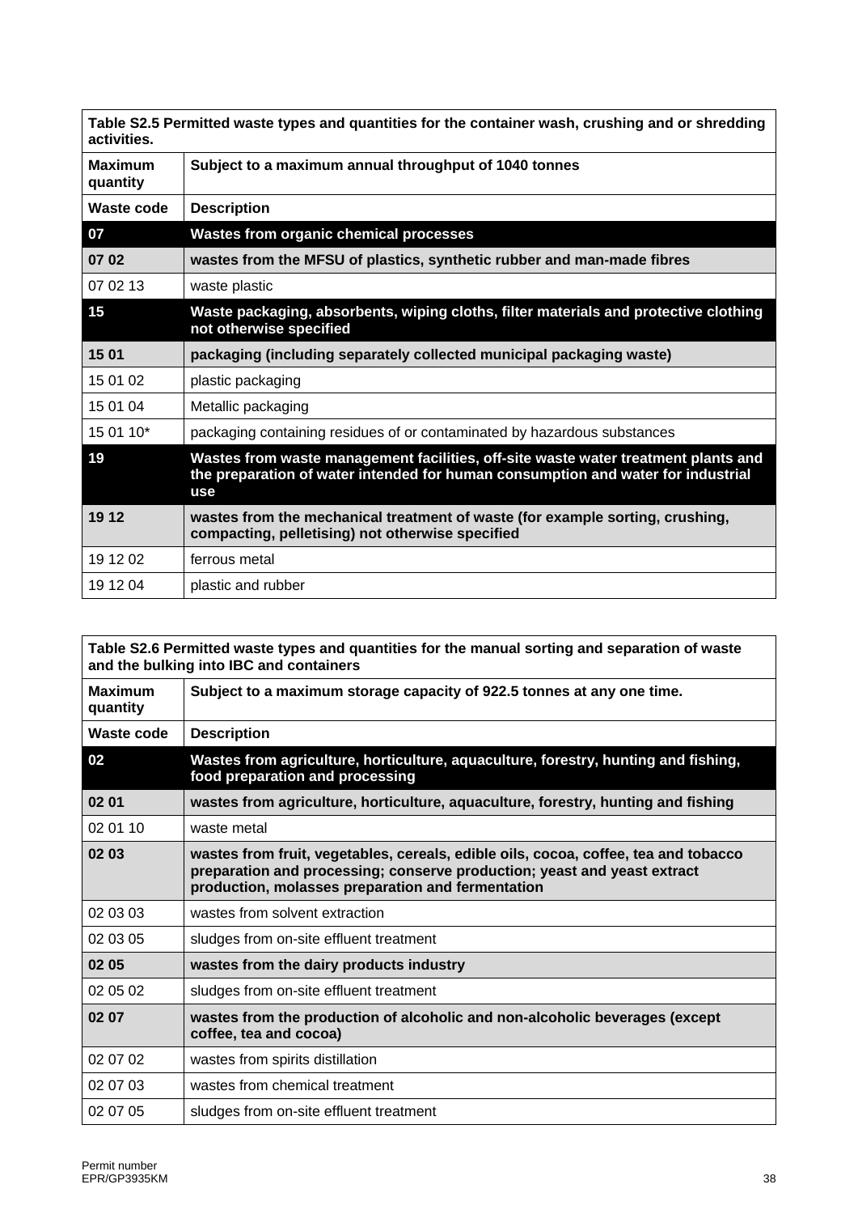| Table S2.5 Permitted waste types and quantities for the container wash, crushing and or shredding activities. | |
|---|---|
| **Maximum quantity** | **Subject to a maximum annual throughput of 1040 tonnes** |
| **Waste code** | **Description** |
| **07** | **Wastes from organic chemical processes** |
| **07 02** | **wastes from the MFSU of plastics, synthetic rubber and man-made fibres** |
| 07 02 13 | waste plastic |
| **15** | **Waste packaging, absorbents, wiping cloths, filter materials and protective clothing not otherwise specified** |
| **15 01** | **packaging (including separately collected municipal packaging waste)** |
| 15 01 02 | plastic packaging |
| 15 01 04 | Metallic packaging |
| 15 01 10* | packaging containing residues of or contaminated by hazardous substances |
| **19** | **Wastes from waste management facilities, off-site waste water treatment plants and the preparation of water intended for human consumption and water for industrial use** |
| **19 12** | **wastes from the mechanical treatment of waste (for example sorting, crushing, compacting, pelletising) not otherwise specified** |
| 19 12 02 | ferrous metal |
| 19 12 04 | plastic and rubber |

| Table S2.6 Permitted waste types and quantities for the manual sorting and separation of waste and the bulking into IBC and containers | |
|---|---|
| **Maximum quantity** | **Subject to a maximum storage capacity of 922.5 tonnes at any one time.** |
| **Waste code** | **Description** |
| **02** | **Wastes from agriculture, horticulture, aquaculture, forestry, hunting and fishing, food preparation and processing** |
| **02 01** | **wastes from agriculture, horticulture, aquaculture, forestry, hunting and fishing** |
| 02 01 10 | waste metal |
| **02 03** | **wastes from fruit, vegetables, cereals, edible oils, cocoa, coffee, tea and tobacco preparation and processing; conserve production; yeast and yeast extract production, molasses preparation and fermentation** |
| 02 03 03 | wastes from solvent extraction |
| 02 03 05 | sludges from on-site effluent treatment |
| **02 05** | **wastes from the dairy products industry** |
| 02 05 02 | sludges from on-site effluent treatment |
| **02 07** | **wastes from the production of alcoholic and non-alcoholic beverages (except coffee, tea and cocoa)** |
| 02 07 02 | wastes from spirits distillation |
| 02 07 03 | wastes from chemical treatment |
| 02 07 05 | sludges from on-site effluent treatment |

Permit number
EPR/GP3935KM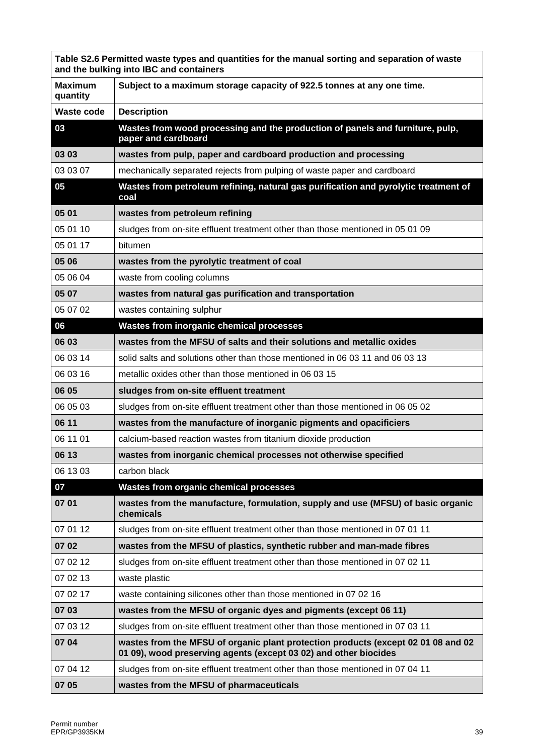| Table S2.6 Permitted waste types and quantities for the manual sorting and separation of waste and the bulking into IBC and containers | |
|---|---|
| **Maximum quantity** | **Subject to a maximum storage capacity of 922.5 tonnes at any one time.** |
| **Waste code** | **Description** |
| **03** | **Wastes from wood processing and the production of panels and furniture, pulp, paper and cardboard** |
| **03 03** | **wastes from pulp, paper and cardboard production and processing** |
| 03 03 07 | mechanically separated rejects from pulping of waste paper and cardboard |
| **05** | **Wastes from petroleum refining, natural gas purification and pyrolytic treatment of coal** |
| **05 01** | **wastes from petroleum refining** |
| 05 01 10 | sludges from on-site effluent treatment other than those mentioned in 05 01 09 |
| 05 01 17 | bitumen |
| **05 06** | **wastes from the pyrolytic treatment of coal** |
| 05 06 04 | waste from cooling columns |
| **05 07** | **wastes from natural gas purification and transportation** |
| 05 07 02 | wastes containing sulphur |
| **06** | **Wastes from inorganic chemical processes** |
| **06 03** | **wastes from the MFSU of salts and their solutions and metallic oxides** |
| 06 03 14 | solid salts and solutions other than those mentioned in 06 03 11 and 06 03 13 |
| 06 03 16 | metallic oxides other than those mentioned in 06 03 15 |
| **06 05** | **sludges from on-site effluent treatment** |
| 06 05 03 | sludges from on-site effluent treatment other than those mentioned in 06 05 02 |
| **06 11** | **wastes from the manufacture of inorganic pigments and opacificiers** |
| 06 11 01 | calcium-based reaction wastes from titanium dioxide production |
| **06 13** | **wastes from inorganic chemical processes not otherwise specified** |
| 06 13 03 | carbon black |
| **07** | **Wastes from organic chemical processes** |
| **07 01** | **wastes from the manufacture, formulation, supply and use (MFSU) of basic organic chemicals** |
| 07 01 12 | sludges from on-site effluent treatment other than those mentioned in 07 01 11 |
| **07 02** | **wastes from the MFSU of plastics, synthetic rubber and man-made fibres** |
| 07 02 12 | sludges from on-site effluent treatment other than those mentioned in 07 02 11 |
| 07 02 13 | waste plastic |
| 07 02 17 | waste containing silicones other than those mentioned in 07 02 16 |
| **07 03** | **wastes from the MFSU of organic dyes and pigments (except 06 11)** |
| 07 03 12 | sludges from on-site effluent treatment other than those mentioned in 07 03 11 |
| **07 04** | **wastes from the MFSU of organic plant protection products (except 02 01 08 and 02 01 09), wood preserving agents (except 03 02) and other biocides** |
| 07 04 12 | sludges from on-site effluent treatment other than those mentioned in 07 04 11 |
| **07 05** | **wastes from the MFSU of pharmaceuticals** |

Permit number
EPR/GP3935KM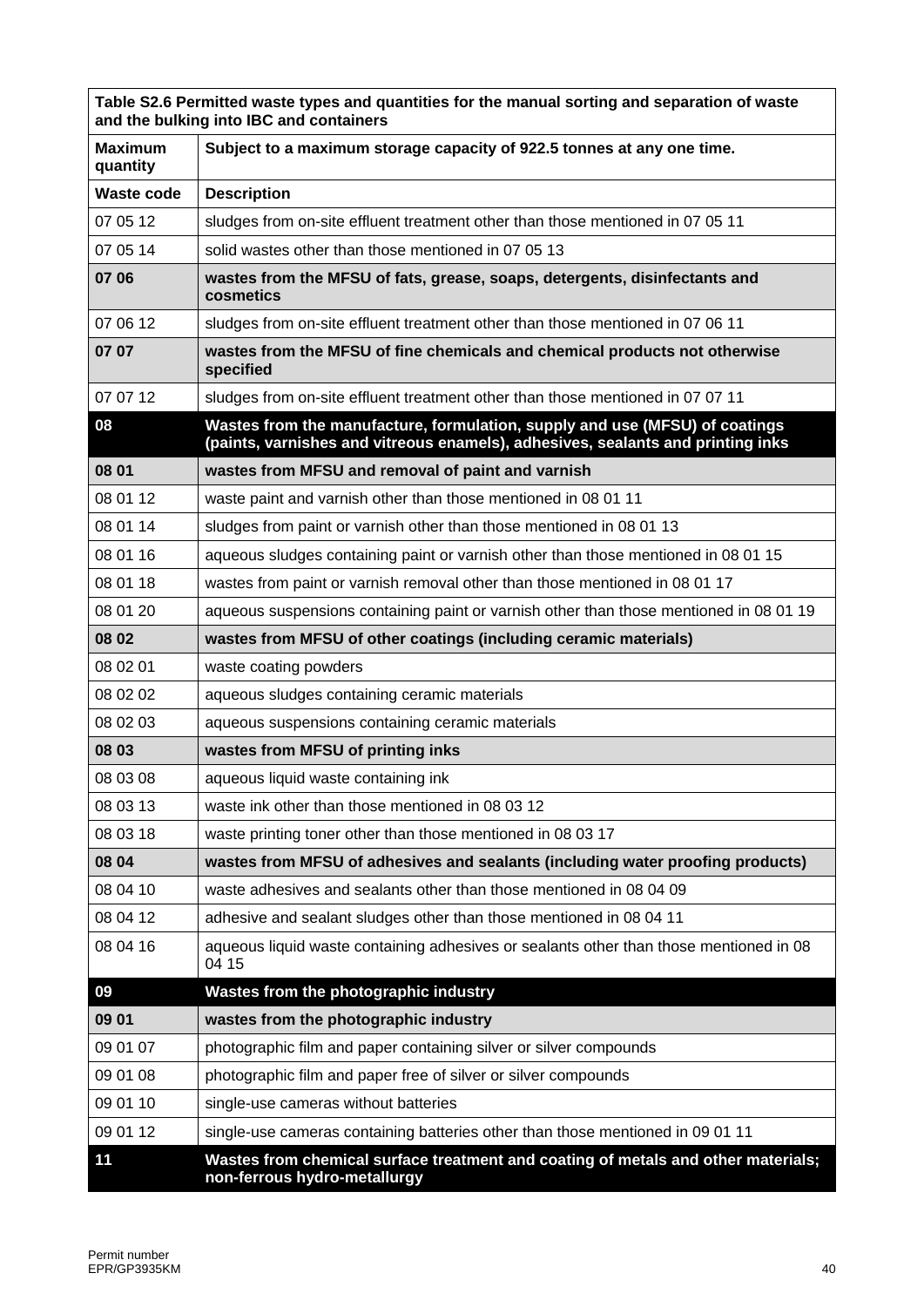| Table S2.6 Permitted waste types and quantities for the manual sorting and separation of waste and the bulking into IBC and containers | |
|---|---|
| **Maximum quantity** | **Subject to a maximum storage capacity of 922.5 tonnes at any one time.** |
| **Waste code** | **Description** |
| 07 05 12 | sludges from on-site effluent treatment other than those mentioned in 07 05 11 |
| 07 05 14 | solid wastes other than those mentioned in 07 05 13 |
| **07 06** | **wastes from the MFSU of fats, grease, soaps, detergents, disinfectants and cosmetics** |
| 07 06 12 | sludges from on-site effluent treatment other than those mentioned in 07 06 11 |
| **07 07** | **wastes from the MFSU of fine chemicals and chemical products not otherwise specified** |
| 07 07 12 | sludges from on-site effluent treatment other than those mentioned in 07 07 11 |
| **08** | **Wastes from the manufacture, formulation, supply and use (MFSU) of coatings (paints, varnishes and vitreous enamels), adhesives, sealants and printing inks** |
| **08 01** | **wastes from MFSU and removal of paint and varnish** |
| 08 01 12 | waste paint and varnish other than those mentioned in 08 01 11 |
| 08 01 14 | sludges from paint or varnish other than those mentioned in 08 01 13 |
| 08 01 16 | aqueous sludges containing paint or varnish other than those mentioned in 08 01 15 |
| 08 01 18 | wastes from paint or varnish removal other than those mentioned in 08 01 17 |
| 08 01 20 | aqueous suspensions containing paint or varnish other than those mentioned in 08 01 19 |
| **08 02** | **wastes from MFSU of other coatings (including ceramic materials)** |
| 08 02 01 | waste coating powders |
| 08 02 02 | aqueous sludges containing ceramic materials |
| 08 02 03 | aqueous suspensions containing ceramic materials |
| **08 03** | **wastes from MFSU of printing inks** |
| 08 03 08 | aqueous liquid waste containing ink |
| 08 03 13 | waste ink other than those mentioned in 08 03 12 |
| 08 03 18 | waste printing toner other than those mentioned in 08 03 17 |
| **08 04** | **wastes from MFSU of adhesives and sealants (including water proofing products)** |
| 08 04 10 | waste adhesives and sealants other than those mentioned in 08 04 09 |
| 08 04 12 | adhesive and sealant sludges other than those mentioned in 08 04 11 |
| 08 04 16 | aqueous liquid waste containing adhesives or sealants other than those mentioned in 08 04 15 |
| **09** | **Wastes from the photographic industry** |
| **09 01** | **wastes from the photographic industry** |
| 09 01 07 | photographic film and paper containing silver or silver compounds |
| 09 01 08 | photographic film and paper free of silver or silver compounds |
| 09 01 10 | single-use cameras without batteries |
| 09 01 12 | single-use cameras containing batteries other than those mentioned in 09 01 11 |
| **11** | **Wastes from chemical surface treatment and coating of metals and other materials; non-ferrous hydro-metallurgy** |

Permit number
EPR/GP3935KM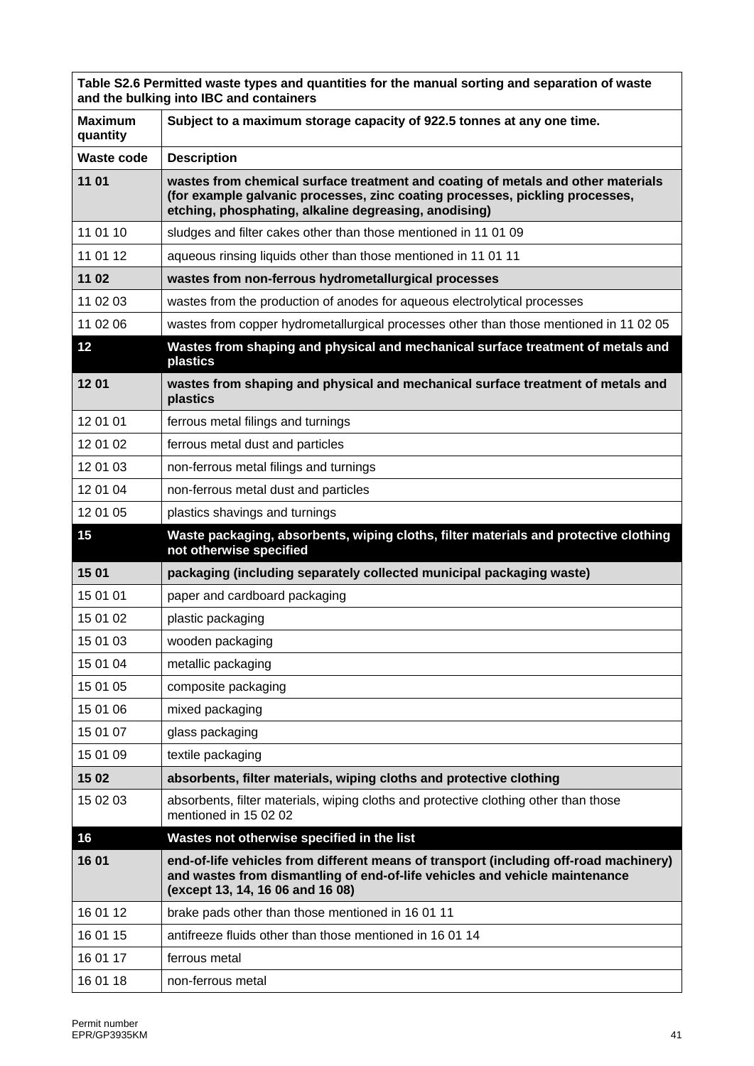| Table S2.6 Permitted waste types and quantities for the manual sorting and separation of waste and the bulking into IBC and containers | |
|---|---|
| **Maximum quantity** | **Subject to a maximum storage capacity of 922.5 tonnes at any one time.** |
| **Waste code** | **Description** |
| **11 01** | **wastes from chemical surface treatment and coating of metals and other materials (for example galvanic processes, zinc coating processes, pickling processes, etching, phosphating, alkaline degreasing, anodising)** |
| 11 01 10 | sludges and filter cakes other than those mentioned in 11 01 09 |
| 11 01 12 | aqueous rinsing liquids other than those mentioned in 11 01 11 |
| **11 02** | **wastes from non-ferrous hydrometallurgical processes** |
| 11 02 03 | wastes from the production of anodes for aqueous electrolytical processes |
| 11 02 06 | wastes from copper hydrometallurgical processes other than those mentioned in 11 02 05 |
| **12** | **Wastes from shaping and physical and mechanical surface treatment of metals and plastics** |
| **12 01** | **wastes from shaping and physical and mechanical surface treatment of metals and plastics** |
| 12 01 01 | ferrous metal filings and turnings |
| 12 01 02 | ferrous metal dust and particles |
| 12 01 03 | non-ferrous metal filings and turnings |
| 12 01 04 | non-ferrous metal dust and particles |
| 12 01 05 | plastics shavings and turnings |
| **15** | **Waste packaging, absorbents, wiping cloths, filter materials and protective clothing not otherwise specified** |
| **15 01** | **packaging (including separately collected municipal packaging waste)** |
| 15 01 01 | paper and cardboard packaging |
| 15 01 02 | plastic packaging |
| 15 01 03 | wooden packaging |
| 15 01 04 | metallic packaging |
| 15 01 05 | composite packaging |
| 15 01 06 | mixed packaging |
| 15 01 07 | glass packaging |
| 15 01 09 | textile packaging |
| **15 02** | **absorbents, filter materials, wiping cloths and protective clothing** |
| 15 02 03 | absorbents, filter materials, wiping cloths and protective clothing other than those mentioned in 15 02 02 |
| **16** | **Wastes not otherwise specified in the list** |
| **16 01** | **end-of-life vehicles from different means of transport (including off-road machinery) and wastes from dismantling of end-of-life vehicles and vehicle maintenance (except 13, 14, 16 06 and 16 08)** |
| 16 01 12 | brake pads other than those mentioned in 16 01 11 |
| 16 01 15 | antifreeze fluids other than those mentioned in 16 01 14 |
| 16 01 17 | ferrous metal |
| 16 01 18 | non-ferrous metal |

Permit number
EPR/GP3935KM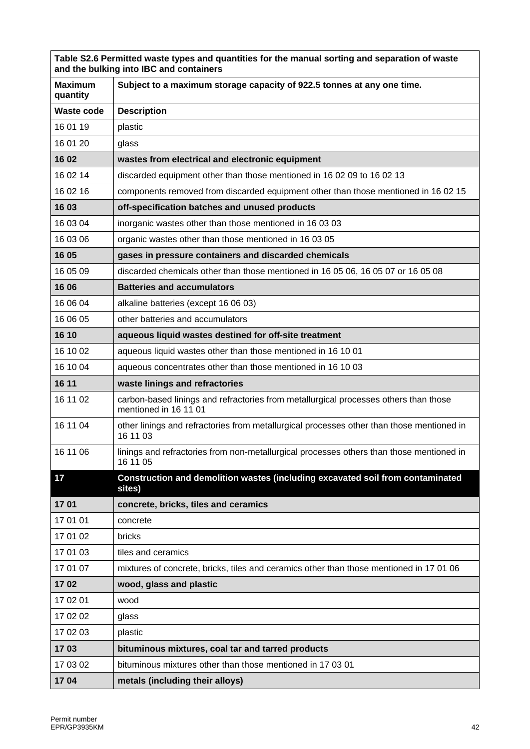| Table S2.6 Permitted waste types and quantities for the manual sorting and separation of waste and the bulking into IBC and containers | |
|---|---|
| **Maximum quantity** | **Subject to a maximum storage capacity of 922.5 tonnes at any one time.** |
| **Waste code** | **Description** |
| 16 01 19 | plastic |
| 16 01 20 | glass |
| **16 02** | **wastes from electrical and electronic equipment** |
| 16 02 14 | discarded equipment other than those mentioned in 16 02 09 to 16 02 13 |
| 16 02 16 | components removed from discarded equipment other than those mentioned in 16 02 15 |
| **16 03** | **off-specification batches and unused products** |
| 16 03 04 | inorganic wastes other than those mentioned in 16 03 03 |
| 16 03 06 | organic wastes other than those mentioned in 16 03 05 |
| **16 05** | **gases in pressure containers and discarded chemicals** |
| 16 05 09 | discarded chemicals other than those mentioned in 16 05 06, 16 05 07 or 16 05 08 |
| **16 06** | **Batteries and accumulators** |
| 16 06 04 | alkaline batteries (except 16 06 03) |
| 16 06 05 | other batteries and accumulators |
| **16 10** | **aqueous liquid wastes destined for off-site treatment** |
| 16 10 02 | aqueous liquid wastes other than those mentioned in 16 10 01 |
| 16 10 04 | aqueous concentrates other than those mentioned in 16 10 03 |
| **16 11** | **waste linings and refractories** |
| 16 11 02 | carbon-based linings and refractories from metallurgical processes others than those mentioned in 16 11 01 |
| 16 11 04 | other linings and refractories from metallurgical processes other than those mentioned in 16 11 03 |
| 16 11 06 | linings and refractories from non-metallurgical processes others than those mentioned in 16 11 05 |
| **17** | **Construction and demolition wastes (including excavated soil from contaminated sites)** |
| **17 01** | **concrete, bricks, tiles and ceramics** |
| 17 01 01 | concrete |
| 17 01 02 | bricks |
| 17 01 03 | tiles and ceramics |
| 17 01 07 | mixtures of concrete, bricks, tiles and ceramics other than those mentioned in 17 01 06 |
| **17 02** | **wood, glass and plastic** |
| 17 02 01 | wood |
| 17 02 02 | glass |
| 17 02 03 | plastic |
| **17 03** | **bituminous mixtures, coal tar and tarred products** |
| 17 03 02 | bituminous mixtures other than those mentioned in 17 03 01 |
| **17 04** | **metals (including their alloys)** |

Permit number
EPR/GP3935KM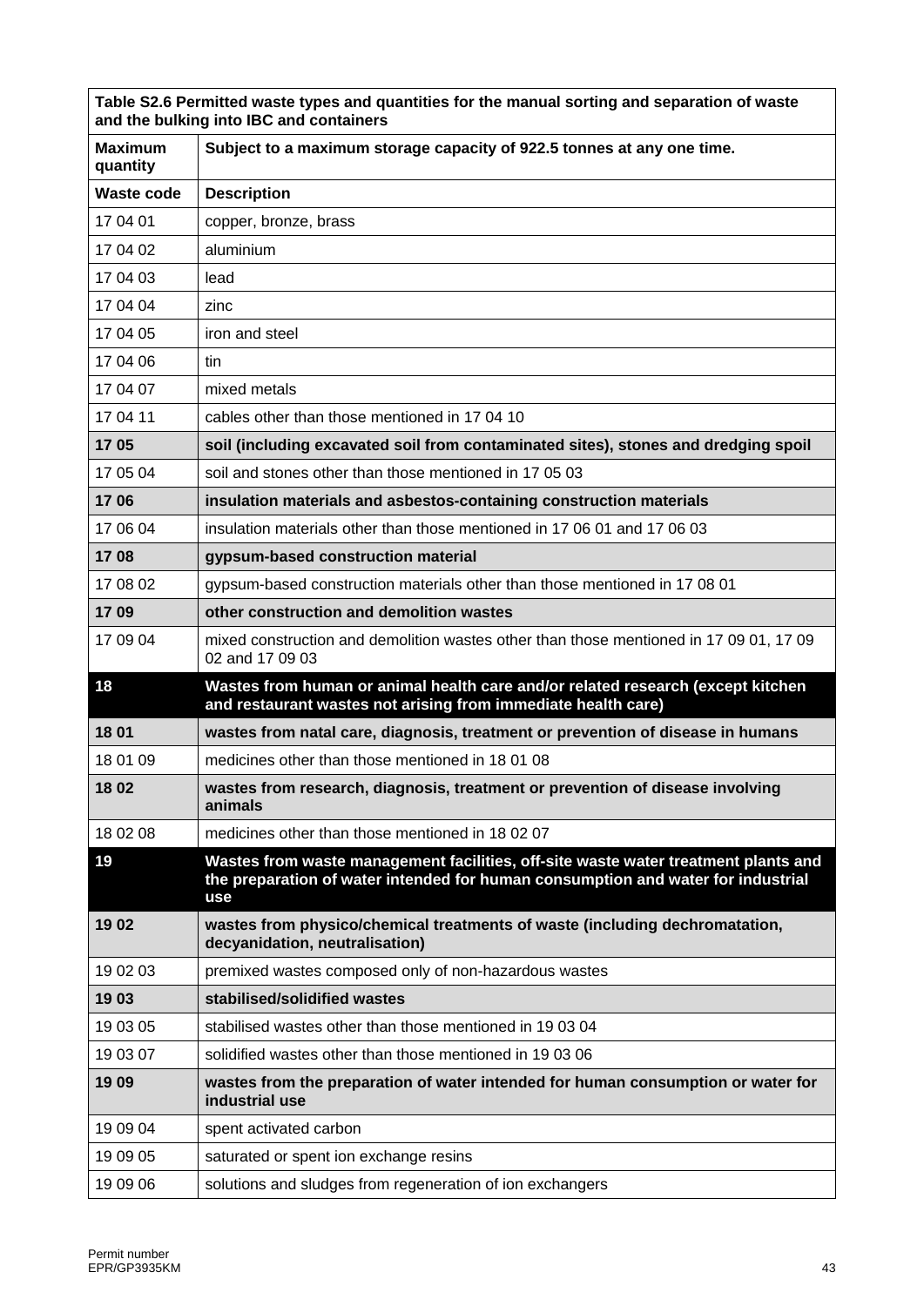| Table S2.6 Permitted waste types and quantities for the manual sorting and separation of waste and the bulking into IBC and containers | |
|---|---|
| **Maximum quantity** | **Subject to a maximum storage capacity of 922.5 tonnes at any one time.** |
| **Waste code** | **Description** |
| 17 04 01 | copper, bronze, brass |
| 17 04 02 | aluminium |
| 17 04 03 | lead |
| 17 04 04 | zinc |
| 17 04 05 | iron and steel |
| 17 04 06 | tin |
| 17 04 07 | mixed metals |
| 17 04 11 | cables other than those mentioned in 17 04 10 |
| **17 05** | **soil (including excavated soil from contaminated sites), stones and dredging spoil** |
| 17 05 04 | soil and stones other than those mentioned in 17 05 03 |
| **17 06** | **insulation materials and asbestos-containing construction materials** |
| 17 06 04 | insulation materials other than those mentioned in 17 06 01 and 17 06 03 |
| **17 08** | **gypsum-based construction material** |
| 17 08 02 | gypsum-based construction materials other than those mentioned in 17 08 01 |
| **17 09** | **other construction and demolition wastes** |
| 17 09 04 | mixed construction and demolition wastes other than those mentioned in 17 09 01, 17 09 02 and 17 09 03 |
| **18** | **Wastes from human or animal health care and/or related research (except kitchen and restaurant wastes not arising from immediate health care)** |
| **18 01** | **wastes from natal care, diagnosis, treatment or prevention of disease in humans** |
| 18 01 09 | medicines other than those mentioned in 18 01 08 |
| **18 02** | **wastes from research, diagnosis, treatment or prevention of disease involving animals** |
| 18 02 08 | medicines other than those mentioned in 18 02 07 |
| **19** | **Wastes from waste management facilities, off-site waste water treatment plants and the preparation of water intended for human consumption and water for industrial use** |
| **19 02** | **wastes from physico/chemical treatments of waste (including dechromatation, decyanidation, neutralisation)** |
| 19 02 03 | premixed wastes composed only of non-hazardous wastes |
| **19 03** | **stabilised/solidified wastes** |
| 19 03 05 | stabilised wastes other than those mentioned in 19 03 04 |
| 19 03 07 | solidified wastes other than those mentioned in 19 03 06 |
| **19 09** | **wastes from the preparation of water intended for human consumption or water for industrial use** |
| 19 09 04 | spent activated carbon |
| 19 09 05 | saturated or spent ion exchange resins |
| 19 09 06 | solutions and sludges from regeneration of ion exchangers |

Permit number
EPR/GP3935KM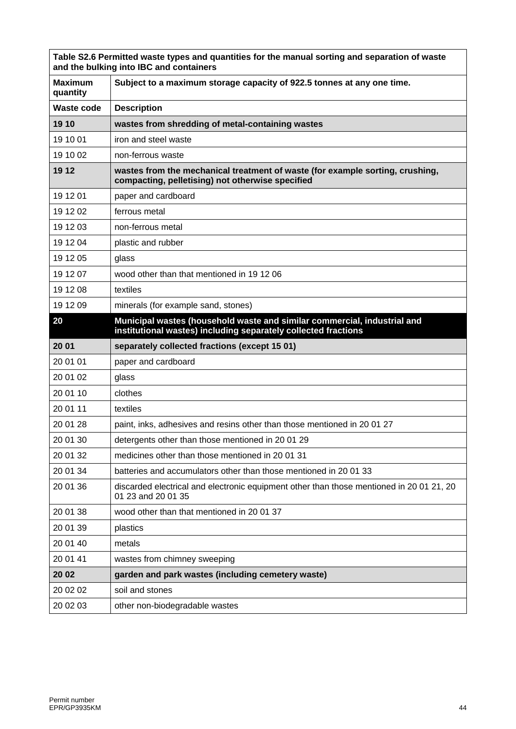| Table S2.6 Permitted waste types and quantities for the manual sorting and separation of waste and the bulking into IBC and containers | |
|---|---|
| **Maximum quantity** | **Subject to a maximum storage capacity of 922.5 tonnes at any one time.** |
| **Waste code** | **Description** |
| **19 10** | **wastes from shredding of metal-containing wastes** |
| 19 10 01 | iron and steel waste |
| 19 10 02 | non-ferrous waste |
| **19 12** | **wastes from the mechanical treatment of waste (for example sorting, crushing, compacting, pelletising) not otherwise specified** |
| 19 12 01 | paper and cardboard |
| 19 12 02 | ferrous metal |
| 19 12 03 | non-ferrous metal |
| 19 12 04 | plastic and rubber |
| 19 12 05 | glass |
| 19 12 07 | wood other than that mentioned in 19 12 06 |
| 19 12 08 | textiles |
| 19 12 09 | minerals (for example sand, stones) |
| **20** | **Municipal wastes (household waste and similar commercial, industrial and institutional wastes) including separately collected fractions** |
| **20 01** | **separately collected fractions (except 15 01)** |
| 20 01 01 | paper and cardboard |
| 20 01 02 | glass |
| 20 01 10 | clothes |
| 20 01 11 | textiles |
| 20 01 28 | paint, inks, adhesives and resins other than those mentioned in 20 01 27 |
| 20 01 30 | detergents other than those mentioned in 20 01 29 |
| 20 01 32 | medicines other than those mentioned in 20 01 31 |
| 20 01 34 | batteries and accumulators other than those mentioned in 20 01 33 |
| 20 01 36 | discarded electrical and electronic equipment other than those mentioned in 20 01 21, 20 01 23 and 20 01 35 |
| 20 01 38 | wood other than that mentioned in 20 01 37 |
| 20 01 39 | plastics |
| 20 01 40 | metals |
| 20 01 41 | wastes from chimney sweeping |
| **20 02** | **garden and park wastes (including cemetery waste)** |
| 20 02 02 | soil and stones |
| 20 02 03 | other non-biodegradable wastes |

Permit number
EPR/GP3935KM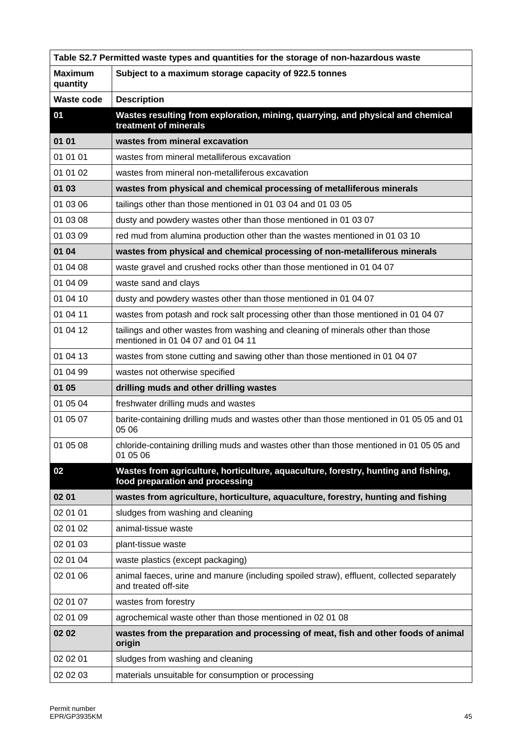| Table S2.7 Permitted waste types and quantities for the storage of non-hazardous waste | |
|---|---|
| **Maximum quantity** | **Subject to a maximum storage capacity of 922.5 tonnes** |
| **Waste code** | **Description** |
| **01** | **Wastes resulting from exploration, mining, quarrying, and physical and chemical treatment of minerals** |
| **01 01** | **wastes from mineral excavation** |
| 01 01 01 | wastes from mineral metalliferous excavation |
| 01 01 02 | wastes from mineral non-metalliferous excavation |
| **01 03** | **wastes from physical and chemical processing of metalliferous minerals** |
| 01 03 06 | tailings other than those mentioned in 01 03 04 and 01 03 05 |
| 01 03 08 | dusty and powdery wastes other than those mentioned in 01 03 07 |
| 01 03 09 | red mud from alumina production other than the wastes mentioned in 01 03 10 |
| **01 04** | **wastes from physical and chemical processing of non-metalliferous minerals** |
| 01 04 08 | waste gravel and crushed rocks other than those mentioned in 01 04 07 |
| 01 04 09 | waste sand and clays |
| 01 04 10 | dusty and powdery wastes other than those mentioned in 01 04 07 |
| 01 04 11 | wastes from potash and rock salt processing other than those mentioned in 01 04 07 |
| 01 04 12 | tailings and other wastes from washing and cleaning of minerals other than those mentioned in 01 04 07 and 01 04 11 |
| 01 04 13 | wastes from stone cutting and sawing other than those mentioned in 01 04 07 |
| 01 04 99 | wastes not otherwise specified |
| **01 05** | **drilling muds and other drilling wastes** |
| 01 05 04 | freshwater drilling muds and wastes |
| 01 05 07 | barite-containing drilling muds and wastes other than those mentioned in 01 05 05 and 01 05 06 |
| 01 05 08 | chloride-containing drilling muds and wastes other than those mentioned in 01 05 05 and 01 05 06 |
| **02** | **Wastes from agriculture, horticulture, aquaculture, forestry, hunting and fishing, food preparation and processing** |
| **02 01** | **wastes from agriculture, horticulture, aquaculture, forestry, hunting and fishing** |
| 02 01 01 | sludges from washing and cleaning |
| 02 01 02 | animal-tissue waste |
| 02 01 03 | plant-tissue waste |
| 02 01 04 | waste plastics (except packaging) |
| 02 01 06 | animal faeces, urine and manure (including spoiled straw), effluent, collected separately and treated off-site |
| 02 01 07 | wastes from forestry |
| 02 01 09 | agrochemical waste other than those mentioned in 02 01 08 |
| **02 02** | **wastes from the preparation and processing of meat, fish and other foods of animal origin** |
| 02 02 01 | sludges from washing and cleaning |
| 02 02 03 | materials unsuitable for consumption or processing |

Permit number
EPR/GP3935KM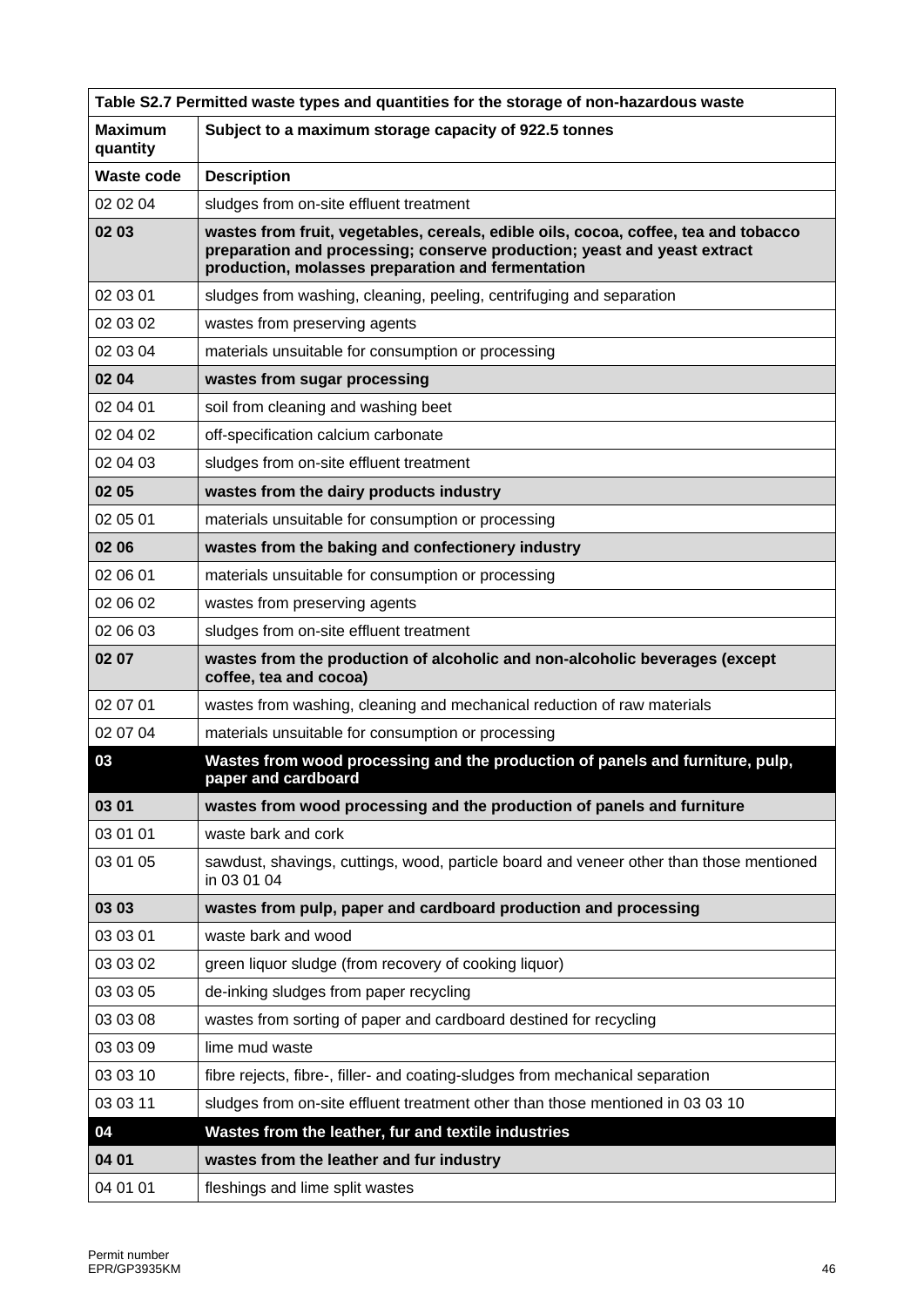| Table S2.7 Permitted waste types and quantities for the storage of non-hazardous waste | |
|---|---|
| **Maximum quantity** | **Subject to a maximum storage capacity of 922.5 tonnes** |
| **Waste code** | **Description** |
| 02 02 04 | sludges from on-site effluent treatment |
| **02 03** | **wastes from fruit, vegetables, cereals, edible oils, cocoa, coffee, tea and tobacco preparation and processing; conserve production; yeast and yeast extract production, molasses preparation and fermentation** |
| 02 03 01 | sludges from washing, cleaning, peeling, centrifuging and separation |
| 02 03 02 | wastes from preserving agents |
| 02 03 04 | materials unsuitable for consumption or processing |
| **02 04** | **wastes from sugar processing** |
| 02 04 01 | soil from cleaning and washing beet |
| 02 04 02 | off-specification calcium carbonate |
| 02 04 03 | sludges from on-site effluent treatment |
| **02 05** | **wastes from the dairy products industry** |
| 02 05 01 | materials unsuitable for consumption or processing |
| **02 06** | **wastes from the baking and confectionery industry** |
| 02 06 01 | materials unsuitable for consumption or processing |
| 02 06 02 | wastes from preserving agents |
| 02 06 03 | sludges from on-site effluent treatment |
| **02 07** | **wastes from the production of alcoholic and non-alcoholic beverages (except coffee, tea and cocoa)** |
| 02 07 01 | wastes from washing, cleaning and mechanical reduction of raw materials |
| 02 07 04 | materials unsuitable for consumption or processing |
| **03** | **Wastes from wood processing and the production of panels and furniture, pulp, paper and cardboard** |
| **03 01** | **wastes from wood processing and the production of panels and furniture** |
| 03 01 01 | waste bark and cork |
| 03 01 05 | sawdust, shavings, cuttings, wood, particle board and veneer other than those mentioned in 03 01 04 |
| **03 03** | **wastes from pulp, paper and cardboard production and processing** |
| 03 03 01 | waste bark and wood |
| 03 03 02 | green liquor sludge (from recovery of cooking liquor) |
| 03 03 05 | de-inking sludges from paper recycling |
| 03 03 08 | wastes from sorting of paper and cardboard destined for recycling |
| 03 03 09 | lime mud waste |
| 03 03 10 | fibre rejects, fibre-, filler- and coating-sludges from mechanical separation |
| 03 03 11 | sludges from on-site effluent treatment other than those mentioned in 03 03 10 |
| **04** | **Wastes from the leather, fur and textile industries** |
| **04 01** | **wastes from the leather and fur industry** |
| 04 01 01 | fleshings and lime split wastes |

Permit number
EPR/GP3935KM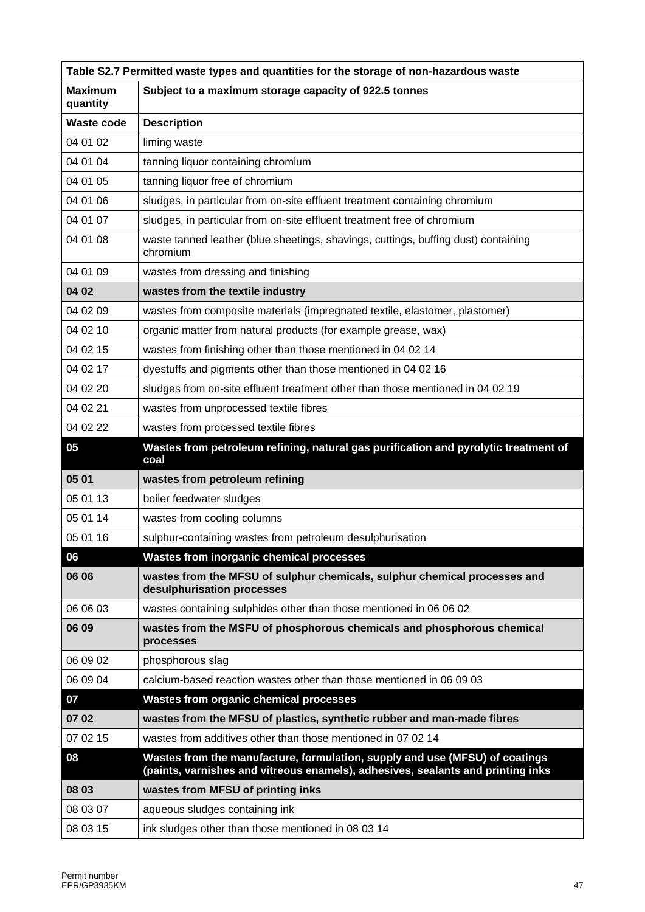| Table S2.7 Permitted waste types and quantities for the storage of non-hazardous waste | |
|---|---|
| **Maximum quantity** | **Subject to a maximum storage capacity of 922.5 tonnes** |
| **Waste code** | **Description** |
| 04 01 02 | liming waste |
| 04 01 04 | tanning liquor containing chromium |
| 04 01 05 | tanning liquor free of chromium |
| 04 01 06 | sludges, in particular from on-site effluent treatment containing chromium |
| 04 01 07 | sludges, in particular from on-site effluent treatment free of chromium |
| 04 01 08 | waste tanned leather (blue sheetings, shavings, cuttings, buffing dust) containing chromium |
| 04 01 09 | wastes from dressing and finishing |
| **04 02** | **wastes from the textile industry** |
| 04 02 09 | wastes from composite materials (impregnated textile, elastomer, plastomer) |
| 04 02 10 | organic matter from natural products (for example grease, wax) |
| 04 02 15 | wastes from finishing other than those mentioned in 04 02 14 |
| 04 02 17 | dyestuffs and pigments other than those mentioned in 04 02 16 |
| 04 02 20 | sludges from on-site effluent treatment other than those mentioned in 04 02 19 |
| 04 02 21 | wastes from unprocessed textile fibres |
| 04 02 22 | wastes from processed textile fibres |
| **05** | **Wastes from petroleum refining, natural gas purification and pyrolytic treatment of coal** |
| **05 01** | **wastes from petroleum refining** |
| 05 01 13 | boiler feedwater sludges |
| 05 01 14 | wastes from cooling columns |
| 05 01 16 | sulphur-containing wastes from petroleum desulphurisation |
| **06** | **Wastes from inorganic chemical processes** |
| **06 06** | **wastes from the MFSU of sulphur chemicals, sulphur chemical processes and desulphurisation processes** |
| 06 06 03 | wastes containing sulphides other than those mentioned in 06 06 02 |
| **06 09** | **wastes from the MSFU of phosphorous chemicals and phosphorous chemical processes** |
| 06 09 02 | phosphorous slag |
| 06 09 04 | calcium-based reaction wastes other than those mentioned in 06 09 03 |
| **07** | **Wastes from organic chemical processes** |
| **07 02** | **wastes from the MFSU of plastics, synthetic rubber and man-made fibres** |
| 07 02 15 | wastes from additives other than those mentioned in 07 02 14 |
| **08** | **Wastes from the manufacture, formulation, supply and use (MFSU) of coatings (paints, varnishes and vitreous enamels), adhesives, sealants and printing inks** |
| **08 03** | **wastes from MFSU of printing inks** |
| 08 03 07 | aqueous sludges containing ink |
| 08 03 15 | ink sludges other than those mentioned in 08 03 14 |

Permit number
EPR/GP3935KM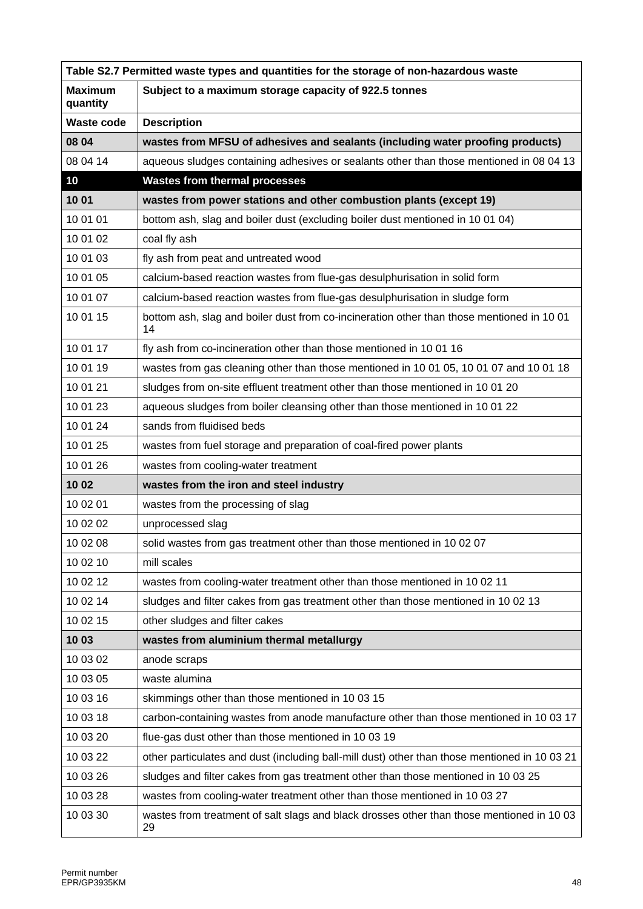| Table S2.7 Permitted waste types and quantities for the storage of non-hazardous waste | |
|---|---|
| **Maximum quantity** | **Subject to a maximum storage capacity of 922.5 tonnes** |
| **Waste code** | **Description** |
| **08 04** | **wastes from MFSU of adhesives and sealants (including water proofing products)** |
| 08 04 14 | aqueous sludges containing adhesives or sealants other than those mentioned in 08 04 13 |
| **10** | **Wastes from thermal processes** |
| **10 01** | **wastes from power stations and other combustion plants (except 19)** |
| 10 01 01 | bottom ash, slag and boiler dust (excluding boiler dust mentioned in 10 01 04) |
| 10 01 02 | coal fly ash |
| 10 01 03 | fly ash from peat and untreated wood |
| 10 01 05 | calcium-based reaction wastes from flue-gas desulphurisation in solid form |
| 10 01 07 | calcium-based reaction wastes from flue-gas desulphurisation in sludge form |
| 10 01 15 | bottom ash, slag and boiler dust from co-incineration other than those mentioned in 10 01 14 |
| 10 01 17 | fly ash from co-incineration other than those mentioned in 10 01 16 |
| 10 01 19 | wastes from gas cleaning other than those mentioned in 10 01 05, 10 01 07 and 10 01 18 |
| 10 01 21 | sludges from on-site effluent treatment other than those mentioned in 10 01 20 |
| 10 01 23 | aqueous sludges from boiler cleansing other than those mentioned in 10 01 22 |
| 10 01 24 | sands from fluidised beds |
| 10 01 25 | wastes from fuel storage and preparation of coal-fired power plants |
| 10 01 26 | wastes from cooling-water treatment |
| **10 02** | **wastes from the iron and steel industry** |
| 10 02 01 | wastes from the processing of slag |
| 10 02 02 | unprocessed slag |
| 10 02 08 | solid wastes from gas treatment other than those mentioned in 10 02 07 |
| 10 02 10 | mill scales |
| 10 02 12 | wastes from cooling-water treatment other than those mentioned in 10 02 11 |
| 10 02 14 | sludges and filter cakes from gas treatment other than those mentioned in 10 02 13 |
| 10 02 15 | other sludges and filter cakes |
| **10 03** | **wastes from aluminium thermal metallurgy** |
| 10 03 02 | anode scraps |
| 10 03 05 | waste alumina |
| 10 03 16 | skimmings other than those mentioned in 10 03 15 |
| 10 03 18 | carbon-containing wastes from anode manufacture other than those mentioned in 10 03 17 |
| 10 03 20 | flue-gas dust other than those mentioned in 10 03 19 |
| 10 03 22 | other particulates and dust (including ball-mill dust) other than those mentioned in 10 03 21 |
| 10 03 26 | sludges and filter cakes from gas treatment other than those mentioned in 10 03 25 |
| 10 03 28 | wastes from cooling-water treatment other than those mentioned in 10 03 27 |
| 10 03 30 | wastes from treatment of salt slags and black drosses other than those mentioned in 10 03 29 |

Permit number
EPR/GP3935KM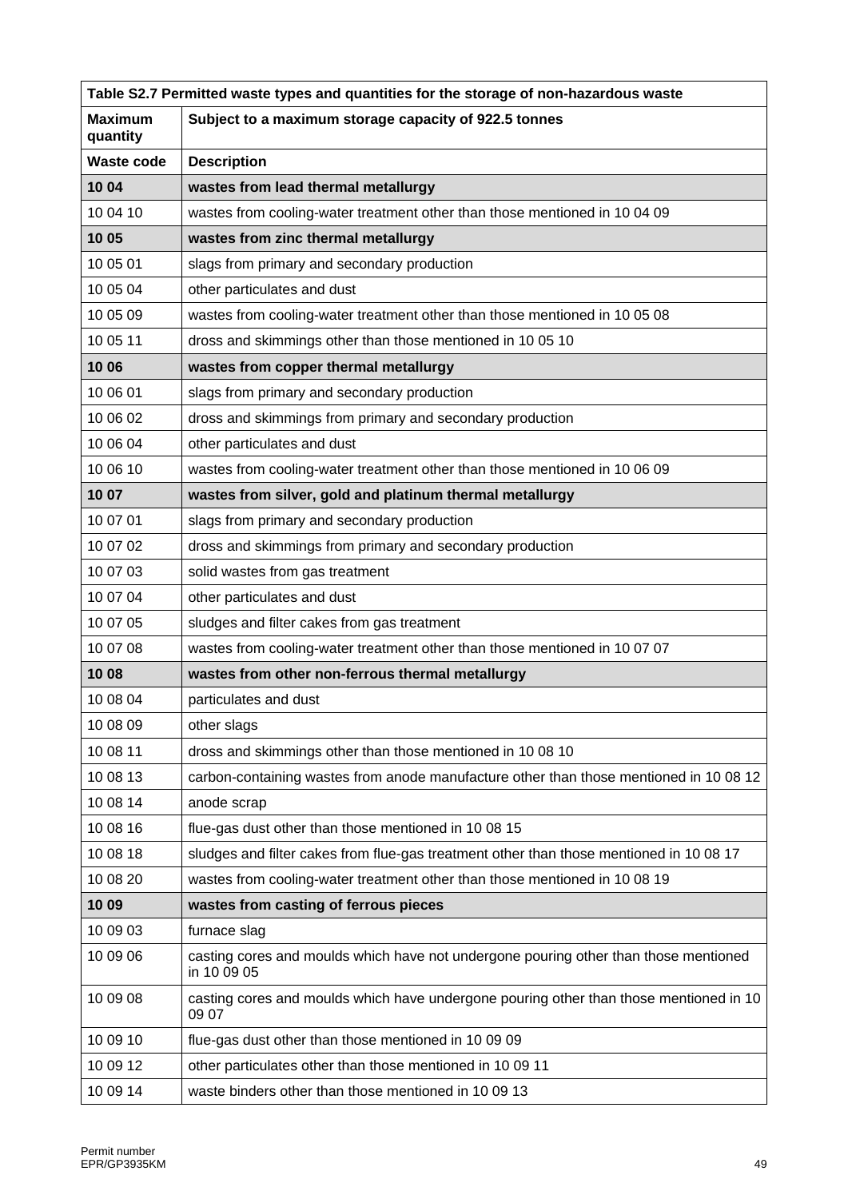| Table S2.7 Permitted waste types and quantities for the storage of non-hazardous waste | |
|---|---|
| **Maximum quantity** | **Subject to a maximum storage capacity of 922.5 tonnes** |
| **Waste code** | **Description** |
| **10 04** | **wastes from lead thermal metallurgy** |
| 10 04 10 | wastes from cooling-water treatment other than those mentioned in 10 04 09 |
| **10 05** | **wastes from zinc thermal metallurgy** |
| 10 05 01 | slags from primary and secondary production |
| 10 05 04 | other particulates and dust |
| 10 05 09 | wastes from cooling-water treatment other than those mentioned in 10 05 08 |
| 10 05 11 | dross and skimmings other than those mentioned in 10 05 10 |
| **10 06** | **wastes from copper thermal metallurgy** |
| 10 06 01 | slags from primary and secondary production |
| 10 06 02 | dross and skimmings from primary and secondary production |
| 10 06 04 | other particulates and dust |
| 10 06 10 | wastes from cooling-water treatment other than those mentioned in 10 06 09 |
| **10 07** | **wastes from silver, gold and platinum thermal metallurgy** |
| 10 07 01 | slags from primary and secondary production |
| 10 07 02 | dross and skimmings from primary and secondary production |
| 10 07 03 | solid wastes from gas treatment |
| 10 07 04 | other particulates and dust |
| 10 07 05 | sludges and filter cakes from gas treatment |
| 10 07 08 | wastes from cooling-water treatment other than those mentioned in 10 07 07 |
| **10 08** | **wastes from other non-ferrous thermal metallurgy** |
| 10 08 04 | particulates and dust |
| 10 08 09 | other slags |
| 10 08 11 | dross and skimmings other than those mentioned in 10 08 10 |
| 10 08 13 | carbon-containing wastes from anode manufacture other than those mentioned in 10 08 12 |
| 10 08 14 | anode scrap |
| 10 08 16 | flue-gas dust other than those mentioned in 10 08 15 |
| 10 08 18 | sludges and filter cakes from flue-gas treatment other than those mentioned in 10 08 17 |
| 10 08 20 | wastes from cooling-water treatment other than those mentioned in 10 08 19 |
| **10 09** | **wastes from casting of ferrous pieces** |
| 10 09 03 | furnace slag |
| 10 09 06 | casting cores and moulds which have not undergone pouring other than those mentioned in 10 09 05 |
| 10 09 08 | casting cores and moulds which have undergone pouring other than those mentioned in 10 09 07 |
| 10 09 10 | flue-gas dust other than those mentioned in 10 09 09 |
| 10 09 12 | other particulates other than those mentioned in 10 09 11 |
| 10 09 14 | waste binders other than those mentioned in 10 09 13 |

Permit number
EPR/GP3935KM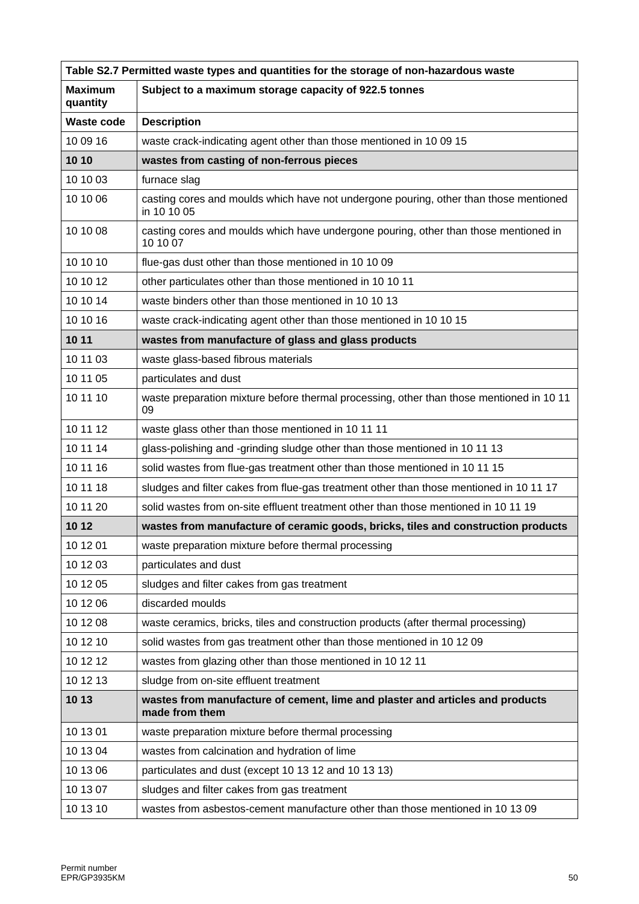| Table S2.7 Permitted waste types and quantities for the storage of non-hazardous waste | |
|---|---|
| **Maximum quantity** | **Subject to a maximum storage capacity of 922.5 tonnes** |
| **Waste code** | **Description** |
| 10 09 16 | waste crack-indicating agent other than those mentioned in 10 09 15 |
| **10 10** | **wastes from casting of non-ferrous pieces** |
| 10 10 03 | furnace slag |
| 10 10 06 | casting cores and moulds which have not undergone pouring, other than those mentioned in 10 10 05 |
| 10 10 08 | casting cores and moulds which have undergone pouring, other than those mentioned in 10 10 07 |
| 10 10 10 | flue-gas dust other than those mentioned in 10 10 09 |
| 10 10 12 | other particulates other than those mentioned in 10 10 11 |
| 10 10 14 | waste binders other than those mentioned in 10 10 13 |
| 10 10 16 | waste crack-indicating agent other than those mentioned in 10 10 15 |
| **10 11** | **wastes from manufacture of glass and glass products** |
| 10 11 03 | waste glass-based fibrous materials |
| 10 11 05 | particulates and dust |
| 10 11 10 | waste preparation mixture before thermal processing, other than those mentioned in 10 11 09 |
| 10 11 12 | waste glass other than those mentioned in 10 11 11 |
| 10 11 14 | glass-polishing and -grinding sludge other than those mentioned in 10 11 13 |
| 10 11 16 | solid wastes from flue-gas treatment other than those mentioned in 10 11 15 |
| 10 11 18 | sludges and filter cakes from flue-gas treatment other than those mentioned in 10 11 17 |
| 10 11 20 | solid wastes from on-site effluent treatment other than those mentioned in 10 11 19 |
| **10 12** | **wastes from manufacture of ceramic goods, bricks, tiles and construction products** |
| 10 12 01 | waste preparation mixture before thermal processing |
| 10 12 03 | particulates and dust |
| 10 12 05 | sludges and filter cakes from gas treatment |
| 10 12 06 | discarded moulds |
| 10 12 08 | waste ceramics, bricks, tiles and construction products (after thermal processing) |
| 10 12 10 | solid wastes from gas treatment other than those mentioned in 10 12 09 |
| 10 12 12 | wastes from glazing other than those mentioned in 10 12 11 |
| 10 12 13 | sludge from on-site effluent treatment |
| **10 13** | **wastes from manufacture of cement, lime and plaster and articles and products made from them** |
| 10 13 01 | waste preparation mixture before thermal processing |
| 10 13 04 | wastes from calcination and hydration of lime |
| 10 13 06 | particulates and dust (except 10 13 12 and 10 13 13) |
| 10 13 07 | sludges and filter cakes from gas treatment |
| 10 13 10 | wastes from asbestos-cement manufacture other than those mentioned in 10 13 09 |

Permit number
EPR/GP3935KM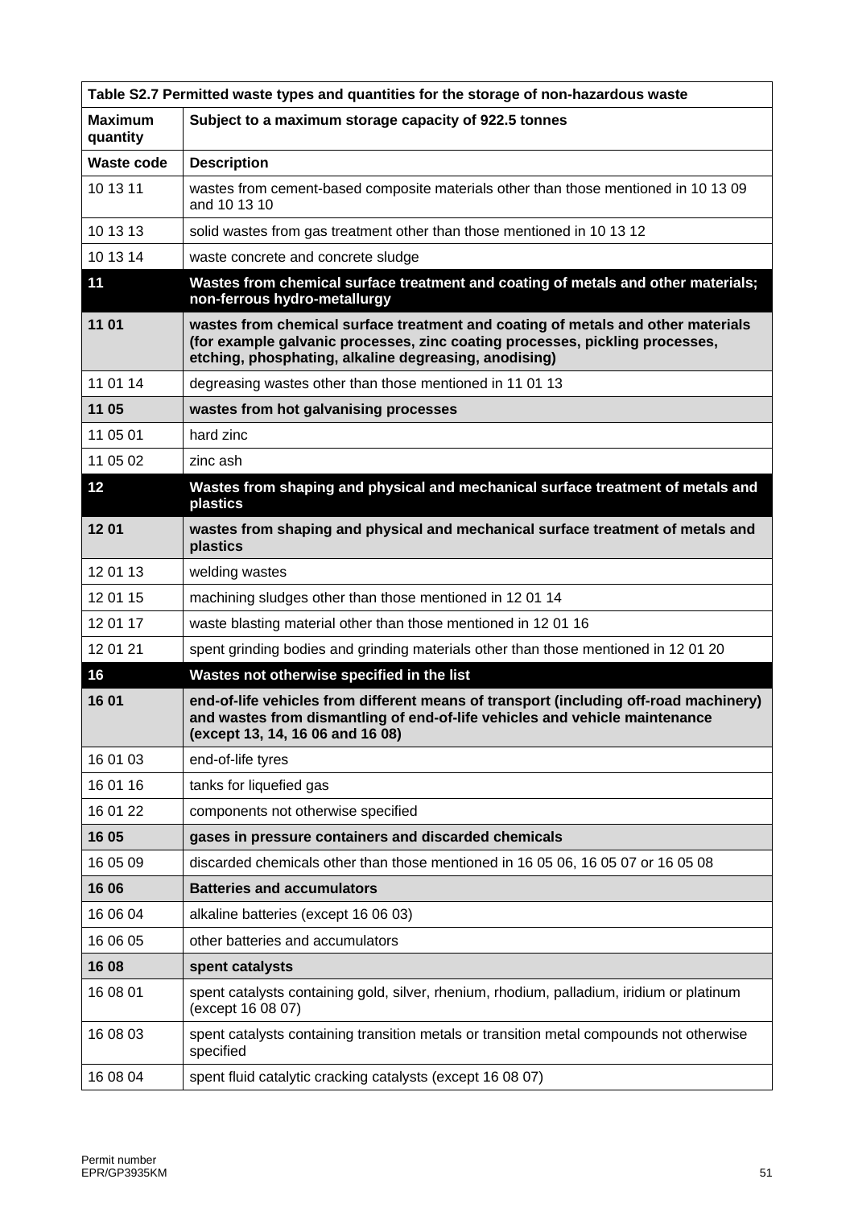| Table S2.7 Permitted waste types and quantities for the storage of non-hazardous waste | |
|---|---|
| **Maximum quantity** | **Subject to a maximum storage capacity of 922.5 tonnes** |
| **Waste code** | **Description** |
| 10 13 11 | wastes from cement-based composite materials other than those mentioned in 10 13 09 and 10 13 10 |
| 10 13 13 | solid wastes from gas treatment other than those mentioned in 10 13 12 |
| 10 13 14 | waste concrete and concrete sludge |
| **11** | **Wastes from chemical surface treatment and coating of metals and other materials; non-ferrous hydro-metallurgy** |
| **11 01** | **wastes from chemical surface treatment and coating of metals and other materials (for example galvanic processes, zinc coating processes, pickling processes, etching, phosphating, alkaline degreasing, anodising)** |
| 11 01 14 | degreasing wastes other than those mentioned in 11 01 13 |
| **11 05** | **wastes from hot galvanising processes** |
| 11 05 01 | hard zinc |
| 11 05 02 | zinc ash |
| **12** | **Wastes from shaping and physical and mechanical surface treatment of metals and plastics** |
| **12 01** | **wastes from shaping and physical and mechanical surface treatment of metals and plastics** |
| 12 01 13 | welding wastes |
| 12 01 15 | machining sludges other than those mentioned in 12 01 14 |
| 12 01 17 | waste blasting material other than those mentioned in 12 01 16 |
| 12 01 21 | spent grinding bodies and grinding materials other than those mentioned in 12 01 20 |
| **16** | **Wastes not otherwise specified in the list** |
| **16 01** | **end-of-life vehicles from different means of transport (including off-road machinery) and wastes from dismantling of end-of-life vehicles and vehicle maintenance (except 13, 14, 16 06 and 16 08)** |
| 16 01 03 | end-of-life tyres |
| 16 01 16 | tanks for liquefied gas |
| 16 01 22 | components not otherwise specified |
| **16 05** | **gases in pressure containers and discarded chemicals** |
| 16 05 09 | discarded chemicals other than those mentioned in 16 05 06, 16 05 07 or 16 05 08 |
| **16 06** | **Batteries and accumulators** |
| 16 06 04 | alkaline batteries (except 16 06 03) |
| 16 06 05 | other batteries and accumulators |
| **16 08** | **spent catalysts** |
| 16 08 01 | spent catalysts containing gold, silver, rhenium, rhodium, palladium, iridium or platinum (except 16 08 07) |
| 16 08 03 | spent catalysts containing transition metals or transition metal compounds not otherwise specified |
| 16 08 04 | spent fluid catalytic cracking catalysts (except 16 08 07) |

Permit number
EPR/GP3935KM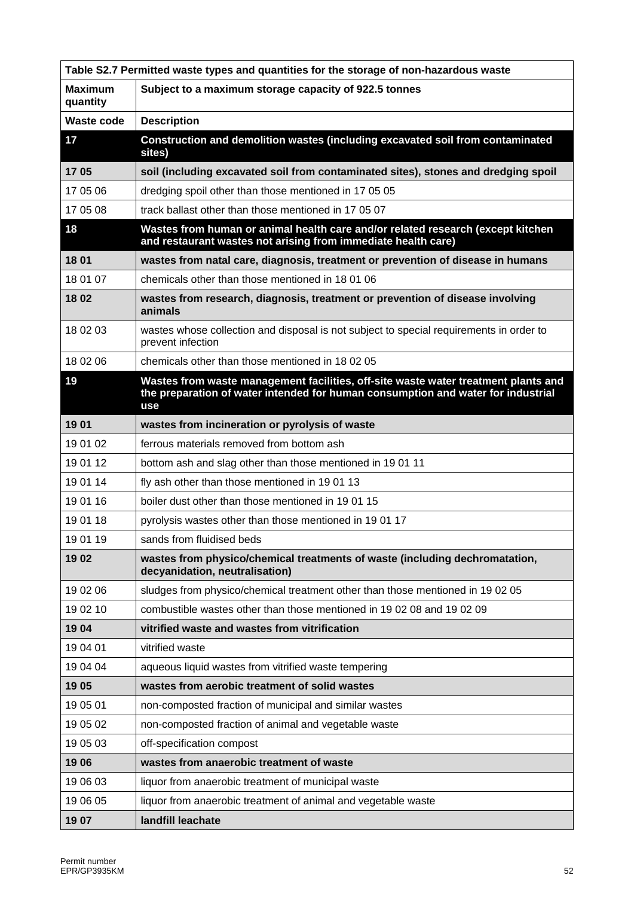| Table S2.7 Permitted waste types and quantities for the storage of non-hazardous waste | |
|---|---|
| **Maximum quantity** | **Subject to a maximum storage capacity of 922.5 tonnes** |
| **Waste code** | **Description** |
| **17** | **Construction and demolition wastes (including excavated soil from contaminated sites)** |
| **17 05** | **soil (including excavated soil from contaminated sites), stones and dredging spoil** |
| 17 05 06 | dredging spoil other than those mentioned in 17 05 05 |
| 17 05 08 | track ballast other than those mentioned in 17 05 07 |
| **18** | **Wastes from human or animal health care and/or related research (except kitchen and restaurant wastes not arising from immediate health care)** |
| **18 01** | **wastes from natal care, diagnosis, treatment or prevention of disease in humans** |
| 18 01 07 | chemicals other than those mentioned in 18 01 06 |
| **18 02** | **wastes from research, diagnosis, treatment or prevention of disease involving animals** |
| 18 02 03 | wastes whose collection and disposal is not subject to special requirements in order to prevent infection |
| 18 02 06 | chemicals other than those mentioned in 18 02 05 |
| **19** | **Wastes from waste management facilities, off-site waste water treatment plants and the preparation of water intended for human consumption and water for industrial use** |
| **19 01** | **wastes from incineration or pyrolysis of waste** |
| 19 01 02 | ferrous materials removed from bottom ash |
| 19 01 12 | bottom ash and slag other than those mentioned in 19 01 11 |
| 19 01 14 | fly ash other than those mentioned in 19 01 13 |
| 19 01 16 | boiler dust other than those mentioned in 19 01 15 |
| 19 01 18 | pyrolysis wastes other than those mentioned in 19 01 17 |
| 19 01 19 | sands from fluidised beds |
| **19 02** | **wastes from physico/chemical treatments of waste (including dechromatation, decyanidation, neutralisation)** |
| 19 02 06 | sludges from physico/chemical treatment other than those mentioned in 19 02 05 |
| 19 02 10 | combustible wastes other than those mentioned in 19 02 08 and 19 02 09 |
| **19 04** | **vitrified waste and wastes from vitrification** |
| 19 04 01 | vitrified waste |
| 19 04 04 | aqueous liquid wastes from vitrified waste tempering |
| **19 05** | **wastes from aerobic treatment of solid wastes** |
| 19 05 01 | non-composted fraction of municipal and similar wastes |
| 19 05 02 | non-composted fraction of animal and vegetable waste |
| 19 05 03 | off-specification compost |
| **19 06** | **wastes from anaerobic treatment of waste** |
| 19 06 03 | liquor from anaerobic treatment of municipal waste |
| 19 06 05 | liquor from anaerobic treatment of animal and vegetable waste |
| **19 07** | **landfill leachate** |

Permit number
EPR/GP3935KM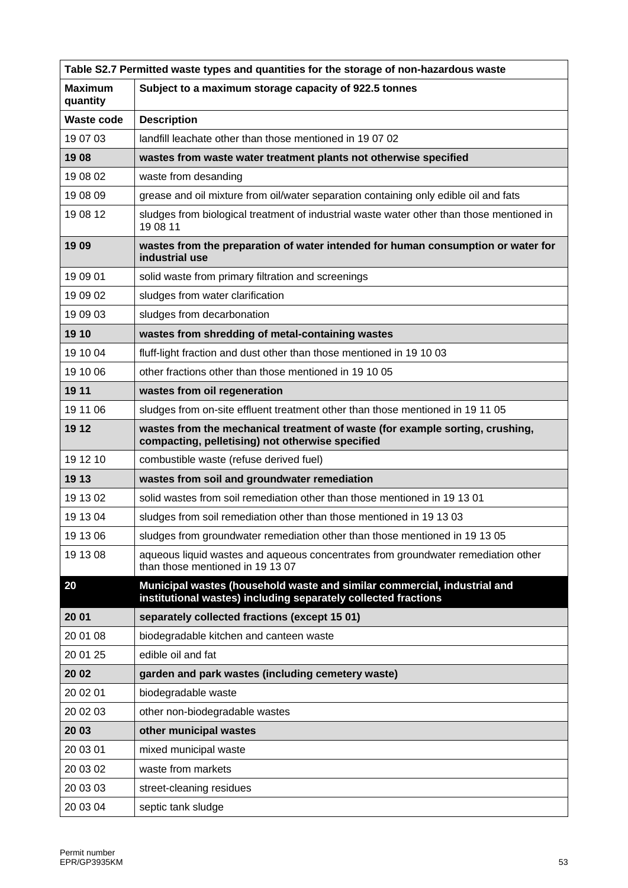| Table S2.7 Permitted waste types and quantities for the storage of non-hazardous waste | |
|---|---|
| **Maximum quantity** | **Subject to a maximum storage capacity of 922.5 tonnes** |
| **Waste code** | **Description** |
| 19 07 03 | landfill leachate other than those mentioned in 19 07 02 |
| **19 08** | **wastes from waste water treatment plants not otherwise specified** |
| 19 08 02 | waste from desanding |
| 19 08 09 | grease and oil mixture from oil/water separation containing only edible oil and fats |
| 19 08 12 | sludges from biological treatment of industrial waste water other than those mentioned in 19 08 11 |
| **19 09** | **wastes from the preparation of water intended for human consumption or water for industrial use** |
| 19 09 01 | solid waste from primary filtration and screenings |
| 19 09 02 | sludges from water clarification |
| 19 09 03 | sludges from decarbonation |
| **19 10** | **wastes from shredding of metal-containing wastes** |
| 19 10 04 | fluff-light fraction and dust other than those mentioned in 19 10 03 |
| 19 10 06 | other fractions other than those mentioned in 19 10 05 |
| **19 11** | **wastes from oil regeneration** |
| 19 11 06 | sludges from on-site effluent treatment other than those mentioned in 19 11 05 |
| **19 12** | **wastes from the mechanical treatment of waste (for example sorting, crushing, compacting, pelletising) not otherwise specified** |
| 19 12 10 | combustible waste (refuse derived fuel) |
| **19 13** | **wastes from soil and groundwater remediation** |
| 19 13 02 | solid wastes from soil remediation other than those mentioned in 19 13 01 |
| 19 13 04 | sludges from soil remediation other than those mentioned in 19 13 03 |
| 19 13 06 | sludges from groundwater remediation other than those mentioned in 19 13 05 |
| 19 13 08 | aqueous liquid wastes and aqueous concentrates from groundwater remediation other than those mentioned in 19 13 07 |
| **20** | **Municipal wastes (household waste and similar commercial, industrial and institutional wastes) including separately collected fractions** |
| **20 01** | **separately collected fractions (except 15 01)** |
| 20 01 08 | biodegradable kitchen and canteen waste |
| 20 01 25 | edible oil and fat |
| **20 02** | **garden and park wastes (including cemetery waste)** |
| 20 02 01 | biodegradable waste |
| 20 02 03 | other non-biodegradable wastes |
| **20 03** | **other municipal wastes** |
| 20 03 01 | mixed municipal waste |
| 20 03 02 | waste from markets |
| 20 03 03 | street-cleaning residues |
| 20 03 04 | septic tank sludge |

Permit number
EPR/GP3935KM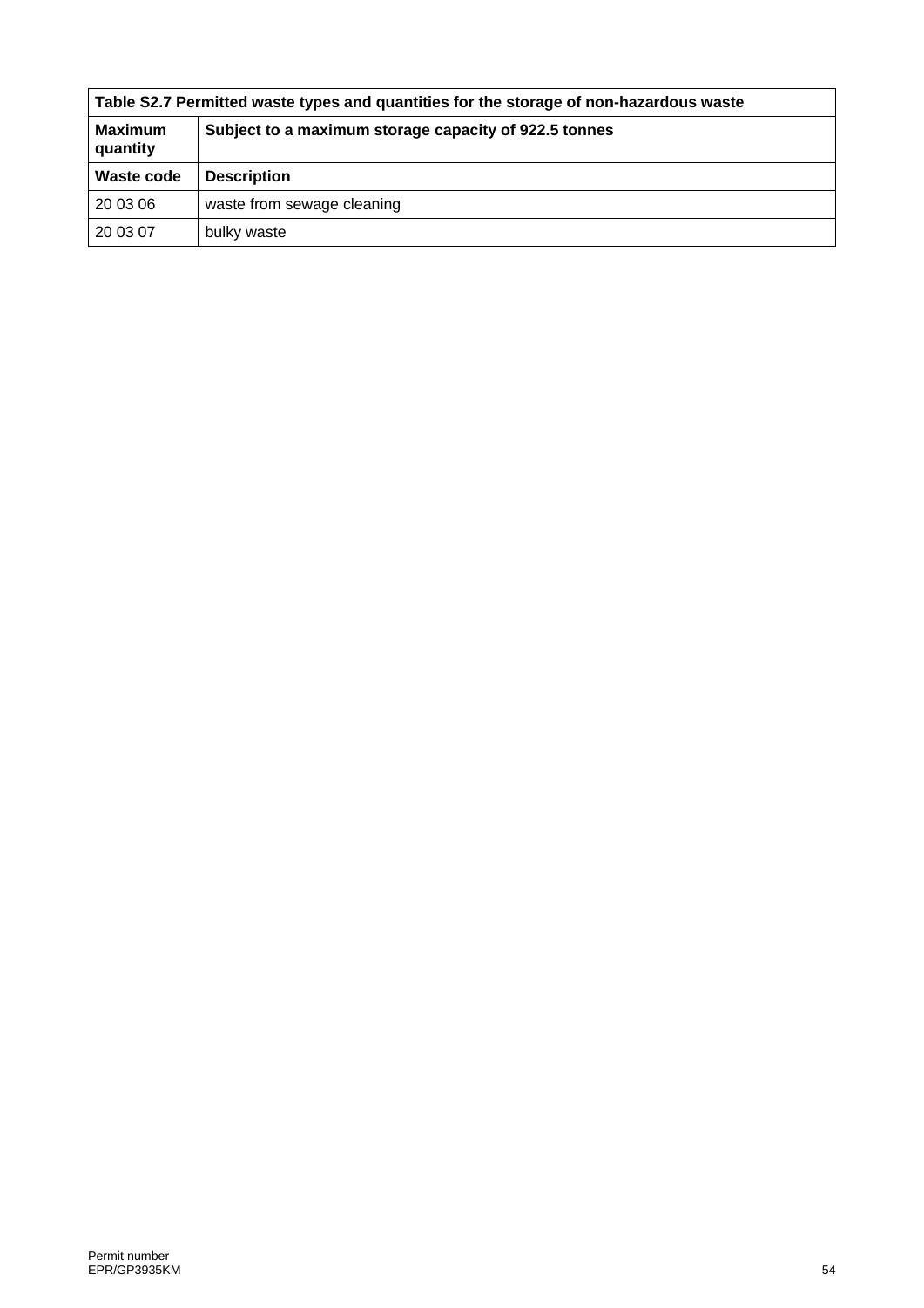| Table S2.7 Permitted waste types and quantities for the storage of non-hazardous waste | |
|---|---|
| **Maximum quantity** | **Subject to a maximum storage capacity of 922.5 tonnes** |
| **Waste code** | **Description** |
| 20 03 06 | waste from sewage cleaning |
| 20 03 07 | bulky waste |

Permit number
EPR/GP3935KM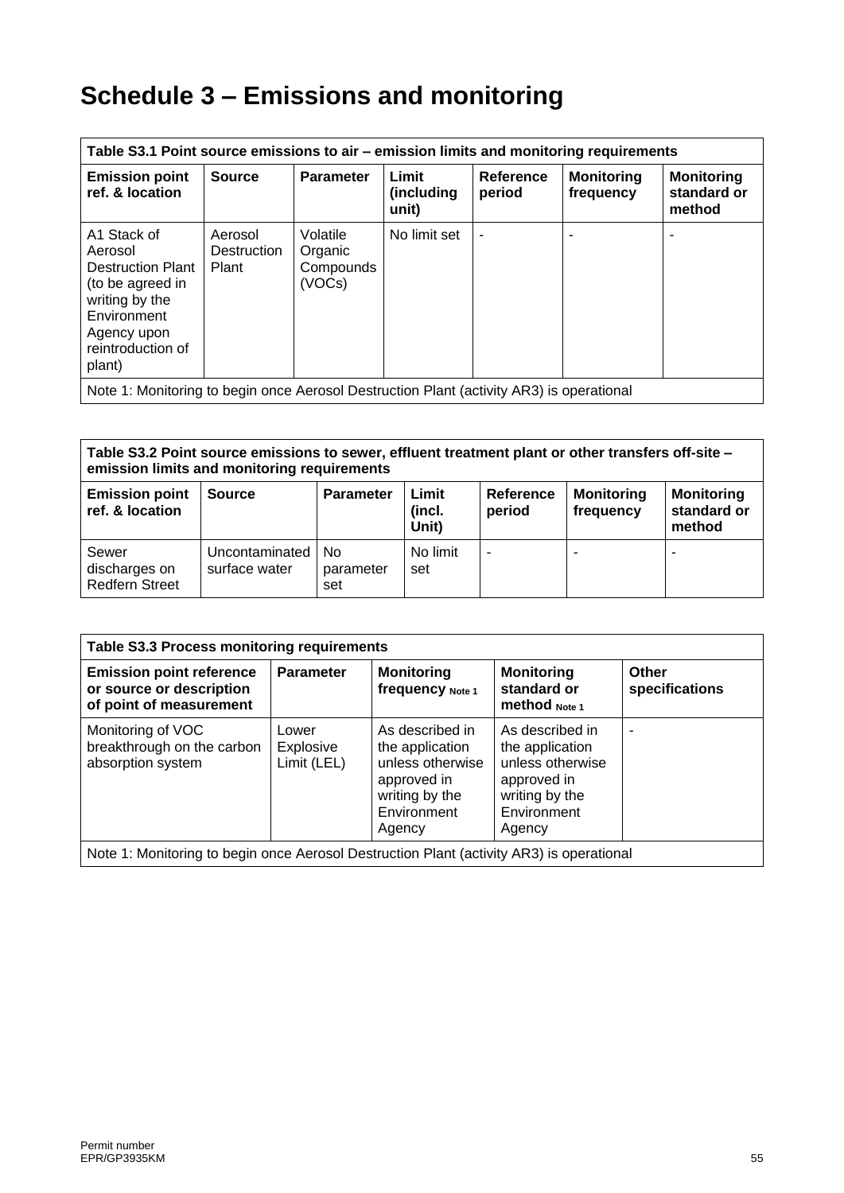# Schedule 3 – Emissions and monitoring

| Table S3.1 Point source emissions to air – emission limits and monitoring requirements | | | | | | |
|---|---|---|---|---|---|---|
| **Emission point ref. & location** | **Source** | **Parameter** | **Limit (including unit)** | **Reference period** | **Monitoring frequency** | **Monitoring standard or method** |
| A1 Stack of Aerosol Destruction Plant (to be agreed in writing by the Environment Agency upon reintroduction of plant) | Aerosol Destruction Plant | Volatile Organic Compounds (VOCs) | No limit set | - | - | - |
| Note 1: Monitoring to begin once Aerosol Destruction Plant (activity AR3) is operational | | | | | | |

| Table S3.2 Point source emissions to sewer, effluent treatment plant or other transfers off-site – emission limits and monitoring requirements | | | | | | |
|---|---|---|---|---|---|---|
| **Emission point ref. & location** | **Source** | **Parameter** | **Limit (incl. Unit)** | **Reference period** | **Monitoring frequency** | **Monitoring standard or method** |
| Sewer discharges on Redfern Street | Uncontaminated surface water | No parameter set | No limit set | - | - | - |

| Table S3.3 Process monitoring requirements | | | | |
|---|---|---|---|---|
| **Emission point reference or source or description of point of measurement** | **Parameter** | **Monitoring frequency** Note 1 | **Monitoring standard or method** Note 1 | **Other specifications** |
| Monitoring of VOC breakthrough on the carbon absorption system | Lower Explosive Limit (LEL) | As described in the application unless otherwise approved in writing by the Environment Agency | As described in the application unless otherwise approved in writing by the Environment Agency | - |
| Note 1: Monitoring to begin once Aerosol Destruction Plant (activity AR3) is operational | | | | |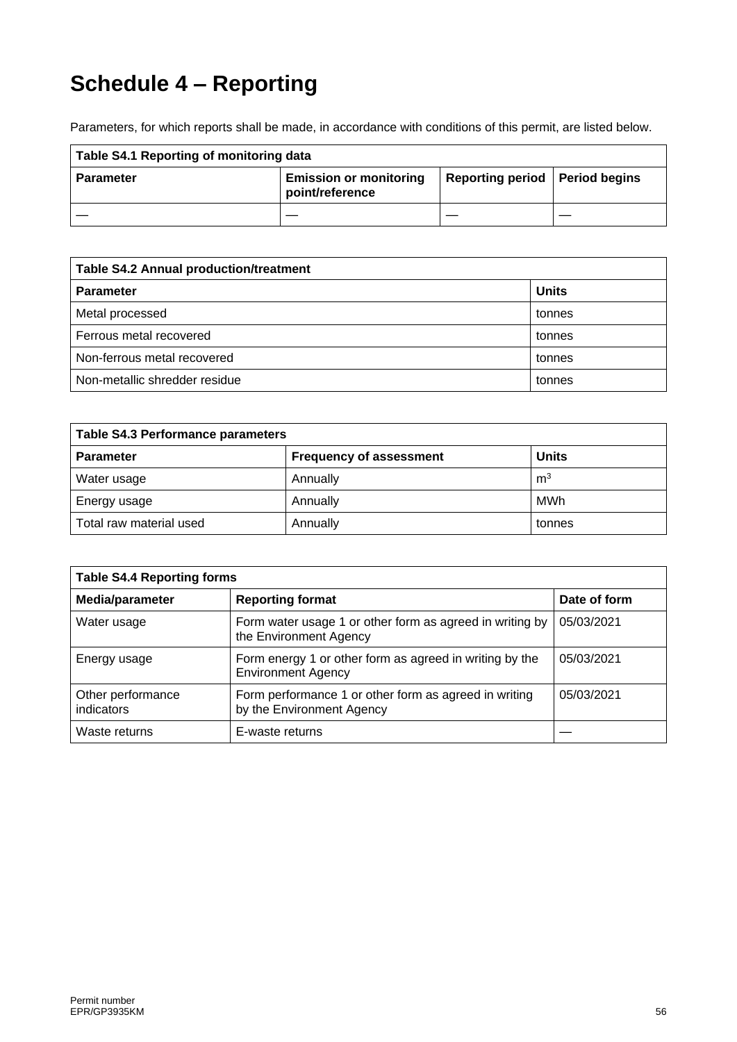# Schedule 4 – Reporting

Parameters, for which reports shall be made, in accordance with conditions of this permit, are listed below.

| Table S4.1 Reporting of monitoring data | | | |
|---|---|---|---|
| **Parameter** | **Emission or monitoring point/reference** | **Reporting period** | **Period begins** |
| — | — | — | — |

| Table S4.2 Annual production/treatment | |
|---|---|
| **Parameter** | **Units** |
| Metal processed | tonnes |
| Ferrous metal recovered | tonnes |
| Non-ferrous metal recovered | tonnes |
| Non-metallic shredder residue | tonnes |

| Table S4.3 Performance parameters | | |
|---|---|---|
| **Parameter** | **Frequency of assessment** | **Units** |
| Water usage | Annually | $m^3$ |
| Energy usage | Annually | MWh |
| Total raw material used | Annually | tonnes |

| Table S4.4 Reporting forms | | |
|---|---|---|
| **Media/parameter** | **Reporting format** | **Date of form** |
| Water usage | Form water usage 1 or other form as agreed in writing by the Environment Agency | 05/03/2021 |
| Energy usage | Form energy 1 or other form as agreed in writing by the Environment Agency | 05/03/2021 |
| Other performance indicators | Form performance 1 or other form as agreed in writing by the Environment Agency | 05/03/2021 |
| Waste returns | E-waste returns | — |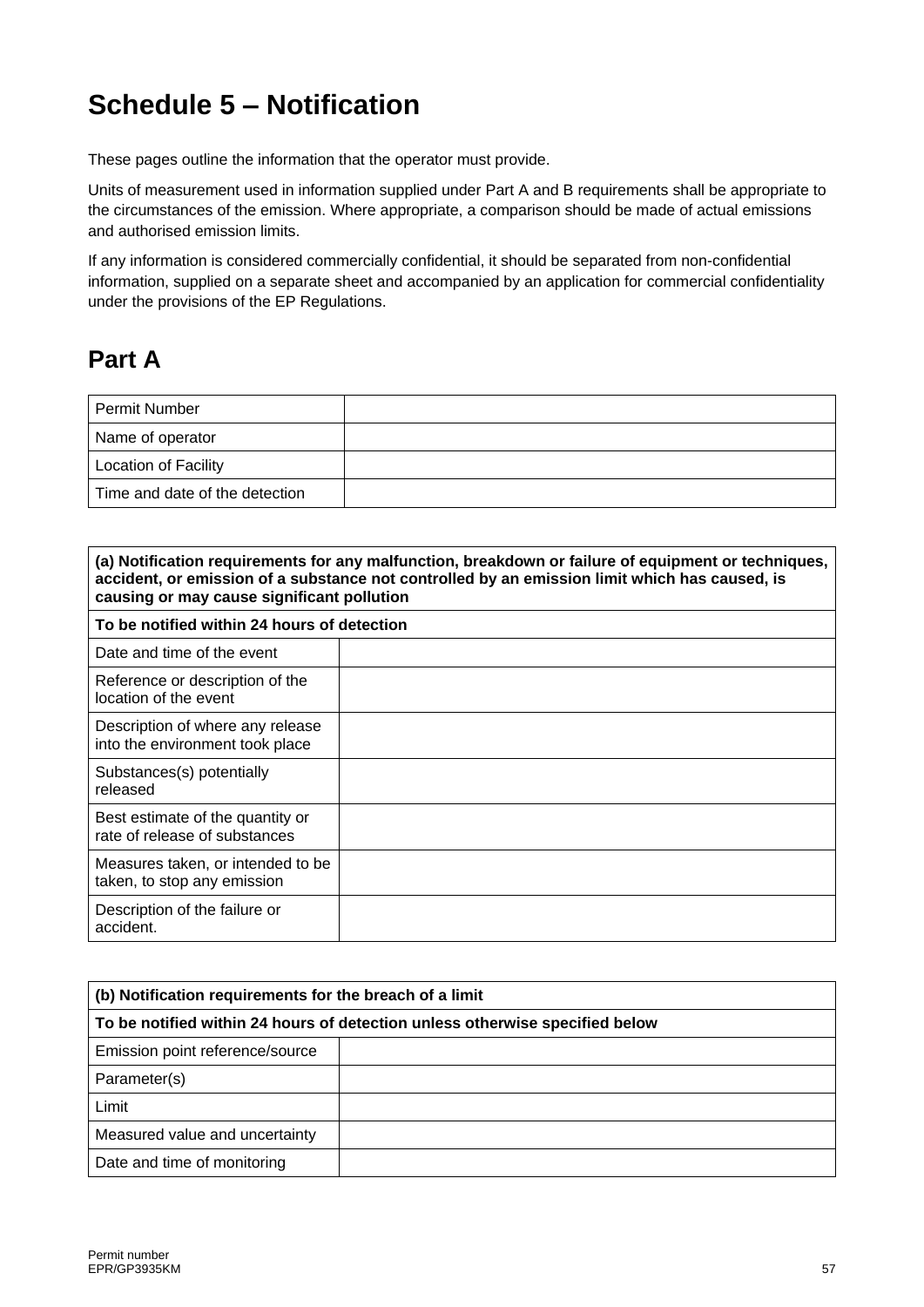# Schedule 5 – Notification

These pages outline the information that the operator must provide.

Units of measurement used in information supplied under Part A and B requirements shall be appropriate to the circumstances of the emission. Where appropriate, a comparison should be made of actual emissions and authorised emission limits.

If any information is considered commercially confidential, it should be separated from non-confidential information, supplied on a separate sheet and accompanied by an application for commercial confidentiality under the provisions of the EP Regulations.

## Part A

| Permit Number | |
|---|---|
| Name of operator | |
| Location of Facility | |
| Time and date of the detection | |

| **(a) Notification requirements for any malfunction, breakdown or failure of equipment or techniques, accident, or emission of a substance not controlled by an emission limit which has caused, is causing or may cause significant pollution** | |
|---|---|
| **To be notified within 24 hours of detection** | |
| Date and time of the event | |
| Reference or description of the location of the event | |
| Description of where any release into the environment took place | |
| Substances(s) potentially released | |
| Best estimate of the quantity or rate of release of substances | |
| Measures taken, or intended to be taken, to stop any emission | |
| Description of the failure or accident. | |

| **(b) Notification requirements for the breach of a limit** | |
|---|---|
| **To be notified within 24 hours of detection unless otherwise specified below** | |
| Emission point reference/source | |
| Parameter(s) | |
| Limit | |
| Measured value and uncertainty | |
| Date and time of monitoring | |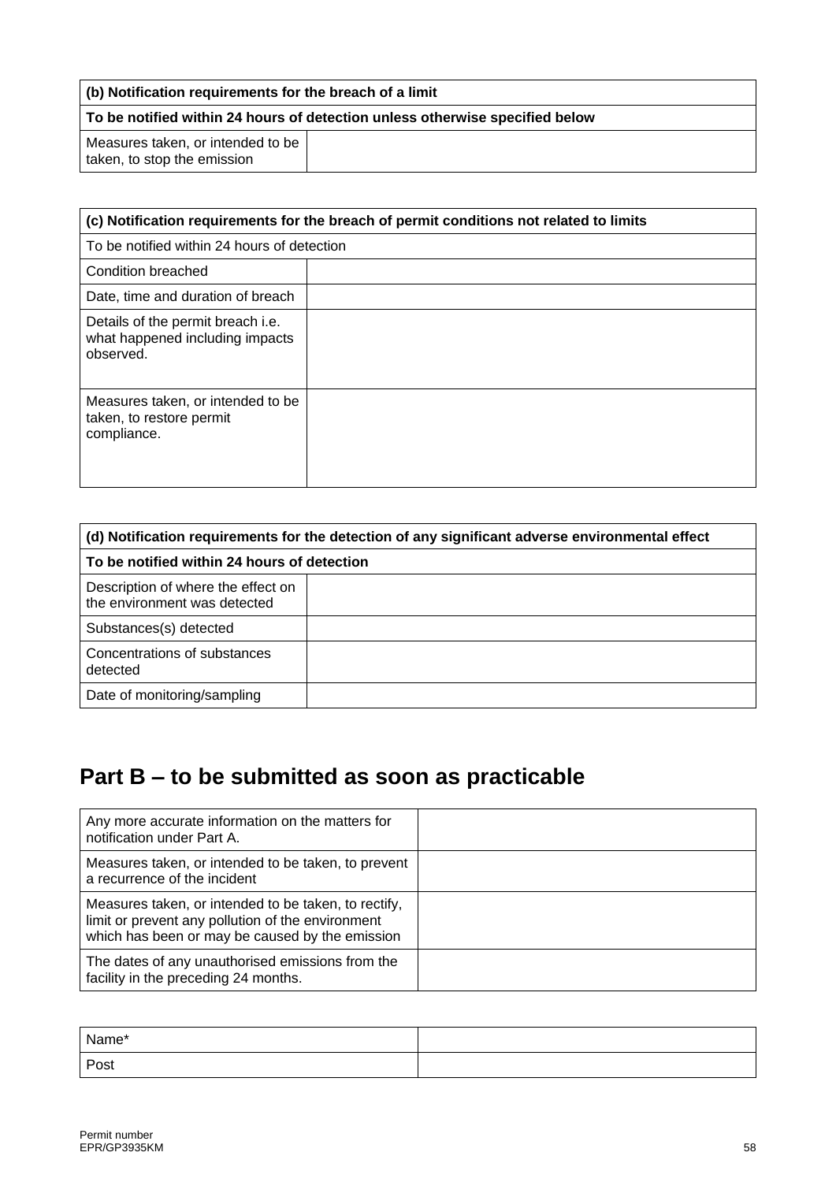| **(b) Notification requirements for the breach of a limit** | |
|---|---|
| **To be notified within 24 hours of detection unless otherwise specified below** | |
| Measures taken, or intended to be taken, to stop the emission | |

| **(c) Notification requirements for the breach of permit conditions not related to limits** | |
|---|---|
| To be notified within 24 hours of detection | |
| Condition breached | |
| Date, time and duration of breach | |
| Details of the permit breach i.e. what happened including impacts observed. | |
| Measures taken, or intended to be taken, to restore permit compliance. | |

| **(d) Notification requirements for the detection of any significant adverse environmental effect** | |
|---|---|
| **To be notified within 24 hours of detection** | |
| Description of where the effect on the environment was detected | |
| Substances(s) detected | |
| Concentrations of substances detected | |
| Date of monitoring/sampling | |

# Part B – to be submitted as soon as practicable

| Any more accurate information on the matters for notification under Part A. | |
|---|---|
| Measures taken, or intended to be taken, to prevent a recurrence of the incident | |
| Measures taken, or intended to be taken, to rectify, limit or prevent any pollution of the environment which has been or may be caused by the emission | |
| The dates of any unauthorised emissions from the facility in the preceding 24 months. | |

| Name* | |
|---|---|
| Post | |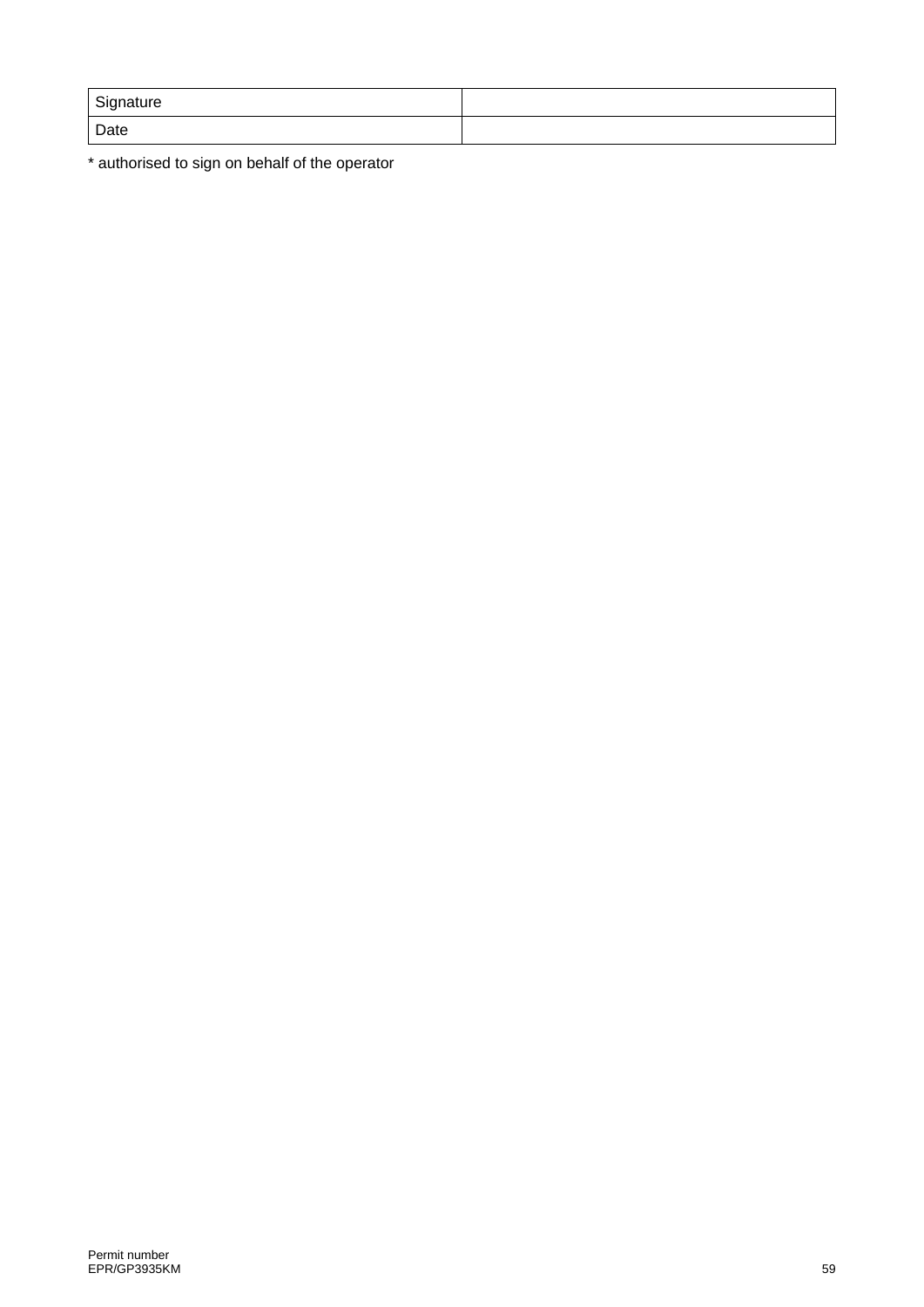| Signature | |
|---|---|
| Date | |

* authorised to sign on behalf of the operator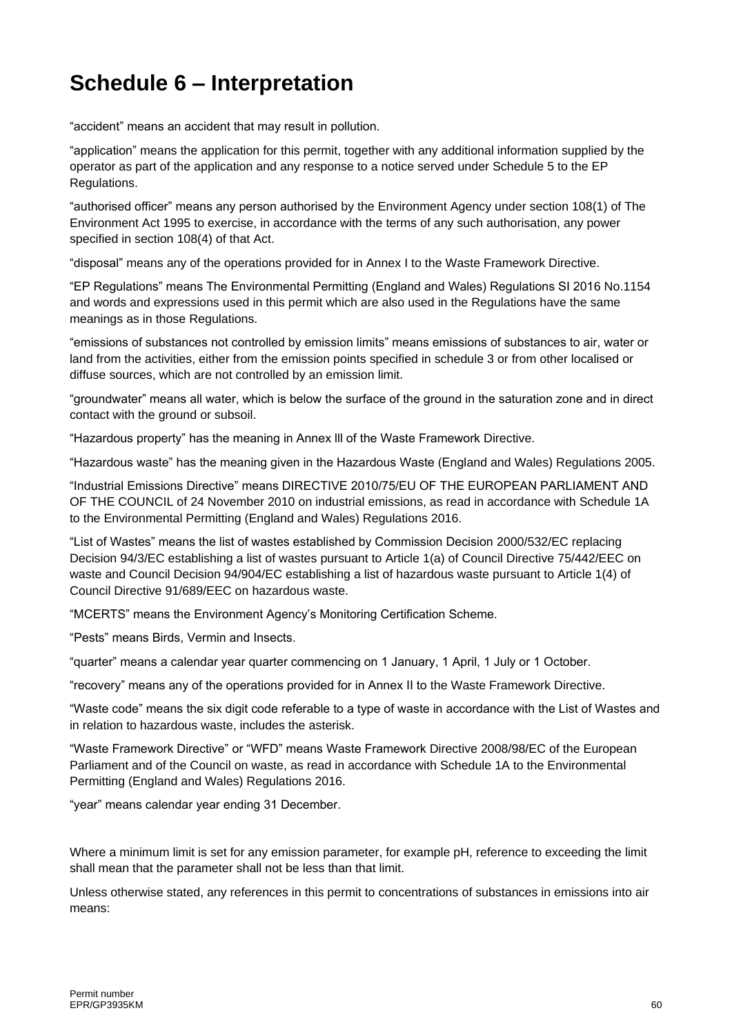# Schedule 6 – Interpretation

“accident” means an accident that may result in pollution.

“application” means the application for this permit, together with any additional information supplied by the operator as part of the application and any response to a notice served under Schedule 5 to the EP Regulations.

“authorised officer” means any person authorised by the Environment Agency under section 108(1) of The Environment Act 1995 to exercise, in accordance with the terms of any such authorisation, any power specified in section 108(4) of that Act.

“disposal” means any of the operations provided for in Annex I to the Waste Framework Directive.

“EP Regulations” means The Environmental Permitting (England and Wales) Regulations SI 2016 No.1154 and words and expressions used in this permit which are also used in the Regulations have the same meanings as in those Regulations.

“emissions of substances not controlled by emission limits” means emissions of substances to air, water or land from the activities, either from the emission points specified in schedule 3 or from other localised or diffuse sources, which are not controlled by an emission limit.

“groundwater” means all water, which is below the surface of the ground in the saturation zone and in direct contact with the ground or subsoil.

“Hazardous property” has the meaning in Annex lll of the Waste Framework Directive.

“Hazardous waste” has the meaning given in the Hazardous Waste (England and Wales) Regulations 2005.

“Industrial Emissions Directive” means DIRECTIVE 2010/75/EU OF THE EUROPEAN PARLIAMENT AND OF THE COUNCIL of 24 November 2010 on industrial emissions, as read in accordance with Schedule 1A to the Environmental Permitting (England and Wales) Regulations 2016.

“List of Wastes” means the list of wastes established by Commission Decision 2000/532/EC replacing Decision 94/3/EC establishing a list of wastes pursuant to Article 1(a) of Council Directive 75/442/EEC on waste and Council Decision 94/904/EC establishing a list of hazardous waste pursuant to Article 1(4) of Council Directive 91/689/EEC on hazardous waste.

“MCERTS” means the Environment Agency’s Monitoring Certification Scheme.

“Pests” means Birds, Vermin and Insects.

“quarter” means a calendar year quarter commencing on 1 January, 1 April, 1 July or 1 October.

“recovery” means any of the operations provided for in Annex II to the Waste Framework Directive.

“Waste code” means the six digit code referable to a type of waste in accordance with the List of Wastes and in relation to hazardous waste, includes the asterisk.

“Waste Framework Directive” or “WFD” means Waste Framework Directive 2008/98/EC of the European Parliament and of the Council on waste, as read in accordance with Schedule 1A to the Environmental Permitting (England and Wales) Regulations 2016.

“year” means calendar year ending 31 December.

Where a minimum limit is set for any emission parameter, for example pH, reference to exceeding the limit shall mean that the parameter shall not be less than that limit.

Unless otherwise stated, any references in this permit to concentrations of substances in emissions into air means: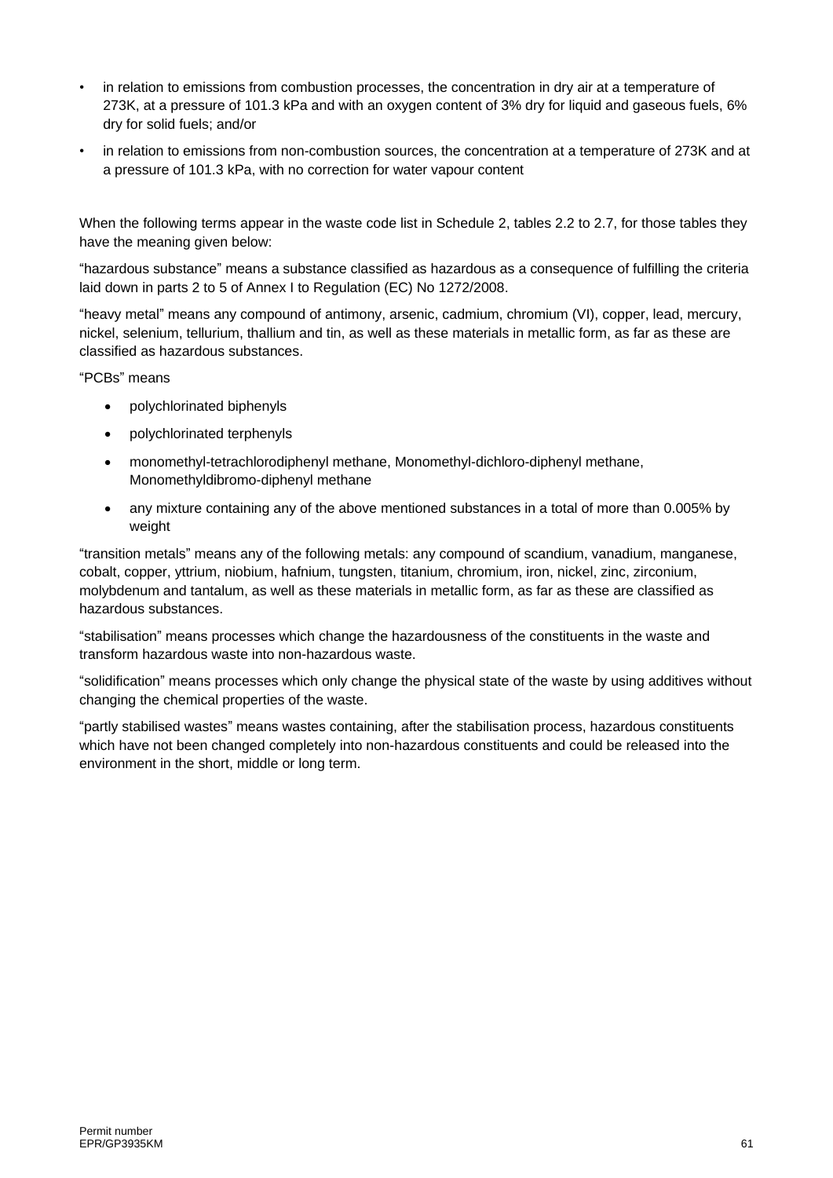- in relation to emissions from combustion processes, the concentration in dry air at a temperature of 273K, at a pressure of 101.3 kPa and with an oxygen content of 3% dry for liquid and gaseous fuels, 6% dry for solid fuels; and/or
- in relation to emissions from non-combustion sources, the concentration at a temperature of 273K and at a pressure of 101.3 kPa, with no correction for water vapour content

When the following terms appear in the waste code list in Schedule 2, tables 2.2 to 2.7, for those tables they have the meaning given below:

"hazardous substance" means a substance classified as hazardous as a consequence of fulfilling the criteria laid down in parts 2 to 5 of Annex I to Regulation (EC) No 1272/2008.

"heavy metal" means any compound of antimony, arsenic, cadmium, chromium (VI), copper, lead, mercury, nickel, selenium, tellurium, thallium and tin, as well as these materials in metallic form, as far as these are classified as hazardous substances.

"PCBs" means

- polychlorinated biphenyls
- polychlorinated terphenyls
- monomethyl-tetrachlorodiphenyl methane, Monomethyl-dichloro-diphenyl methane, Monomethyldibromo-diphenyl methane
- any mixture containing any of the above mentioned substances in a total of more than 0.005% by weight

"transition metals" means any of the following metals: any compound of scandium, vanadium, manganese, cobalt, copper, yttrium, niobium, hafnium, tungsten, titanium, chromium, iron, nickel, zinc, zirconium, molybdenum and tantalum, as well as these materials in metallic form, as far as these are classified as hazardous substances.

"stabilisation" means processes which change the hazardousness of the constituents in the waste and transform hazardous waste into non-hazardous waste.

"solidification" means processes which only change the physical state of the waste by using additives without changing the chemical properties of the waste.

"partly stabilised wastes" means wastes containing, after the stabilisation process, hazardous constituents which have not been changed completely into non-hazardous constituents and could be released into the environment in the short, middle or long term.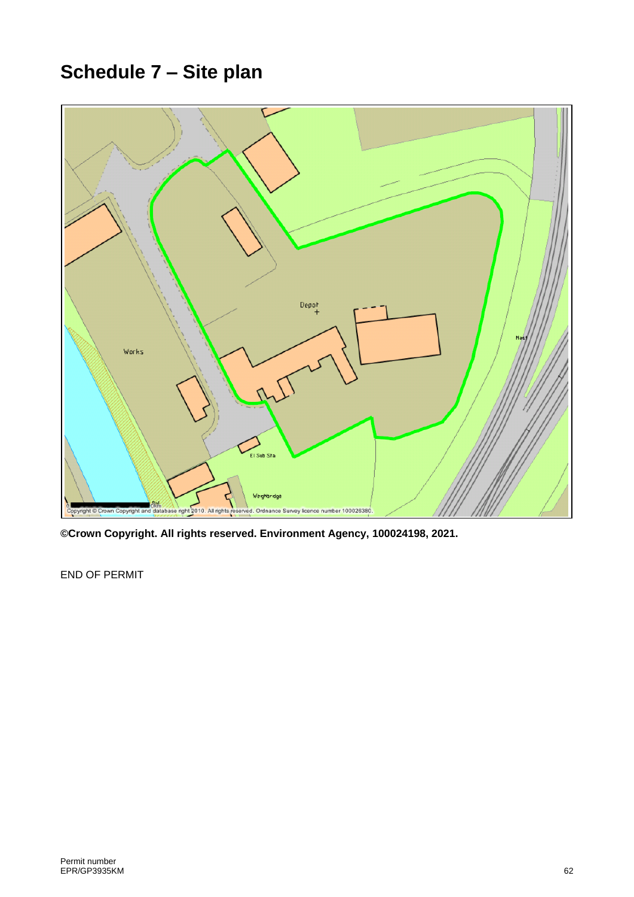# Schedule 7 – Site plan

**©Crown Copyright. All rights reserved. Environment Agency, 100024198, 2021.**

END OF PERMIT

Permit number
EPR/GP3935KM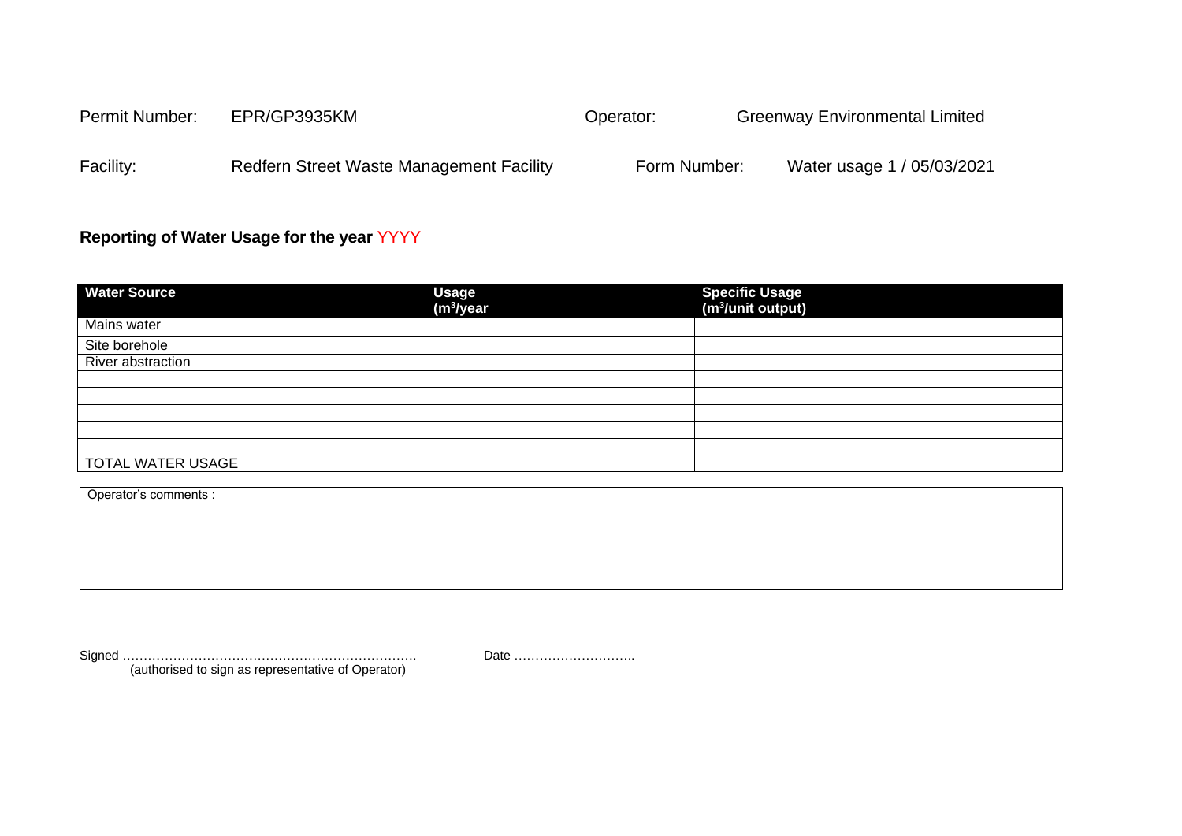Permit Number: EPR/GP3935KM Operator: Greenway Environmental Limited

Facility: Redfern Street Waste Management Facility Form Number: Water usage 1 / 05/03/2021

**Reporting of Water Usage for the year** YYYY

| Water Source | Usage ($m^3$/year | Specific Usage ($m^3$/unit output) |
|---|---|---|
| Mains water | | |
| Site borehole | | |
| River abstraction | | |
| | | |
| | | |
| | | |
| | | |
| | | |
| TOTAL WATER USAGE | | |

Operator's comments :

Signed ……………………………………………………………. Date ………………………..
(authorised to sign as representative of Operator)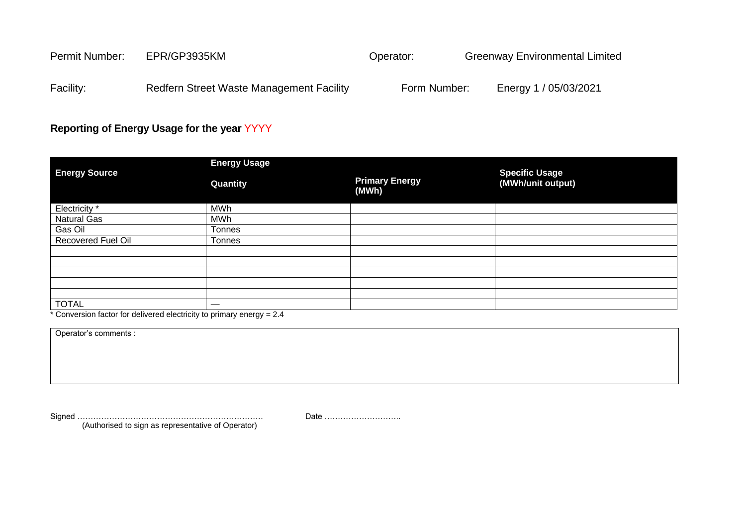Permit Number: EPR/GP3935KM　　Operator: Greenway Environmental Limited

Facility: Redfern Street Waste Management Facility　　Form Number: Energy 1 / 05/03/2021

**Reporting of Energy Usage for the year YYYY**

| Energy Source | Energy Usage | | Specific Usage (MWh/unit output) |
|---|---|---|---|
| | Quantity | Primary Energy (MWh) | |
| Electricity * | MWh | | |
| Natural Gas | MWh | | |
| Gas Oil | Tonnes | | |
| Recovered Fuel Oil | Tonnes | | |
| | | | |
| | | | |
| | | | |
| | | | |
| | | | |
| TOTAL | — | | |

* Conversion factor for delivered electricity to primary energy = 2.4

| Operator's comments : |
|---|
| |

Signed ……………………………………………………………　　Date ………………………..
(Authorised to sign as representative of Operator)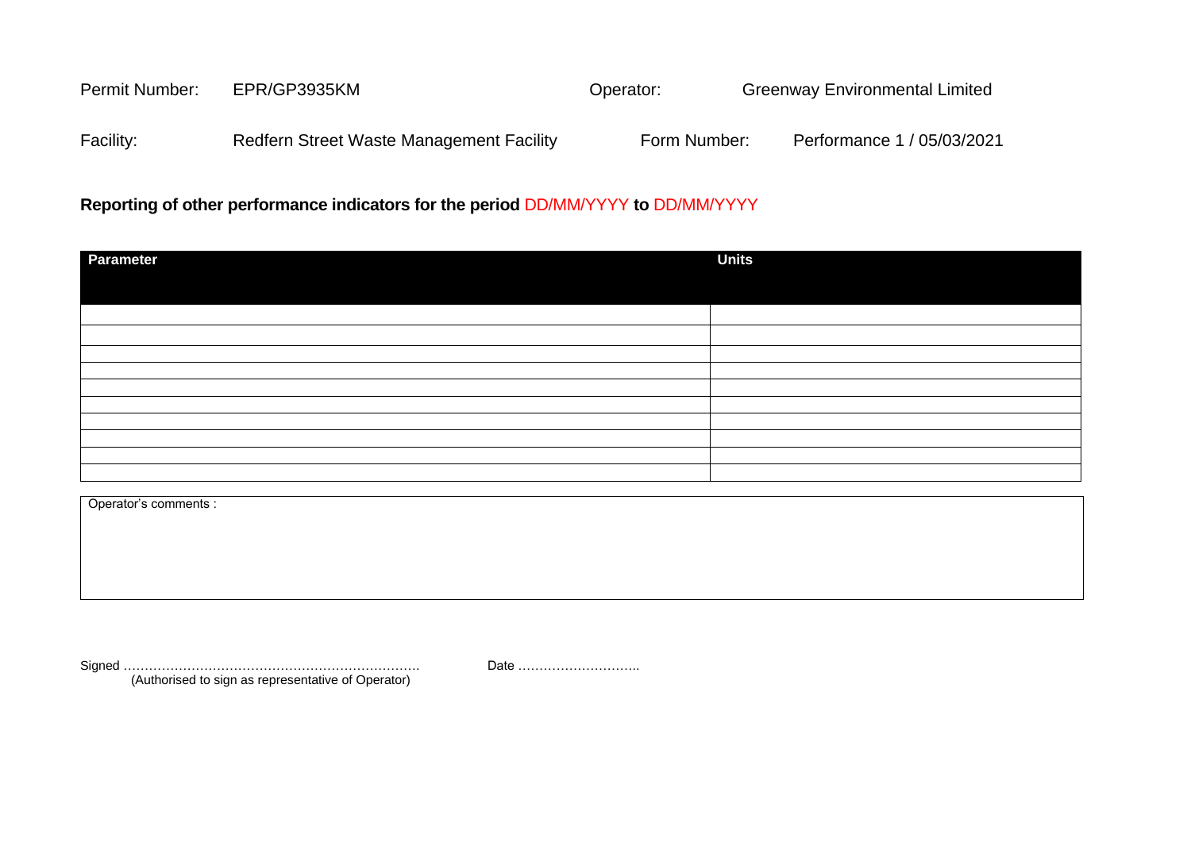Permit Number: EPR/GP3935KM Operator: Greenway Environmental Limited

Facility: Redfern Street Waste Management Facility Form Number: Performance 1 / 05/03/2021

**Reporting of other performance indicators for the period** DD/MM/YYYY **to** DD/MM/YYYY

| Parameter | Units |
|---|---|
| | |
| | |
| | |
| | |
| | |
| | |
| | |
| | |
| | |
| | |

| Operator's comments : |
|---|
| |

Signed ………………………………………………………………  Date ………………………..
(Authorised to sign as representative of Operator)